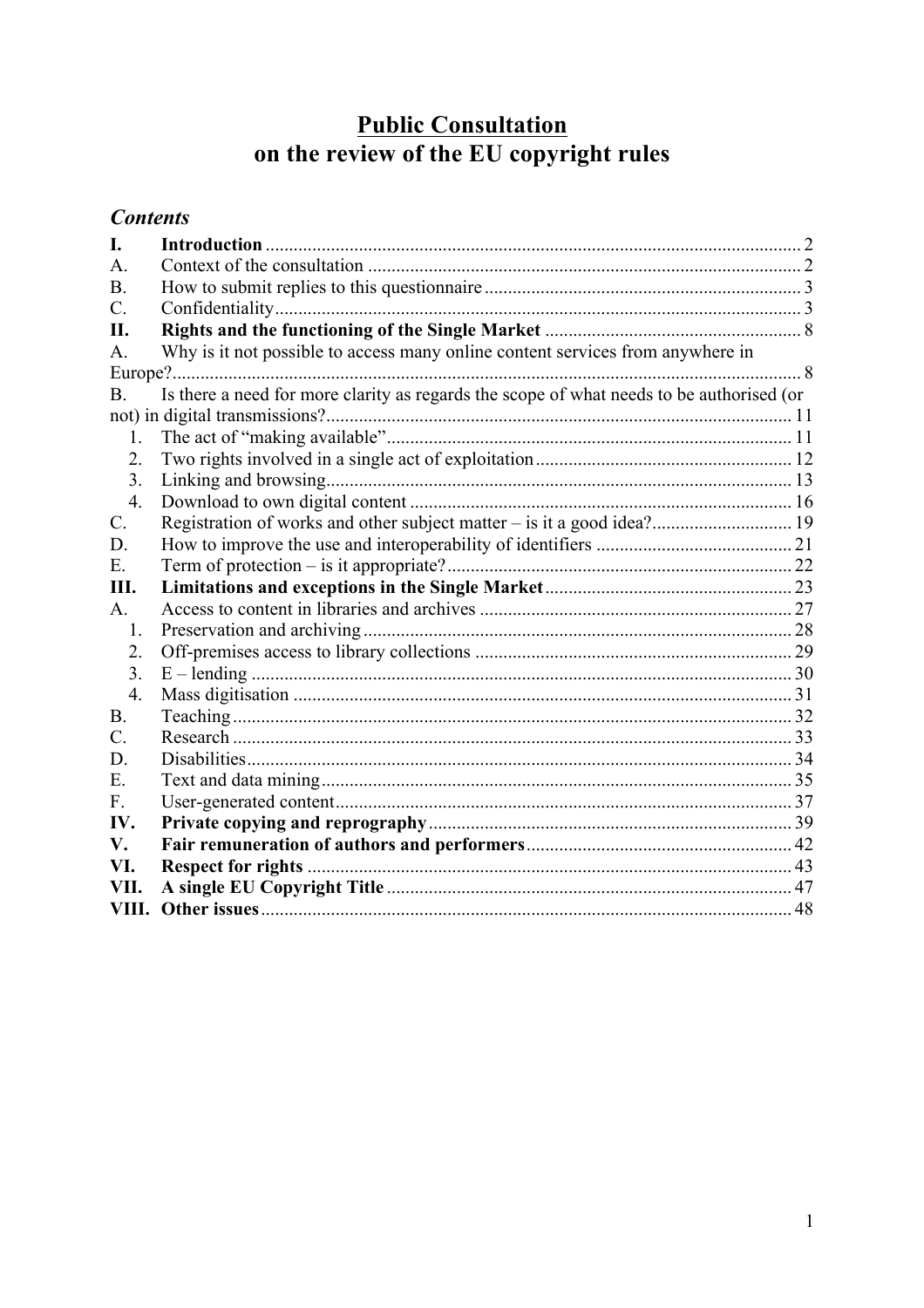# Public Consultation on the review of the EU copyright rules

***Contents***

**I. Introduction** .......... 2
A. Context of the consultation .......... 2
B. How to submit replies to this questionnaire .......... 3
C. Confidentiality .......... 3
**II. Rights and the functioning of the Single Market** .......... 8
A. Why is it not possible to access many online content services from anywhere in Europe? .......... 8
B. Is there a need for more clarity as regards the scope of what needs to be authorised (or not) in digital transmissions? .......... 11
  1. The act of "making available" .......... 11
  2. Two rights involved in a single act of exploitation .......... 12
  3. Linking and browsing .......... 13
  4. Download to own digital content .......... 16
C. Registration of works and other subject matter – is it a good idea? .......... 19
D. How to improve the use and interoperability of identifiers .......... 21
E. Term of protection – is it appropriate? .......... 22
**III. Limitations and exceptions in the Single Market** .......... 23
A. Access to content in libraries and archives .......... 27
  1. Preservation and archiving .......... 28
  2. Off-premises access to library collections .......... 29
  3. E – lending .......... 30
  4. Mass digitisation .......... 31
B. Teaching .......... 32
C. Research .......... 33
D. Disabilities .......... 34
E. Text and data mining .......... 35
F. User-generated content .......... 37
**IV. Private copying and reprography** .......... 39
**V. Fair remuneration of authors and performers** .......... 42
**VI. Respect for rights** .......... 43
**VII. A single EU Copyright Title** .......... 47
**VIII. Other issues** .......... 48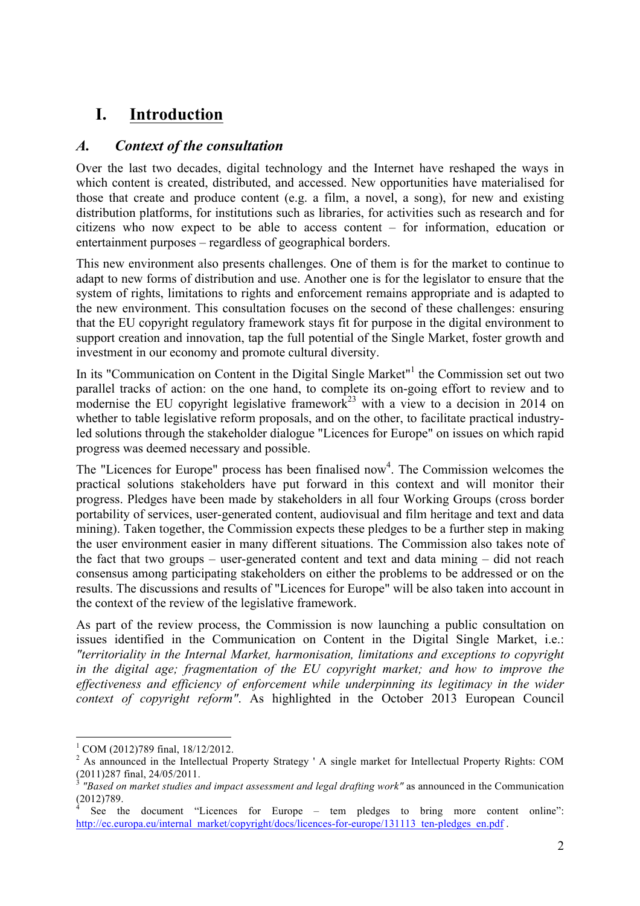# I. Introduction

## A. *Context of the consultation*

Over the last two decades, digital technology and the Internet have reshaped the ways in which content is created, distributed, and accessed. New opportunities have materialised for those that create and produce content (e.g. a film, a novel, a song), for new and existing distribution platforms, for institutions such as libraries, for activities such as research and for citizens who now expect to be able to access content – for information, education or entertainment purposes – regardless of geographical borders.

This new environment also presents challenges. One of them is for the market to continue to adapt to new forms of distribution and use. Another one is for the legislator to ensure that the system of rights, limitations to rights and enforcement remains appropriate and is adapted to the new environment. This consultation focuses on the second of these challenges: ensuring that the EU copyright regulatory framework stays fit for purpose in the digital environment to support creation and innovation, tap the full potential of the Single Market, foster growth and investment in our economy and promote cultural diversity.

In its "Communication on Content in the Digital Single Market"[1] the Commission set out two parallel tracks of action: on the one hand, to complete its on-going effort to review and to modernise the EU copyright legislative framework[2][3] with a view to a decision in 2014 on whether to table legislative reform proposals, and on the other, to facilitate practical industry-led solutions through the stakeholder dialogue "Licences for Europe" on issues on which rapid progress was deemed necessary and possible.

The "Licences for Europe" process has been finalised now[4]. The Commission welcomes the practical solutions stakeholders have put forward in this context and will monitor their progress. Pledges have been made by stakeholders in all four Working Groups (cross border portability of services, user-generated content, audiovisual and film heritage and text and data mining). Taken together, the Commission expects these pledges to be a further step in making the user environment easier in many different situations. The Commission also takes note of the fact that two groups – user-generated content and text and data mining – did not reach consensus among participating stakeholders on either the problems to be addressed or on the results. The discussions and results of "Licences for Europe" will be also taken into account in the context of the review of the legislative framework.

As part of the review process, the Commission is now launching a public consultation on issues identified in the Communication on Content in the Digital Single Market, i.e.: *"territoriality in the Internal Market, harmonisation, limitations and exceptions to copyright in the digital age; fragmentation of the EU copyright market; and how to improve the effectiveness and efficiency of enforcement while underpinning its legitimacy in the wider context of copyright reform"*. As highlighted in the October 2013 European Council

---

[1] COM (2012)789 final, 18/12/2012.

[2] As announced in the Intellectual Property Strategy ' A single market for Intellectual Property Rights: COM (2011)287 final, 24/05/2011.

[3] *"Based on market studies and impact assessment and legal drafting work"* as announced in the Communication (2012)789.

[4] See the document "Licences for Europe – tem pledges to bring more content online": http://ec.europa.eu/internal_market/copyright/docs/licences-for-europe/131113_ten-pledges_en.pdf .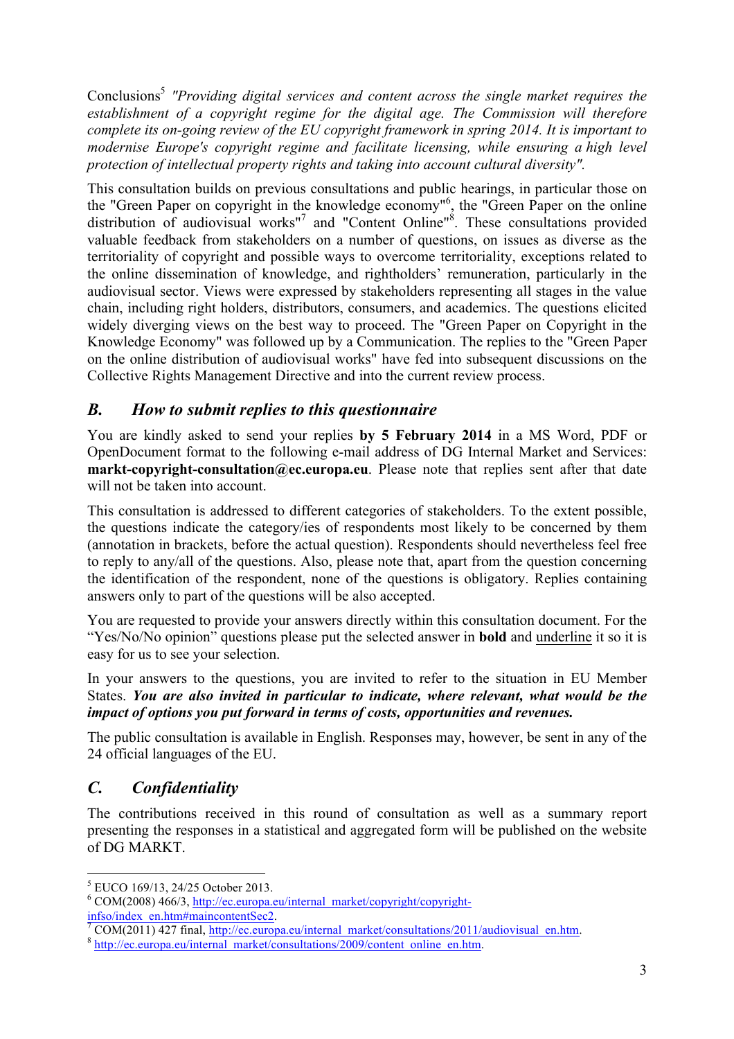Conclusions[5] *"Providing digital services and content across the single market requires the establishment of a copyright regime for the digital age. The Commission will therefore complete its on-going review of the EU copyright framework in spring 2014. It is important to modernise Europe's copyright regime and facilitate licensing, while ensuring a high level protection of intellectual property rights and taking into account cultural diversity".*

This consultation builds on previous consultations and public hearings, in particular those on the "Green Paper on copyright in the knowledge economy"[6], the "Green Paper on the online distribution of audiovisual works"[7] and "Content Online"[8]. These consultations provided valuable feedback from stakeholders on a number of questions, on issues as diverse as the territoriality of copyright and possible ways to overcome territoriality, exceptions related to the online dissemination of knowledge, and rightholders' remuneration, particularly in the audiovisual sector. Views were expressed by stakeholders representing all stages in the value chain, including right holders, distributors, consumers, and academics. The questions elicited widely diverging views on the best way to proceed. The "Green Paper on Copyright in the Knowledge Economy" was followed up by a Communication. The replies to the "Green Paper on the online distribution of audiovisual works" have fed into subsequent discussions on the Collective Rights Management Directive and into the current review process.

## *B. How to submit replies to this questionnaire*

You are kindly asked to send your replies **by 5 February 2014** in a MS Word, PDF or OpenDocument format to the following e-mail address of DG Internal Market and Services: **markt-copyright-consultation@ec.europa.eu**. Please note that replies sent after that date will not be taken into account.

This consultation is addressed to different categories of stakeholders. To the extent possible, the questions indicate the category/ies of respondents most likely to be concerned by them (annotation in brackets, before the actual question). Respondents should nevertheless feel free to reply to any/all of the questions. Also, please note that, apart from the question concerning the identification of the respondent, none of the questions is obligatory. Replies containing answers only to part of the questions will be also accepted.

You are requested to provide your answers directly within this consultation document. For the "Yes/No/No opinion" questions please put the selected answer in **bold** and <u>underline</u> it so it is easy for us to see your selection.

In your answers to the questions, you are invited to refer to the situation in EU Member States. ***You are also invited in particular to indicate, where relevant, what would be the impact of options you put forward in terms of costs, opportunities and revenues.***

The public consultation is available in English. Responses may, however, be sent in any of the 24 official languages of the EU.

## *C. Confidentiality*

The contributions received in this round of consultation as well as a summary report presenting the responses in a statistical and aggregated form will be published on the website of DG MARKT.

---

[5] EUCO 169/13, 24/25 October 2013.

[6] COM(2008) 466/3, http://ec.europa.eu/internal_market/copyright/copyright-infso/index_en.htm#maincontentSec2.

[7] COM(2011) 427 final, http://ec.europa.eu/internal_market/consultations/2011/audiovisual_en.htm.

[8] http://ec.europa.eu/internal_market/consultations/2009/content_online_en.htm.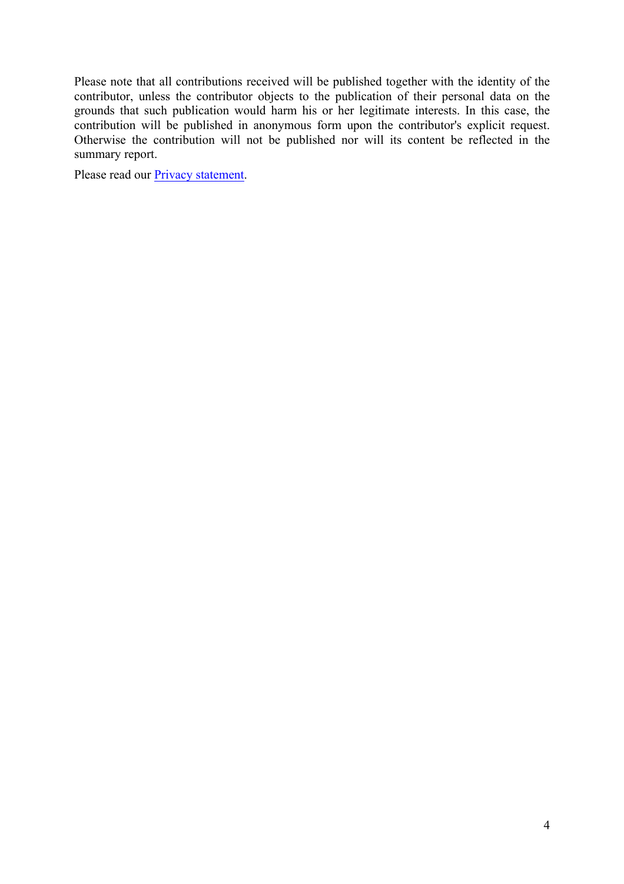Please note that all contributions received will be published together with the identity of the contributor, unless the contributor objects to the publication of their personal data on the grounds that such publication would harm his or her legitimate interests. In this case, the contribution will be published in anonymous form upon the contributor's explicit request. Otherwise the contribution will not be published nor will its content be reflected in the summary report.

Please read our Privacy statement.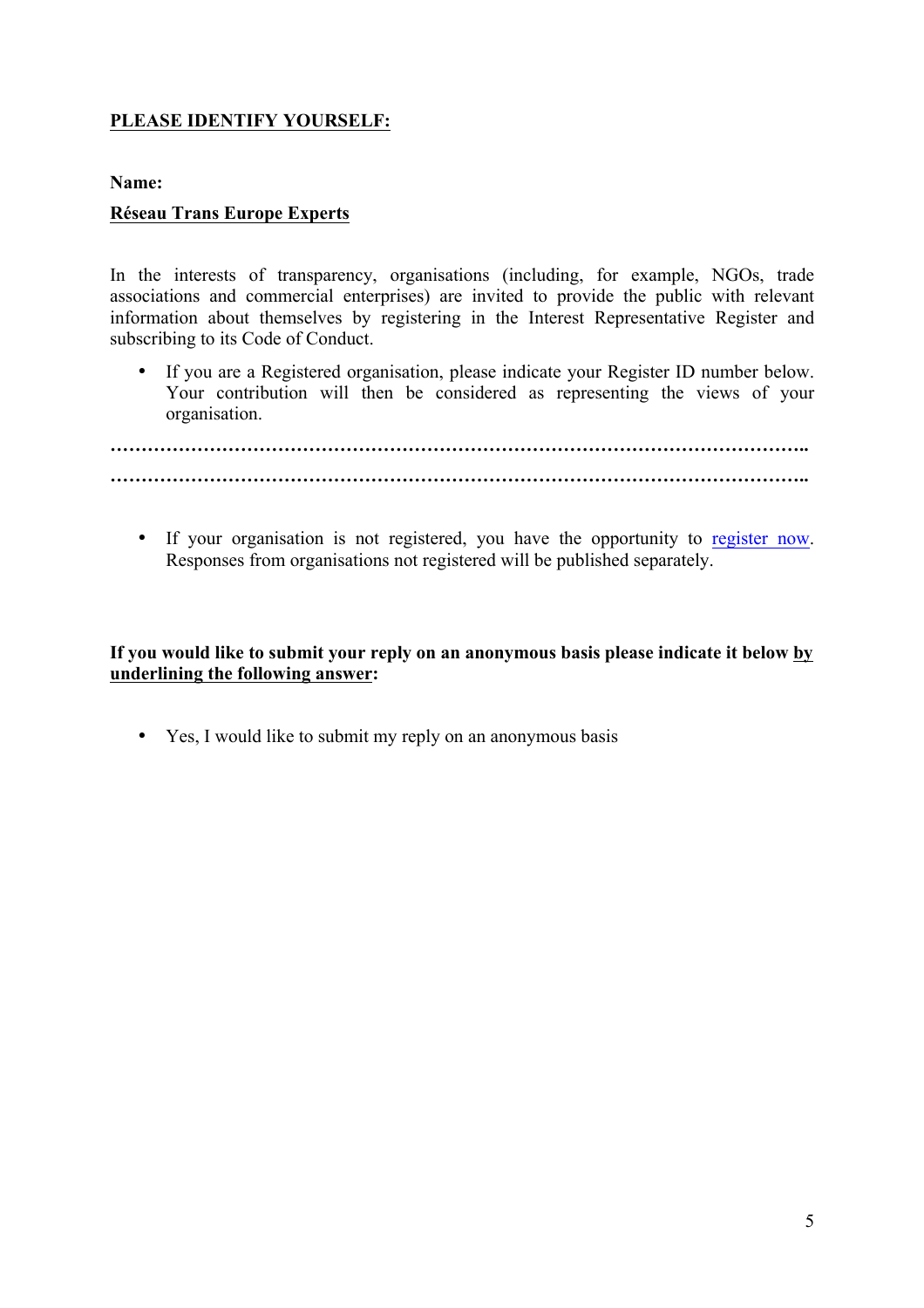**<u>PLEASE IDENTIFY YOURSELF:</u>**

**Name:**

**<u>Réseau Trans Europe Experts</u>**

In the interests of transparency, organisations (including, for example, NGOs, trade associations and commercial enterprises) are invited to provide the public with relevant information about themselves by registering in the Interest Representative Register and subscribing to its Code of Conduct.

- If you are a Registered organisation, please indicate your Register ID number below. Your contribution will then be considered as representing the views of your organisation.

**…………………………………………………………………………………………………..**
**…………………………………………………………………………………………………..**

- If your organisation is not registered, you have the opportunity to register now. Responses from organisations not registered will be published separately.

**If you would like to submit your reply on an anonymous basis please indicate it below <u>by underlining the following answer</u>:**

- Yes, I would like to submit my reply on an anonymous basis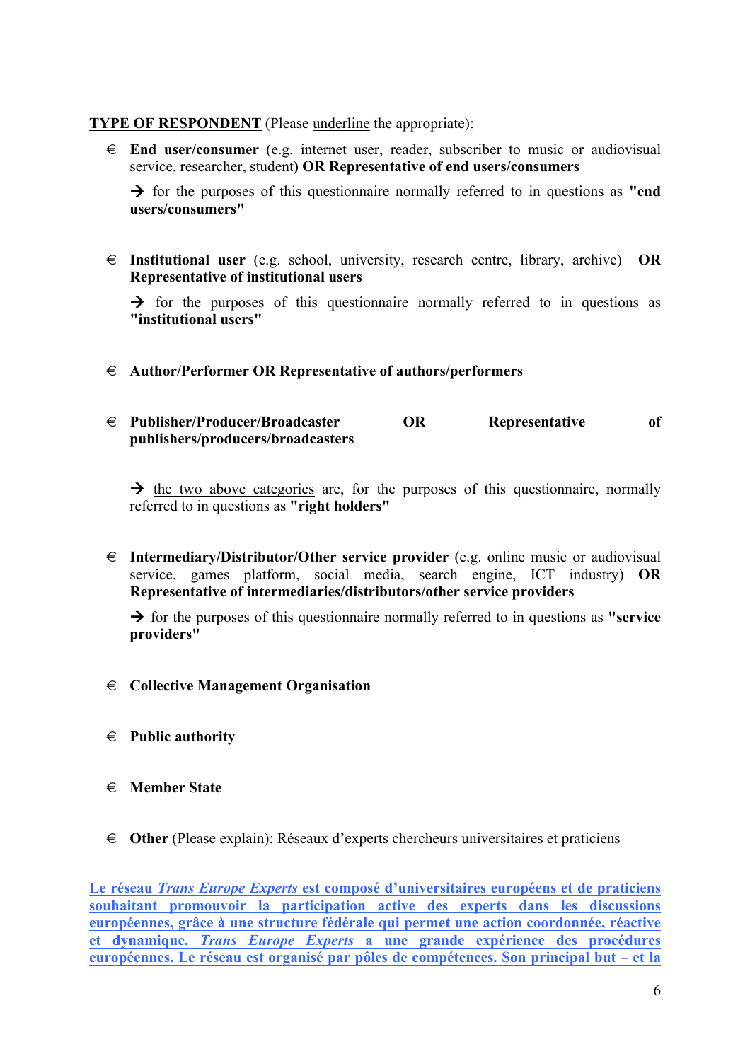<u>**TYPE OF RESPONDENT**</u> (Please <u>underline</u> the appropriate):

- € **End user/consumer** (e.g. internet user, reader, subscriber to music or audiovisual service, researcher, student**) OR Representative of end users/consumers**

  → for the purposes of this questionnaire normally referred to in questions as **"end users/consumers"**

- € **Institutional user** (e.g. school, university, research centre, library, archive) **OR Representative of institutional users**

  → for the purposes of this questionnaire normally referred to in questions as **"institutional users"**

- € **Author/Performer OR Representative of authors/performers**

- € **Publisher/Producer/Broadcaster OR Representative of publishers/producers/broadcasters**

  → <u>the two above categories</u> are, for the purposes of this questionnaire, normally referred to in questions as **"right holders"**

- € **Intermediary/Distributor/Other service provider** (e.g. online music or audiovisual service, games platform, social media, search engine, ICT industry) **OR Representative of intermediaries/distributors/other service providers**

  → for the purposes of this questionnaire normally referred to in questions as **"service providers"**

- € **Collective Management Organisation**

- € **Public authority**

- € **Member State**

- € **Other** (Please explain): Réseaux d'experts chercheurs universitaires et praticiens

<u>**Le réseau *Trans Europe Experts* est composé d'universitaires européens et de praticiens souhaitant promouvoir la participation active des experts dans les discussions européennes, grâce à une structure fédérale qui permet une action coordonnée, réactive et dynamique. *Trans Europe Experts* a une grande expérience des procédures européennes. Le réseau est organisé par pôles de compétences. Son principal but – et la**</u>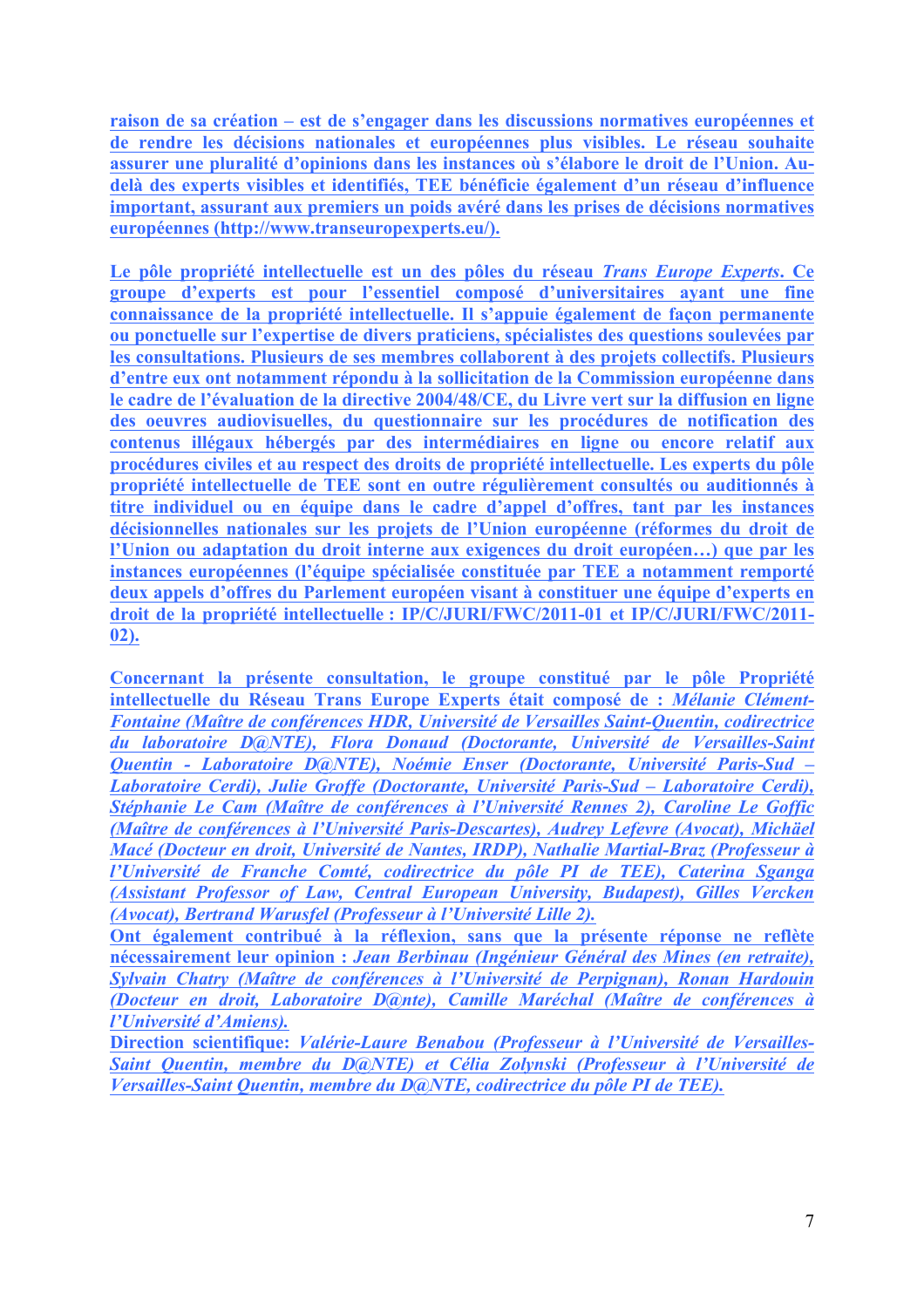**raison de sa création – est de s'engager dans les discussions normatives européennes et de rendre les décisions nationales et européennes plus visibles. Le réseau souhaite assurer une pluralité d'opinions dans les instances où s'élabore le droit de l'Union. Au-delà des experts visibles et identifiés, TEE bénéficie également d'un réseau d'influence important, assurant aux premiers un poids avéré dans les prises de décisions normatives européennes (http://www.transeuropexperts.eu/).**

**Le pôle propriété intellectuelle est un des pôles du réseau *Trans Europe Experts*. Ce groupe d'experts est pour l'essentiel composé d'universitaires ayant une fine connaissance de la propriété intellectuelle. Il s'appuie également de façon permanente ou ponctuelle sur l'expertise de divers praticiens, spécialistes des questions soulevées par les consultations. Plusieurs de ses membres collaborent à des projets collectifs. Plusieurs d'entre eux ont notamment répondu à la sollicitation de la Commission européenne dans le cadre de l'évaluation de la directive 2004/48/CE, du Livre vert sur la diffusion en ligne des oeuvres audiovisuelles, du questionnaire sur les procédures de notification des contenus illégaux hébergés par des intermédiaires en ligne ou encore relatif aux procédures civiles et au respect des droits de propriété intellectuelle. Les experts du pôle propriété intellectuelle de TEE sont en outre régulièrement consultés ou auditionnés à titre individuel ou en équipe dans le cadre d'appel d'offres, tant par les instances décisionnelles nationales sur les projets de l'Union européenne (réformes du droit de l'Union ou adaptation du droit interne aux exigences du droit européen…) que par les instances européennes (l'équipe spécialisée constituée par TEE a notamment remporté deux appels d'offres du Parlement européen visant à constituer une équipe d'experts en droit de la propriété intellectuelle : IP/C/JURI/FWC/2011-01 et IP/C/JURI/FWC/2011-02).**

**Concernant la présente consultation, le groupe constitué par le pôle Propriété intellectuelle du Réseau Trans Europe Experts était composé de :** ***Mélanie Clément-Fontaine (Maître de conférences HDR, Université de Versailles Saint-Quentin, codirectrice du laboratoire D@NTE), Flora Donaud (Doctorante, Université de Versailles-Saint Quentin - Laboratoire D@NTE), Noémie Enser (Doctorante, Université Paris-Sud – Laboratoire Cerdi), Julie Groffe (Doctorante, Université Paris-Sud – Laboratoire Cerdi), Stéphanie Le Cam (Maître de conférences à l'Université Rennes 2), Caroline Le Goffic (Maître de conférences à l'Université Paris-Descartes), Audrey Lefevre (Avocat), Michäel Macé (Docteur en droit, Université de Nantes, IRDP), Nathalie Martial-Braz (Professeur à l'Université de Franche Comté, codirectrice du pôle PI de TEE), Caterina Sganga (Assistant Professor of Law, Central European University, Budapest), Gilles Vercken (Avocat), Bertrand Warusfel (Professeur à l'Université Lille 2).***

**Ont également contribué à la réflexion, sans que la présente réponse ne reflète nécessairement leur opinion :** ***Jean Berbinau (Ingénieur Général des Mines (en retraite), Sylvain Chatry (Maître de conférences à l'Université de Perpignan), Ronan Hardouin (Docteur en droit, Laboratoire D@nte), Camille Maréchal (Maître de conférences à l'Université d'Amiens).***

**Direction scientifique:** ***Valérie-Laure Benabou (Professeur à l'Université de Versailles-Saint Quentin, membre du D@NTE) et Célia Zolynski (Professeur à l'Université de Versailles-Saint Quentin, membre du D@NTE, codirectrice du pôle PI de TEE).***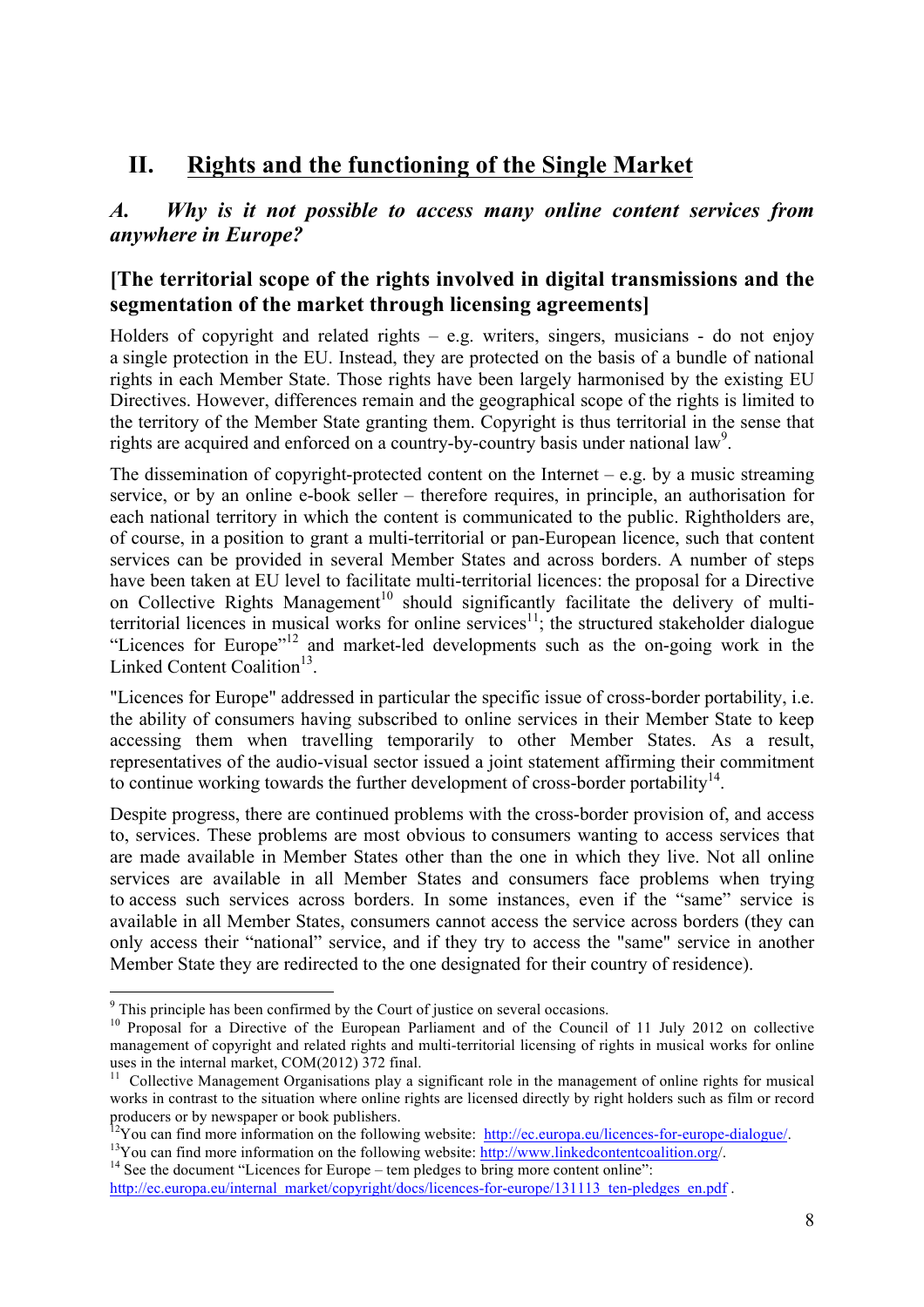# II. Rights and the functioning of the Single Market

## *A. Why is it not possible to access many online content services from anywhere in Europe?*

### [The territorial scope of the rights involved in digital transmissions and the segmentation of the market through licensing agreements]

Holders of copyright and related rights – e.g. writers, singers, musicians - do not enjoy a single protection in the EU. Instead, they are protected on the basis of a bundle of national rights in each Member State. Those rights have been largely harmonised by the existing EU Directives. However, differences remain and the geographical scope of the rights is limited to the territory of the Member State granting them. Copyright is thus territorial in the sense that rights are acquired and enforced on a country-by-country basis under national law[9].

The dissemination of copyright-protected content on the Internet – e.g. by a music streaming service, or by an online e-book seller – therefore requires, in principle, an authorisation for each national territory in which the content is communicated to the public. Rightholders are, of course, in a position to grant a multi-territorial or pan-European licence, such that content services can be provided in several Member States and across borders. A number of steps have been taken at EU level to facilitate multi-territorial licences: the proposal for a Directive on Collective Rights Management[10] should significantly facilitate the delivery of multi-territorial licences in musical works for online services[11]; the structured stakeholder dialogue "Licences for Europe"[12] and market-led developments such as the on-going work in the Linked Content Coalition[13].

"Licences for Europe" addressed in particular the specific issue of cross-border portability, i.e. the ability of consumers having subscribed to online services in their Member State to keep accessing them when travelling temporarily to other Member States. As a result, representatives of the audio-visual sector issued a joint statement affirming their commitment to continue working towards the further development of cross-border portability[14].

Despite progress, there are continued problems with the cross-border provision of, and access to, services. These problems are most obvious to consumers wanting to access services that are made available in Member States other than the one in which they live. Not all online services are available in all Member States and consumers face problems when trying to access such services across borders. In some instances, even if the "same" service is available in all Member States, consumers cannot access the service across borders (they can only access their "national" service, and if they try to access the "same" service in another Member State they are redirected to the one designated for their country of residence).

---

[9] This principle has been confirmed by the Court of justice on several occasions.

[10] Proposal for a Directive of the European Parliament and of the Council of 11 July 2012 on collective management of copyright and related rights and multi-territorial licensing of rights in musical works for online uses in the internal market, COM(2012) 372 final.

[11] Collective Management Organisations play a significant role in the management of online rights for musical works in contrast to the situation where online rights are licensed directly by right holders such as film or record producers or by newspaper or book publishers.

[12] You can find more information on the following website: http://ec.europa.eu/licences-for-europe-dialogue/.

[13] You can find more information on the following website: http://www.linkedcontentcoalition.org/.

[14] See the document "Licences for Europe – tem pledges to bring more content online": http://ec.europa.eu/internal_market/copyright/docs/licences-for-europe/131113_ten-pledges_en.pdf .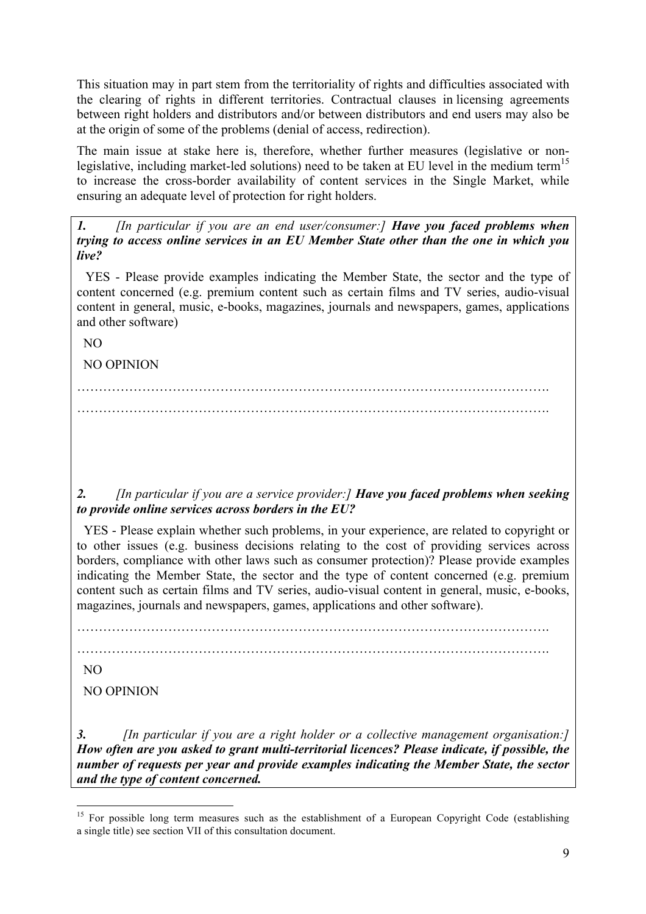This situation may in part stem from the territoriality of rights and difficulties associated with the clearing of rights in different territories. Contractual clauses in licensing agreements between right holders and distributors and/or between distributors and end users may also be at the origin of some of the problems (denial of access, redirection).

The main issue at stake here is, therefore, whether further measures (legislative or non-legislative, including market-led solutions) need to be taken at EU level in the medium term[15] to increase the cross-border availability of content services in the Single Market, while ensuring an adequate level of protection for right holders.

***1. [In particular if you are an end user/consumer:] Have you faced problems when trying to access online services in an EU Member State other than the one in which you live?***

YES - Please provide examples indicating the Member State, the sector and the type of content concerned (e.g. premium content such as certain films and TV series, audio-visual content in general, music, e-books, magazines, journals and newspapers, games, applications and other software)

NO

NO OPINION

…………………………………………………………………………………………….
…………………………………………………………………………………………….

***2. [In particular if you are a service provider:] Have you faced problems when seeking to provide online services across borders in the EU?***

YES - Please explain whether such problems, in your experience, are related to copyright or to other issues (e.g. business decisions relating to the cost of providing services across borders, compliance with other laws such as consumer protection)? Please provide examples indicating the Member State, the sector and the type of content concerned (e.g. premium content such as certain films and TV series, audio-visual content in general, music, e-books, magazines, journals and newspapers, games, applications and other software).

…………………………………………………………………………………………….
…………………………………………………………………………………………….

NO

NO OPINION

***3. [In particular if you are a right holder or a collective management organisation:] How often are you asked to grant multi-territorial licences? Please indicate, if possible, the number of requests per year and provide examples indicating the Member State, the sector and the type of content concerned.***

---

[15] For possible long term measures such as the establishment of a European Copyright Code (establishing a single title) see section VII of this consultation document.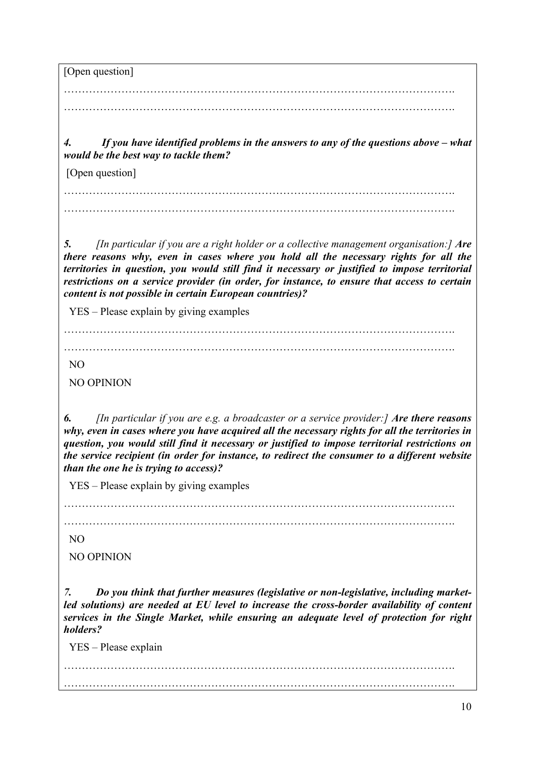[Open question]

…………………………………………………………………………………………….

…………………………………………………………………………………………….

***4. If you have identified problems in the answers to any of the questions above – what would be the best way to tackle them?***

[Open question]

…………………………………………………………………………………………….

…………………………………………………………………………………………….

***5.*** *[In particular if you are a right holder or a collective management organisation:]* ***Are there reasons why, even in cases where you hold all the necessary rights for all the territories in question, you would still find it necessary or justified to impose territorial restrictions on a service provider (in order, for instance, to ensure that access to certain content is not possible in certain European countries)?***

YES – Please explain by giving examples

…………………………………………………………………………………………….

…………………………………………………………………………………………….

NO

NO OPINION

***6.*** *[In particular if you are e.g. a broadcaster or a service provider:]* ***Are there reasons why, even in cases where you have acquired all the necessary rights for all the territories in question, you would still find it necessary or justified to impose territorial restrictions on the service recipient (in order for instance, to redirect the consumer to a different website than the one he is trying to access)?***

YES – Please explain by giving examples

…………………………………………………………………………………………….

…………………………………………………………………………………………….

NO

NO OPINION

***7. Do you think that further measures (legislative or non-legislative, including market-led solutions) are needed at EU level to increase the cross-border availability of content services in the Single Market, while ensuring an adequate level of protection for right holders?***

YES – Please explain

…………………………………………………………………………………………….

…………………………………………………………………………………………….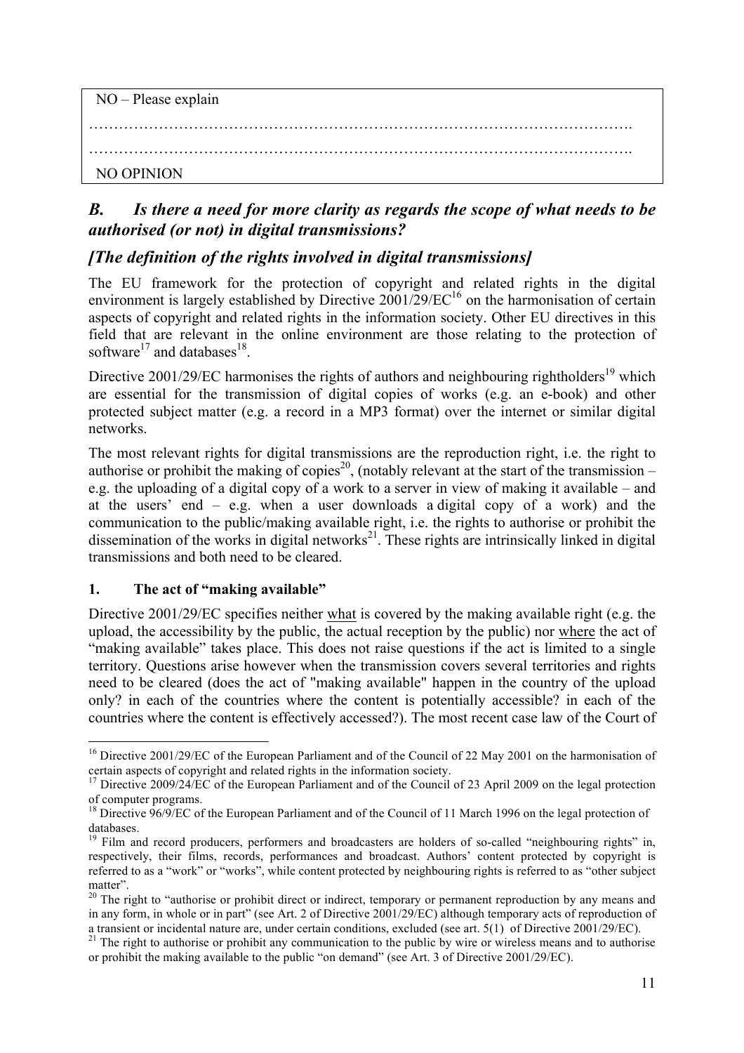NO – Please explain

……………………………………………………………………………………………….

……………………………………………………………………………………………….

NO OPINION

## *B. Is there a need for more clarity as regards the scope of what needs to be authorised (or not) in digital transmissions?*

## *[The definition of the rights involved in digital transmissions]*

The EU framework for the protection of copyright and related rights in the digital environment is largely established by Directive 2001/29/EC[16] on the harmonisation of certain aspects of copyright and related rights in the information society. Other EU directives in this field that are relevant in the online environment are those relating to the protection of software[17] and databases[18].

Directive 2001/29/EC harmonises the rights of authors and neighbouring rightholders[19] which are essential for the transmission of digital copies of works (e.g. an e-book) and other protected subject matter (e.g. a record in a MP3 format) over the internet or similar digital networks.

The most relevant rights for digital transmissions are the reproduction right, i.e. the right to authorise or prohibit the making of copies[20], (notably relevant at the start of the transmission – e.g. the uploading of a digital copy of a work to a server in view of making it available – and at the users' end – e.g. when a user downloads a digital copy of a work) and the communication to the public/making available right, i.e. the rights to authorise or prohibit the dissemination of the works in digital networks[21]. These rights are intrinsically linked in digital transmissions and both need to be cleared.

### 1. The act of "making available"

Directive 2001/29/EC specifies neither what is covered by the making available right (e.g. the upload, the accessibility by the public, the actual reception by the public) nor where the act of "making available" takes place. This does not raise questions if the act is limited to a single territory. Questions arise however when the transmission covers several territories and rights need to be cleared (does the act of "making available" happen in the country of the upload only? in each of the countries where the content is potentially accessible? in each of the countries where the content is effectively accessed?). The most recent case law of the Court of

---

[16] Directive 2001/29/EC of the European Parliament and of the Council of 22 May 2001 on the harmonisation of certain aspects of copyright and related rights in the information society.

[17] Directive 2009/24/EC of the European Parliament and of the Council of 23 April 2009 on the legal protection of computer programs.

[18] Directive 96/9/EC of the European Parliament and of the Council of 11 March 1996 on the legal protection of databases.

[19] Film and record producers, performers and broadcasters are holders of so-called "neighbouring rights" in, respectively, their films, records, performances and broadcast. Authors' content protected by copyright is referred to as a "work" or "works", while content protected by neighbouring rights is referred to as "other subject matter".

[20] The right to "authorise or prohibit direct or indirect, temporary or permanent reproduction by any means and in any form, in whole or in part" (see Art. 2 of Directive 2001/29/EC) although temporary acts of reproduction of a transient or incidental nature are, under certain conditions, excluded (see art. 5(1) of Directive 2001/29/EC).

[21] The right to authorise or prohibit any communication to the public by wire or wireless means and to authorise or prohibit the making available to the public "on demand" (see Art. 3 of Directive 2001/29/EC).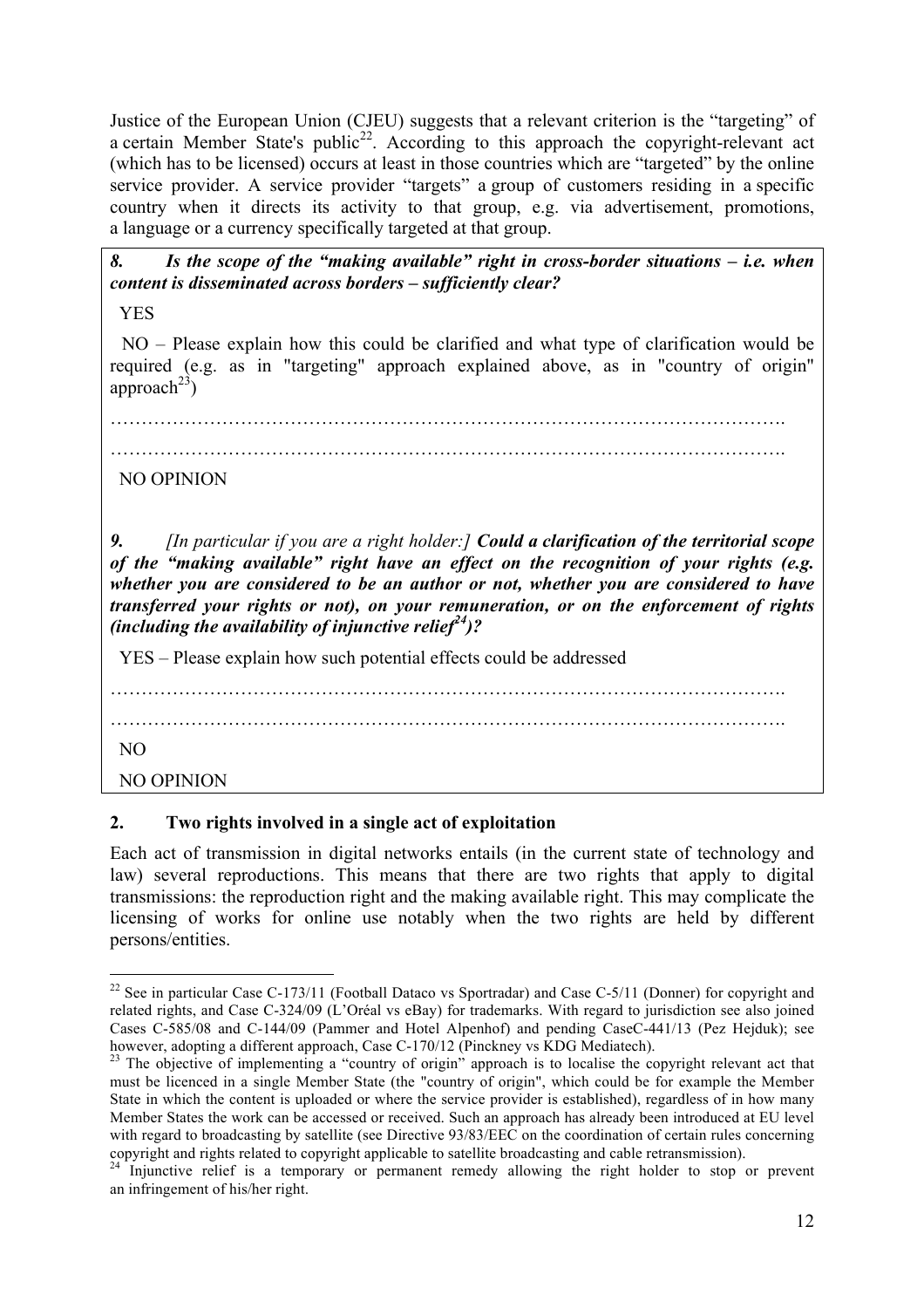Justice of the European Union (CJEU) suggests that a relevant criterion is the "targeting" of a certain Member State's public[22]. According to this approach the copyright-relevant act (which has to be licensed) occurs at least in those countries which are "targeted" by the online service provider. A service provider "targets" a group of customers residing in a specific country when it directs its activity to that group, e.g. via advertisement, promotions, a language or a currency specifically targeted at that group.

***8. Is the scope of the "making available" right in cross-border situations – i.e. when content is disseminated across borders – sufficiently clear?***

YES

NO – Please explain how this could be clarified and what type of clarification would be required (e.g. as in "targeting" approach explained above, as in "country of origin" approach[23])

……………………………………………………………………………………………….

……………………………………………………………………………………………….

NO OPINION

***9.*** *[In particular if you are a right holder:]* ***Could a clarification of the territorial scope of the "making available" right have an effect on the recognition of your rights (e.g. whether you are considered to be an author or not, whether you are considered to have transferred your rights or not), on your remuneration, or on the enforcement of rights (including the availability of injunctive relief[24])?***

YES – Please explain how such potential effects could be addressed

……………………………………………………………………………………………….

……………………………………………………………………………………………….

NO

NO OPINION

## 2. Two rights involved in a single act of exploitation

Each act of transmission in digital networks entails (in the current state of technology and law) several reproductions. This means that there are two rights that apply to digital transmissions: the reproduction right and the making available right. This may complicate the licensing of works for online use notably when the two rights are held by different persons/entities.

---

[22] See in particular Case C-173/11 (Football Dataco vs Sportradar) and Case C-5/11 (Donner) for copyright and related rights, and Case C-324/09 (L'Oréal vs eBay) for trademarks. With regard to jurisdiction see also joined Cases C-585/08 and C-144/09 (Pammer and Hotel Alpenhof) and pending CaseC-441/13 (Pez Hejduk); see however, adopting a different approach, Case C-170/12 (Pinckney vs KDG Mediatech).

[23] The objective of implementing a "country of origin" approach is to localise the copyright relevant act that must be licenced in a single Member State (the "country of origin", which could be for example the Member State in which the content is uploaded or where the service provider is established), regardless of in how many Member States the work can be accessed or received. Such an approach has already been introduced at EU level with regard to broadcasting by satellite (see Directive 93/83/EEC on the coordination of certain rules concerning copyright and rights related to copyright applicable to satellite broadcasting and cable retransmission).

[24] Injunctive relief is a temporary or permanent remedy allowing the right holder to stop or prevent an infringement of his/her right.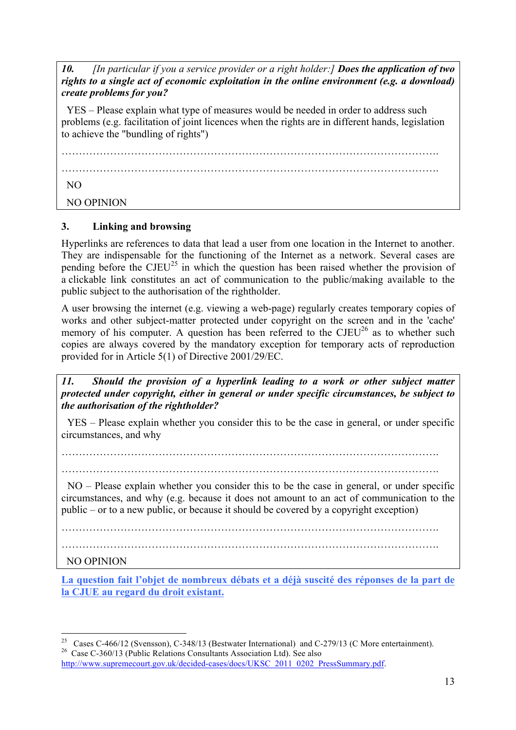*10.* *[In particular if you a service provider or a right holder:]* ***Does the application of two rights to a single act of economic exploitation in the online environment (e.g. a download) create problems for you?***

YES – Please explain what type of measures would be needed in order to address such problems (e.g. facilitation of joint licences when the rights are in different hands, legislation to achieve the "bundling of rights")

……………………………………………………………………………………………….

……………………………………………………………………………………………….

NO

NO OPINION

### 3. Linking and browsing

Hyperlinks are references to data that lead a user from one location in the Internet to another. They are indispensable for the functioning of the Internet as a network. Several cases are pending before the CJEU[25] in which the question has been raised whether the provision of a clickable link constitutes an act of communication to the public/making available to the public subject to the authorisation of the rightholder.

A user browsing the internet (e.g. viewing a web-page) regularly creates temporary copies of works and other subject-matter protected under copyright on the screen and in the 'cache' memory of his computer. A question has been referred to the CJEU[26] as to whether such copies are always covered by the mandatory exception for temporary acts of reproduction provided for in Article 5(1) of Directive 2001/29/EC.

***11. Should the provision of a hyperlink leading to a work or other subject matter protected under copyright, either in general or under specific circumstances, be subject to the authorisation of the rightholder?***

YES – Please explain whether you consider this to be the case in general, or under specific circumstances, and why

……………………………………………………………………………………………….

……………………………………………………………………………………………….

NO – Please explain whether you consider this to be the case in general, or under specific circumstances, and why (e.g. because it does not amount to an act of communication to the public – or to a new public, or because it should be covered by a copyright exception)

……………………………………………………………………………………………….

……………………………………………………………………………………………….

NO OPINION

**La question fait l'objet de nombreux débats et a déjà suscité des réponses de la part de la CJUE au regard du droit existant.**

---

[25] Cases C-466/12 (Svensson), C-348/13 (Bestwater International) and C-279/13 (C More entertainment).

[26] Case C-360/13 (Public Relations Consultants Association Ltd). See also http://www.supremecourt.gov.uk/decided-cases/docs/UKSC_2011_0202_PressSummary.pdf.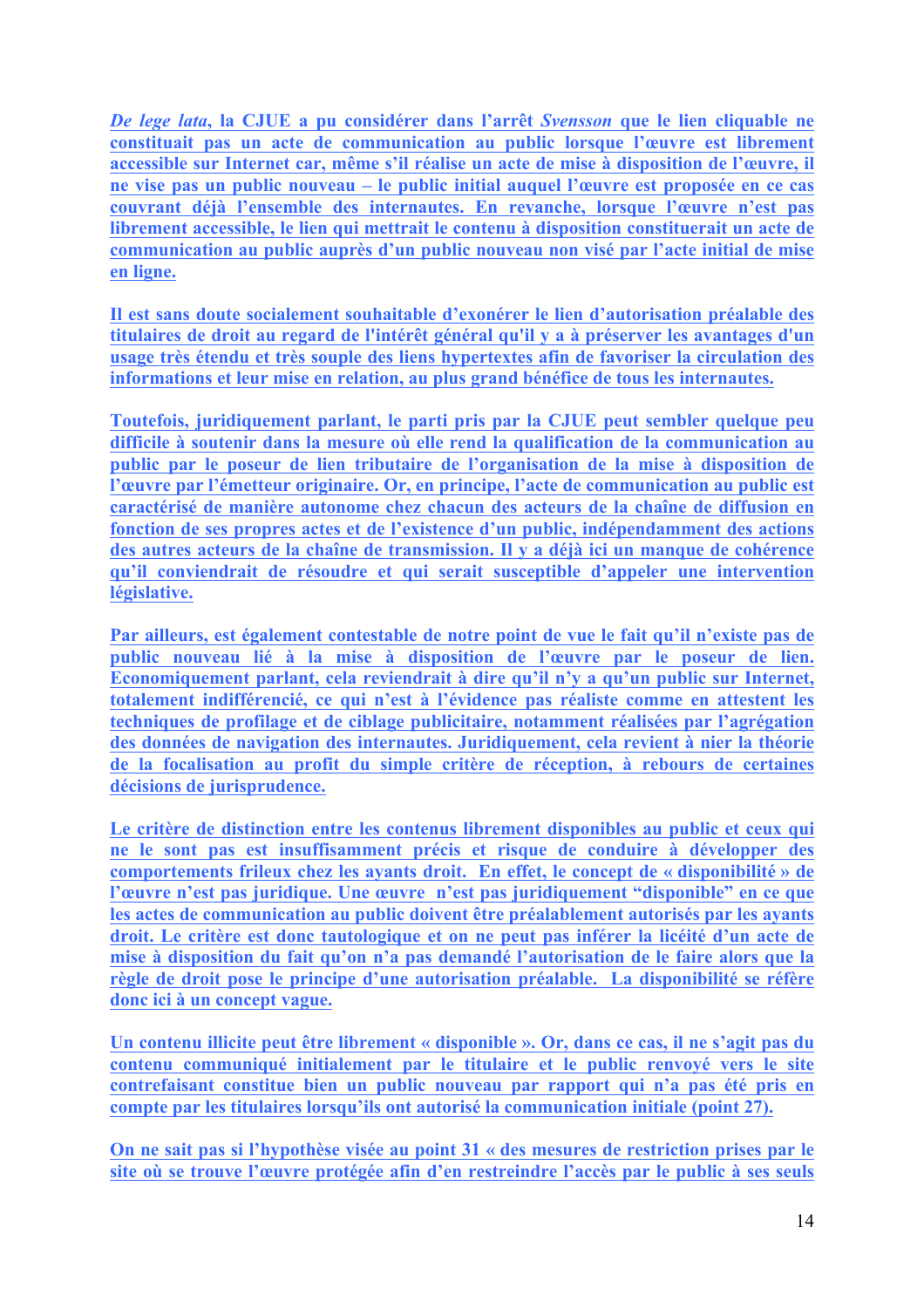*De lege lata*, la CJUE a pu considérer dans l'arrêt *Svensson* que le lien cliquable ne constituait pas un acte de communication au public lorsque l'œuvre est librement accessible sur Internet car, même s'il réalise un acte de mise à disposition de l'œuvre, il ne vise pas un public nouveau – le public initial auquel l'œuvre est proposée en ce cas couvrant déjà l'ensemble des internautes. En revanche, lorsque l'œuvre n'est pas librement accessible, le lien qui mettrait le contenu à disposition constituerait un acte de communication au public auprès d'un public nouveau non visé par l'acte initial de mise en ligne.

Il est sans doute socialement souhaitable d'exonérer le lien d'autorisation préalable des titulaires de droit au regard de l'intérêt général qu'il y a à préserver les avantages d'un usage très étendu et très souple des liens hypertextes afin de favoriser la circulation des informations et leur mise en relation, au plus grand bénéfice de tous les internautes.

Toutefois, juridiquement parlant, le parti pris par la CJUE peut sembler quelque peu difficile à soutenir dans la mesure où elle rend la qualification de la communication au public par le poseur de lien tributaire de l'organisation de la mise à disposition de l'œuvre par l'émetteur originaire. Or, en principe, l'acte de communication au public est caractérisé de manière autonome chez chacun des acteurs de la chaîne de diffusion en fonction de ses propres actes et de l'existence d'un public, indépendamment des actions des autres acteurs de la chaîne de transmission. Il y a déjà ici un manque de cohérence qu'il conviendrait de résoudre et qui serait susceptible d'appeler une intervention législative.

Par ailleurs, est également contestable de notre point de vue le fait qu'il n'existe pas de public nouveau lié à la mise à disposition de l'œuvre par le poseur de lien. Economiquement parlant, cela reviendrait à dire qu'il n'y a qu'un public sur Internet, totalement indifférencié, ce qui n'est à l'évidence pas réaliste comme en attestent les techniques de profilage et de ciblage publicitaire, notamment réalisées par l'agrégation des données de navigation des internautes. Juridiquement, cela revient à nier la théorie de la focalisation au profit du simple critère de réception, à rebours de certaines décisions de jurisprudence.

Le critère de distinction entre les contenus librement disponibles au public et ceux qui ne le sont pas est insuffisamment précis et risque de conduire à développer des comportements frileux chez les ayants droit. En effet, le concept de « disponibilité » de l'œuvre n'est pas juridique. Une œuvre n'est pas juridiquement "disponible" en ce que les actes de communication au public doivent être préalablement autorisés par les ayants droit. Le critère est donc tautologique et on ne peut pas inférer la licéité d'un acte de mise à disposition du fait qu'on n'a pas demandé l'autorisation de le faire alors que la règle de droit pose le principe d'une autorisation préalable. La disponibilité se réfère donc ici à un concept vague.

Un contenu illicite peut être librement « disponible ». Or, dans ce cas, il ne s'agit pas du contenu communiqué initialement par le titulaire et le public renvoyé vers le site contrefaisant constitue bien un public nouveau par rapport qui n'a pas été pris en compte par les titulaires lorsqu'ils ont autorisé la communication initiale (point 27).

On ne sait pas si l'hypothèse visée au point 31 « des mesures de restriction prises par le site où se trouve l'œuvre protégée afin d'en restreindre l'accès par le public à ses seuls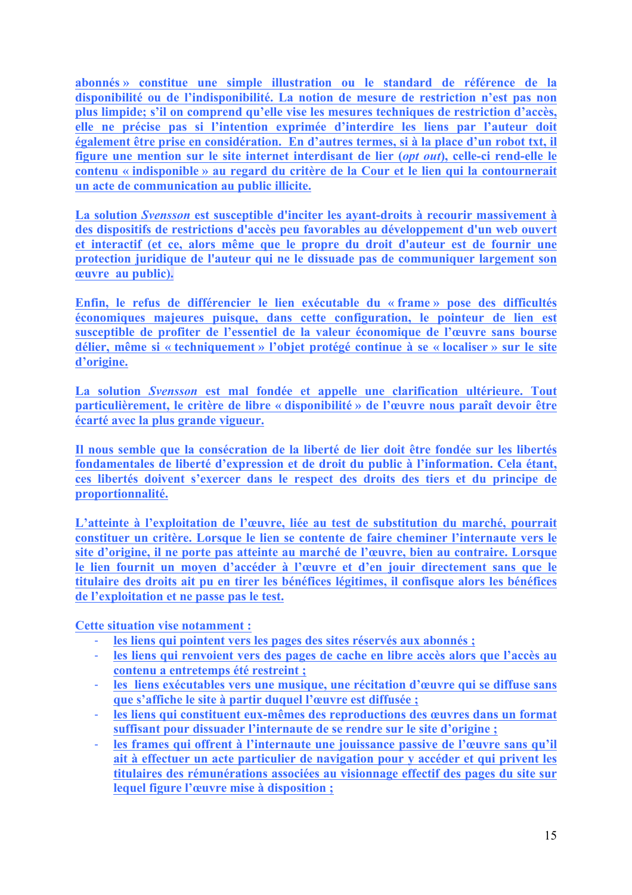abonnés » constitue une simple illustration ou le standard de référence de la disponibilité ou de l'indisponibilité. La notion de mesure de restriction n'est pas non plus limpide; s'il on comprend qu'elle vise les mesures techniques de restriction d'accès, elle ne précise pas si l'intention exprimée d'interdire les liens par l'auteur doit également être prise en considération. En d'autres termes, si à la place d'un robot txt, il figure une mention sur le site internet interdisant de lier (*opt out*), celle-ci rend-elle le contenu « indisponible » au regard du critère de la Cour et le lien qui la contournerait un acte de communication au public illicite.

La solution *Svensson* est susceptible d'inciter les ayant-droits à recourir massivement à des dispositifs de restrictions d'accès peu favorables au développement d'un web ouvert et interactif (et ce, alors même que le propre du droit d'auteur est de fournir une protection juridique de l'auteur qui ne le dissuade pas de communiquer largement son œuvre au public).

Enfin, le refus de différencier le lien exécutable du « frame » pose des difficultés économiques majeures puisque, dans cette configuration, le pointeur de lien est susceptible de profiter de l'essentiel de la valeur économique de l'œuvre sans bourse délier, même si « techniquement » l'objet protégé continue à se « localiser » sur le site d'origine.

La solution *Svensson* est mal fondée et appelle une clarification ultérieure. Tout particulièrement, le critère de libre « disponibilité » de l'œuvre nous paraît devoir être écarté avec la plus grande vigueur.

Il nous semble que la consécration de la liberté de lier doit être fondée sur les libertés fondamentales de liberté d'expression et de droit du public à l'information. Cela étant, ces libertés doivent s'exercer dans le respect des droits des tiers et du principe de proportionnalité.

L'atteinte à l'exploitation de l'œuvre, liée au test de substitution du marché, pourrait constituer un critère. Lorsque le lien se contente de faire cheminer l'internaute vers le site d'origine, il ne porte pas atteinte au marché de l'œuvre, bien au contraire. Lorsque le lien fournit un moyen d'accéder à l'œuvre et d'en jouir directement sans que le titulaire des droits ait pu en tirer les bénéfices légitimes, il confisque alors les bénéfices de l'exploitation et ne passe pas le test.

Cette situation vise notamment :

- les liens qui pointent vers les pages des sites réservés aux abonnés ;
- les liens qui renvoient vers des pages de cache en libre accès alors que l'accès au contenu a entretemps été restreint ;
- les liens exécutables vers une musique, une récitation d'œuvre qui se diffuse sans que s'affiche le site à partir duquel l'œuvre est diffusée ;
- les liens qui constituent eux-mêmes des reproductions des œuvres dans un format suffisant pour dissuader l'internaute de se rendre sur le site d'origine ;
- les frames qui offrent à l'internaute une jouissance passive de l'œuvre sans qu'il ait à effectuer un acte particulier de navigation pour y accéder et qui privent les titulaires des rémunérations associées au visionnage effectif des pages du site sur lequel figure l'œuvre mise à disposition ;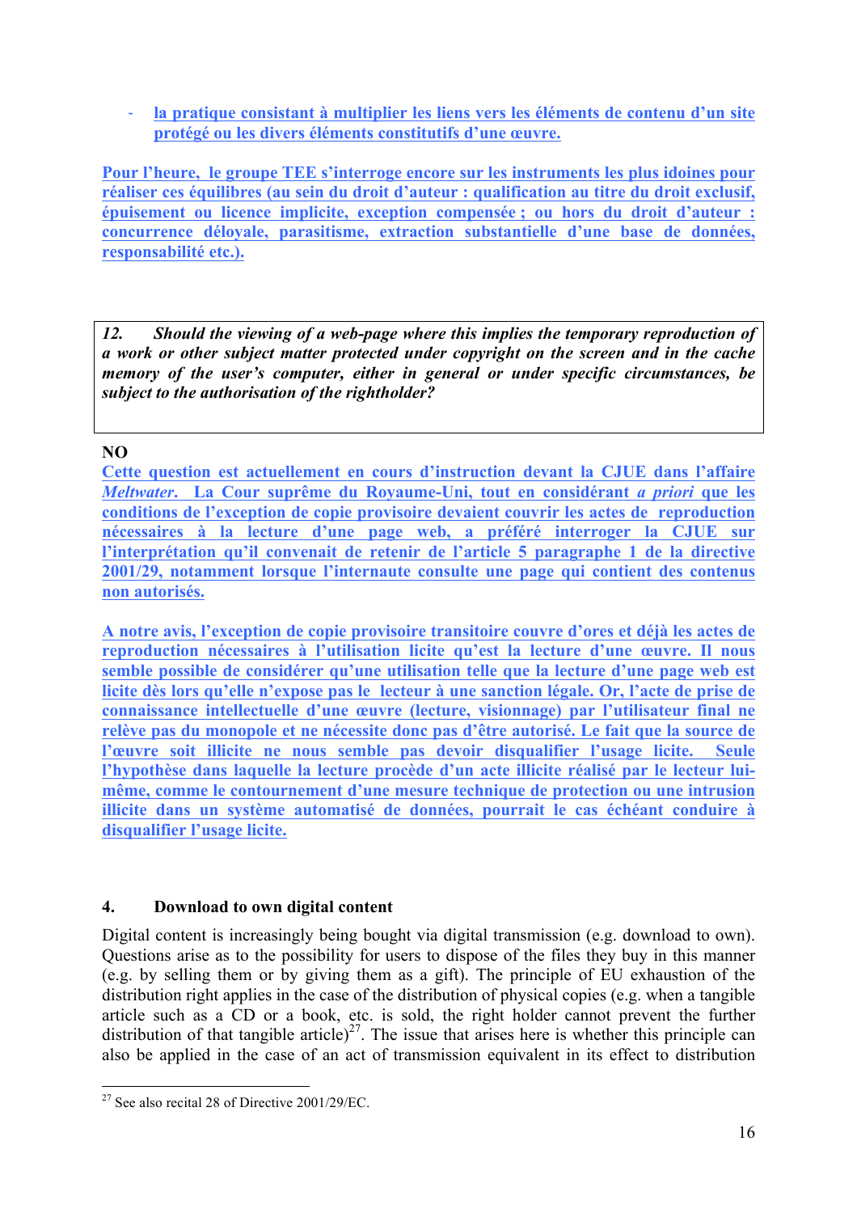- la pratique consistant à multiplier les liens vers les éléments de contenu d'un site protégé ou les divers éléments constitutifs d'une œuvre.

Pour l'heure, le groupe TEE s'interroge encore sur les instruments les plus idoines pour réaliser ces équilibres (au sein du droit d'auteur : qualification au titre du droit exclusif, épuisement ou licence implicite, exception compensée ; ou hors du droit d'auteur : concurrence déloyale, parasitisme, extraction substantielle d'une base de données, responsabilité etc.).

> *12. Should the viewing of a web-page where this implies the temporary reproduction of a work or other subject matter protected under copyright on the screen and in the cache memory of the user's computer, either in general or under specific circumstances, be subject to the authorisation of the rightholder?*

**NO**

Cette question est actuellement en cours d'instruction devant la CJUE dans l'affaire *Meltwater*. La Cour suprême du Royaume-Uni, tout en considérant *a priori* que les conditions de l'exception de copie provisoire devaient couvrir les actes de reproduction nécessaires à la lecture d'une page web, a préféré interroger la CJUE sur l'interprétation qu'il convenait de retenir de l'article 5 paragraphe 1 de la directive 2001/29, notamment lorsque l'internaute consulte une page qui contient des contenus non autorisés.

A notre avis, l'exception de copie provisoire transitoire couvre d'ores et déjà les actes de reproduction nécessaires à l'utilisation licite qu'est la lecture d'une œuvre. Il nous semble possible de considérer qu'une utilisation telle que la lecture d'une page web est licite dès lors qu'elle n'expose pas le lecteur à une sanction légale. Or, l'acte de prise de connaissance intellectuelle d'une œuvre (lecture, visionnage) par l'utilisateur final ne relève pas du monopole et ne nécessite donc pas d'être autorisé. Le fait que la source de l'œuvre soit illicite ne nous semble pas devoir disqualifier l'usage licite. Seule l'hypothèse dans laquelle la lecture procède d'un acte illicite réalisé par le lecteur lui-même, comme le contournement d'une mesure technique de protection ou une intrusion illicite dans un système automatisé de données, pourrait le cas échéant conduire à disqualifier l'usage licite.

## 4. Download to own digital content

Digital content is increasingly being bought via digital transmission (e.g. download to own). Questions arise as to the possibility for users to dispose of the files they buy in this manner (e.g. by selling them or by giving them as a gift). The principle of EU exhaustion of the distribution right applies in the case of the distribution of physical copies (e.g. when a tangible article such as a CD or a book, etc. is sold, the right holder cannot prevent the further distribution of that tangible article)[27]. The issue that arises here is whether this principle can also be applied in the case of an act of transmission equivalent in its effect to distribution

[27] See also recital 28 of Directive 2001/29/EC.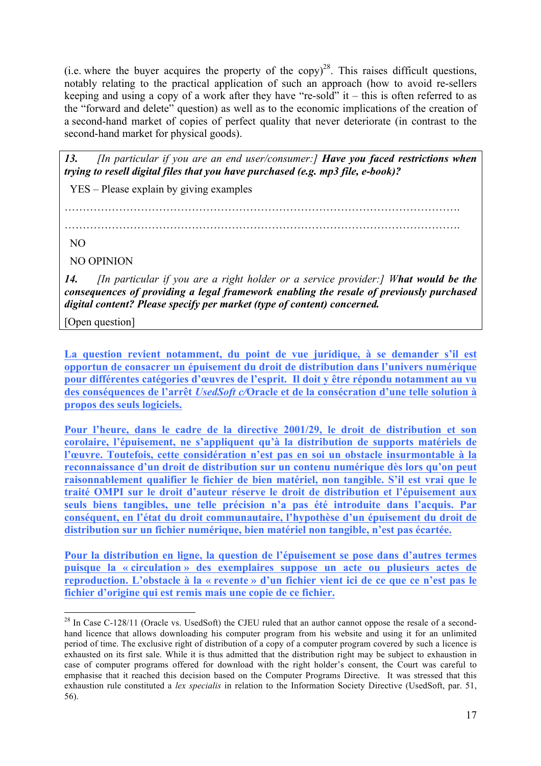(i.e. where the buyer acquires the property of the copy)[28]. This raises difficult questions, notably relating to the practical application of such an approach (how to avoid re-sellers keeping and using a copy of a work after they have "re-sold" it – this is often referred to as the "forward and delete" question) as well as to the economic implications of the creation of a second-hand market of copies of perfect quality that never deteriorate (in contrast to the second-hand market for physical goods).

*13. [In particular if you are an end user/consumer:]* ***Have you faced restrictions when trying to resell digital files that you have purchased (e.g. mp3 file, e-book)?***

YES – Please explain by giving examples

……………………………………………………………………………………………….

……………………………………………………………………………………………….

NO

NO OPINION

*14. [In particular if you are a right holder or a service provider:]* ***What would be the consequences of providing a legal framework enabling the resale of previously purchased digital content? Please specify per market (type of content) concerned.***

[Open question]

**La question revient notamment, du point de vue juridique, à se demander s'il est opportun de consacrer un épuisement du droit de distribution dans l'univers numérique pour différentes catégories d'œuvres de l'esprit. Il doit y être répondu notamment au vu des conséquences de l'arrêt *UsedSoft c/*Oracle et de la consécration d'une telle solution à propos des seuls logiciels.**

**Pour l'heure, dans le cadre de la directive 2001/29, le droit de distribution et son corolaire, l'épuisement, ne s'appliquent qu'à la distribution de supports matériels de l'œuvre. Toutefois, cette considération n'est pas en soi un obstacle insurmontable à la reconnaissance d'un droit de distribution sur un contenu numérique dès lors qu'on peut raisonnablement qualifier le fichier de bien matériel, non tangible. S'il est vrai que le traité OMPI sur le droit d'auteur réserve le droit de distribution et l'épuisement aux seuls biens tangibles, une telle précision n'a pas été introduite dans l'acquis. Par conséquent, en l'état du droit communautaire, l'hypothèse d'un épuisement du droit de distribution sur un fichier numérique, bien matériel non tangible, n'est pas écartée.**

**Pour la distribution en ligne, la question de l'épuisement se pose dans d'autres termes puisque la « circulation » des exemplaires suppose un acte ou plusieurs actes de reproduction. L'obstacle à la « revente » d'un fichier vient ici de ce que ce n'est pas le fichier d'origine qui est remis mais une copie de ce fichier.**

---

[28] In Case C-128/11 (Oracle vs. UsedSoft) the CJEU ruled that an author cannot oppose the resale of a second-hand licence that allows downloading his computer program from his website and using it for an unlimited period of time. The exclusive right of distribution of a copy of a computer program covered by such a licence is exhausted on its first sale. While it is thus admitted that the distribution right may be subject to exhaustion in case of computer programs offered for download with the right holder's consent, the Court was careful to emphasise that it reached this decision based on the Computer Programs Directive. It was stressed that this exhaustion rule constituted a *lex specialis* in relation to the Information Society Directive (UsedSoft, par. 51, 56).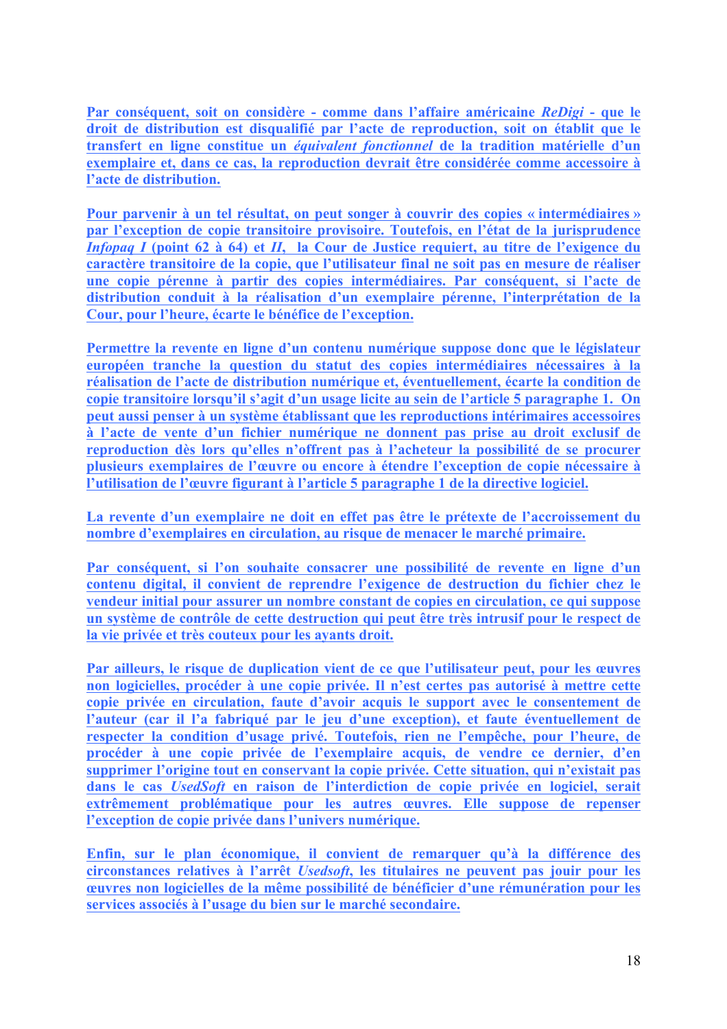**Par conséquent, soit on considère - comme dans l'affaire américaine *ReDigi* - que le droit de distribution est disqualifié par l'acte de reproduction, soit on établit que le transfert en ligne constitue un *équivalent fonctionnel* de la tradition matérielle d'un exemplaire et, dans ce cas, la reproduction devrait être considérée comme accessoire à l'acte de distribution.**

**Pour parvenir à un tel résultat, on peut songer à couvrir des copies « intermédiaires » par l'exception de copie transitoire provisoire. Toutefois, en l'état de la jurisprudence *Infopaq I* (point 62 à 64) et *II*, la Cour de Justice requiert, au titre de l'exigence du caractère transitoire de la copie, que l'utilisateur final ne soit pas en mesure de réaliser une copie pérenne à partir des copies intermédiaires. Par conséquent, si l'acte de distribution conduit à la réalisation d'un exemplaire pérenne, l'interprétation de la Cour, pour l'heure, écarte le bénéfice de l'exception.**

**Permettre la revente en ligne d'un contenu numérique suppose donc que le législateur européen tranche la question du statut des copies intermédiaires nécessaires à la réalisation de l'acte de distribution numérique et, éventuellement, écarte la condition de copie transitoire lorsqu'il s'agit d'un usage licite au sein de l'article 5 paragraphe 1. On peut aussi penser à un système établissant que les reproductions intérimaires accessoires à l'acte de vente d'un fichier numérique ne donnent pas prise au droit exclusif de reproduction dès lors qu'elles n'offrent pas à l'acheteur la possibilité de se procurer plusieurs exemplaires de l'œuvre ou encore à étendre l'exception de copie nécessaire à l'utilisation de l'œuvre figurant à l'article 5 paragraphe 1 de la directive logiciel.**

**La revente d'un exemplaire ne doit en effet pas être le prétexte de l'accroissement du nombre d'exemplaires en circulation, au risque de menacer le marché primaire.**

**Par conséquent, si l'on souhaite consacrer une possibilité de revente en ligne d'un contenu digital, il convient de reprendre l'exigence de destruction du fichier chez le vendeur initial pour assurer un nombre constant de copies en circulation, ce qui suppose un système de contrôle de cette destruction qui peut être très intrusif pour le respect de la vie privée et très couteux pour les ayants droit.**

**Par ailleurs, le risque de duplication vient de ce que l'utilisateur peut, pour les œuvres non logicielles, procéder à une copie privée. Il n'est certes pas autorisé à mettre cette copie privée en circulation, faute d'avoir acquis le support avec le consentement de l'auteur (car il l'a fabriqué par le jeu d'une exception), et faute éventuellement de respecter la condition d'usage privé. Toutefois, rien ne l'empêche, pour l'heure, de procéder à une copie privée de l'exemplaire acquis, de vendre ce dernier, d'en supprimer l'origine tout en conservant la copie privée. Cette situation, qui n'existait pas dans le cas *UsedSoft* en raison de l'interdiction de copie privée en logiciel, serait extrêmement problématique pour les autres œuvres. Elle suppose de repenser l'exception de copie privée dans l'univers numérique.**

**Enfin, sur le plan économique, il convient de remarquer qu'à la différence des circonstances relatives à l'arrêt *Usedsoft*, les titulaires ne peuvent pas jouir pour les œuvres non logicielles de la même possibilité de bénéficier d'une rémunération pour les services associés à l'usage du bien sur le marché secondaire.**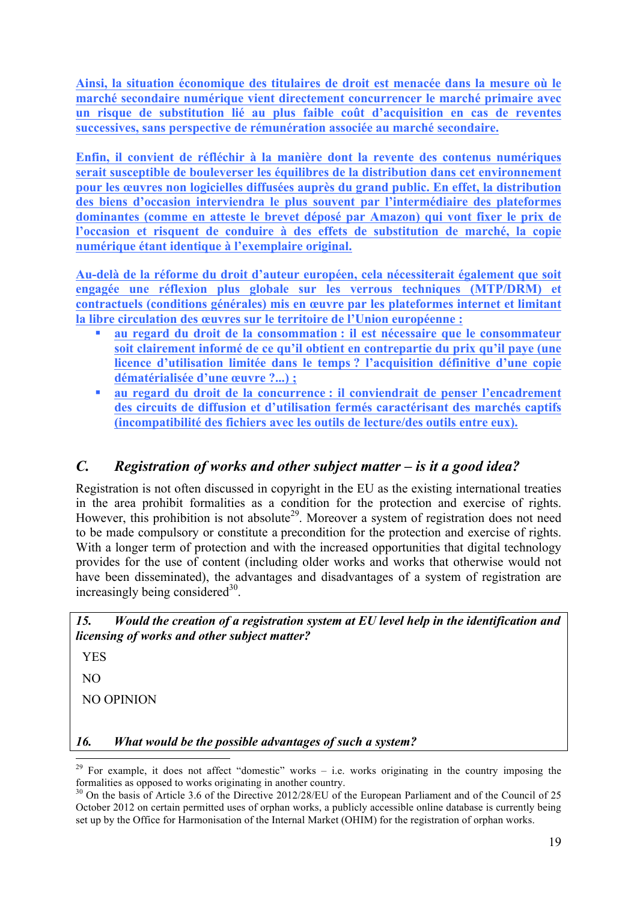**Ainsi, la situation économique des titulaires de droit est menacée dans la mesure où le marché secondaire numérique vient directement concurrencer le marché primaire avec un risque de substitution lié au plus faible coût d'acquisition en cas de reventes successives, sans perspective de rémunération associée au marché secondaire.**

**Enfin, il convient de réfléchir à la manière dont la revente des contenus numériques serait susceptible de bouleverser les équilibres de la distribution dans cet environnement pour les œuvres non logicielles diffusées auprès du grand public. En effet, la distribution des biens d'occasion interviendra le plus souvent par l'intermédiaire des plateformes dominantes (comme en atteste le brevet déposé par Amazon) qui vont fixer le prix de l'occasion et risquent de conduire à des effets de substitution de marché, la copie numérique étant identique à l'exemplaire original.**

**Au-delà de la réforme du droit d'auteur européen, cela nécessiterait également que soit engagée une réflexion plus globale sur les verrous techniques (MTP/DRM) et contractuels (conditions générales) mis en œuvre par les plateformes internet et limitant la libre circulation des œuvres sur le territoire de l'Union européenne :**

- **au regard du droit de la consommation : il est nécessaire que le consommateur soit clairement informé de ce qu'il obtient en contrepartie du prix qu'il paye (une licence d'utilisation limitée dans le temps ? l'acquisition définitive d'une copie dématérialisée d'une œuvre ?...) ;**
- **au regard du droit de la concurrence : il conviendrait de penser l'encadrement des circuits de diffusion et d'utilisation fermés caractérisant des marchés captifs (incompatibilité des fichiers avec les outils de lecture/des outils entre eux).**

## C. *Registration of works and other subject matter – is it a good idea?*

Registration is not often discussed in copyright in the EU as the existing international treaties in the area prohibit formalities as a condition for the protection and exercise of rights. However, this prohibition is not absolute[29]. Moreover a system of registration does not need to be made compulsory or constitute a precondition for the protection and exercise of rights. With a longer term of protection and with the increased opportunities that digital technology provides for the use of content (including older works and works that otherwise would not have been disseminated), the advantages and disadvantages of a system of registration are increasingly being considered[30].

***15. Would the creation of a registration system at EU level help in the identification and licensing of works and other subject matter?***

YES

NO

NO OPINION

***16. What would be the possible advantages of such a system?***

---

[29] For example, it does not affect "domestic" works – i.e. works originating in the country imposing the formalities as opposed to works originating in another country.

[30] On the basis of Article 3.6 of the Directive 2012/28/EU of the European Parliament and of the Council of 25 October 2012 on certain permitted uses of orphan works, a publicly accessible online database is currently being set up by the Office for Harmonisation of the Internal Market (OHIM) for the registration of orphan works.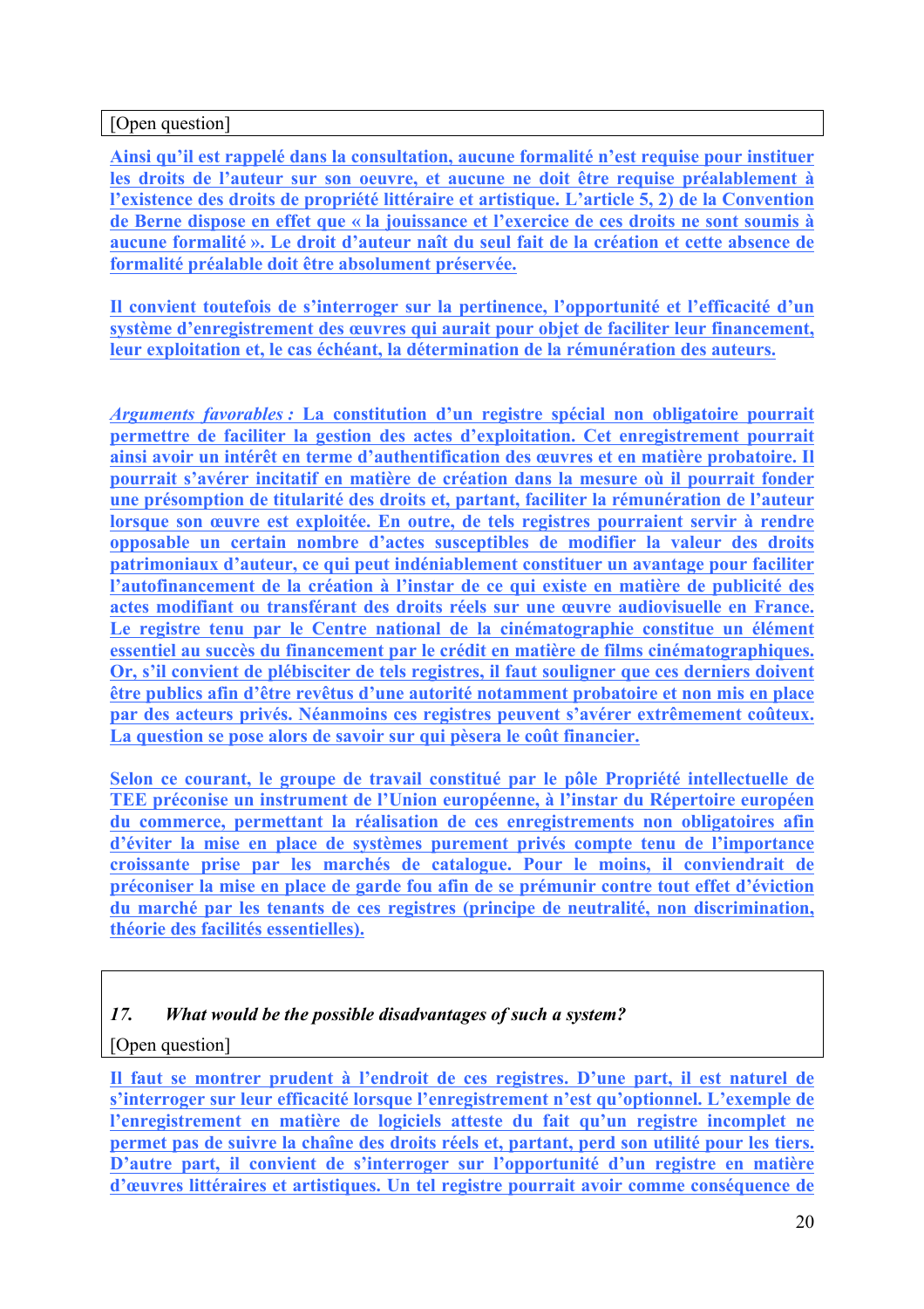[Open question]

**Ainsi qu'il est rappelé dans la consultation, aucune formalité n'est requise pour instituer les droits de l'auteur sur son oeuvre, et aucune ne doit être requise préalablement à l'existence des droits de propriété littéraire et artistique. L'article 5, 2) de la Convention de Berne dispose en effet que « la jouissance et l'exercice de ces droits ne sont soumis à aucune formalité ». Le droit d'auteur naît du seul fait de la création et cette absence de formalité préalable doit être absolument préservée.**

**Il convient toutefois de s'interroger sur la pertinence, l'opportunité et l'efficacité d'un système d'enregistrement des œuvres qui aurait pour objet de faciliter leur financement, leur exploitation et, le cas échéant, la détermination de la rémunération des auteurs.**

***Arguments favorables :*** **La constitution d'un registre spécial non obligatoire pourrait permettre de faciliter la gestion des actes d'exploitation. Cet enregistrement pourrait ainsi avoir un intérêt en terme d'authentification des œuvres et en matière probatoire. Il pourrait s'avérer incitatif en matière de création dans la mesure où il pourrait fonder une présomption de titularité des droits et, partant, faciliter la rémunération de l'auteur lorsque son œuvre est exploitée. En outre, de tels registres pourraient servir à rendre opposable un certain nombre d'actes susceptibles de modifier la valeur des droits patrimoniaux d'auteur, ce qui peut indéniablement constituer un avantage pour faciliter l'autofinancement de la création à l'instar de ce qui existe en matière de publicité des actes modifiant ou transférant des droits réels sur une œuvre audiovisuelle en France. Le registre tenu par le Centre national de la cinématographie constitue un élément essentiel au succès du financement par le crédit en matière de films cinématographiques. Or, s'il convient de plébisciter de tels registres, il faut souligner que ces derniers doivent être publics afin d'être revêtus d'une autorité notamment probatoire et non mis en place par des acteurs privés. Néanmoins ces registres peuvent s'avérer extrêmement coûteux. La question se pose alors de savoir sur qui pèsera le coût financier.**

**Selon ce courant, le groupe de travail constitué par le pôle Propriété intellectuelle de TEE préconise un instrument de l'Union européenne, à l'instar du Répertoire européen du commerce, permettant la réalisation de ces enregistrements non obligatoires afin d'éviter la mise en place de systèmes purement privés compte tenu de l'importance croissante prise par les marchés de catalogue. Pour le moins, il conviendrait de préconiser la mise en place de garde fou afin de se prémunir contre tout effet d'éviction du marché par les tenants de ces registres (principe de neutralité, non discrimination, théorie des facilités essentielles).**

***17. What would be the possible disadvantages of such a system?***

[Open question]

**Il faut se montrer prudent à l'endroit de ces registres. D'une part, il est naturel de s'interroger sur leur efficacité lorsque l'enregistrement n'est qu'optionnel. L'exemple de l'enregistrement en matière de logiciels atteste du fait qu'un registre incomplet ne permet pas de suivre la chaîne des droits réels et, partant, perd son utilité pour les tiers. D'autre part, il convient de s'interroger sur l'opportunité d'un registre en matière d'œuvres littéraires et artistiques. Un tel registre pourrait avoir comme conséquence de**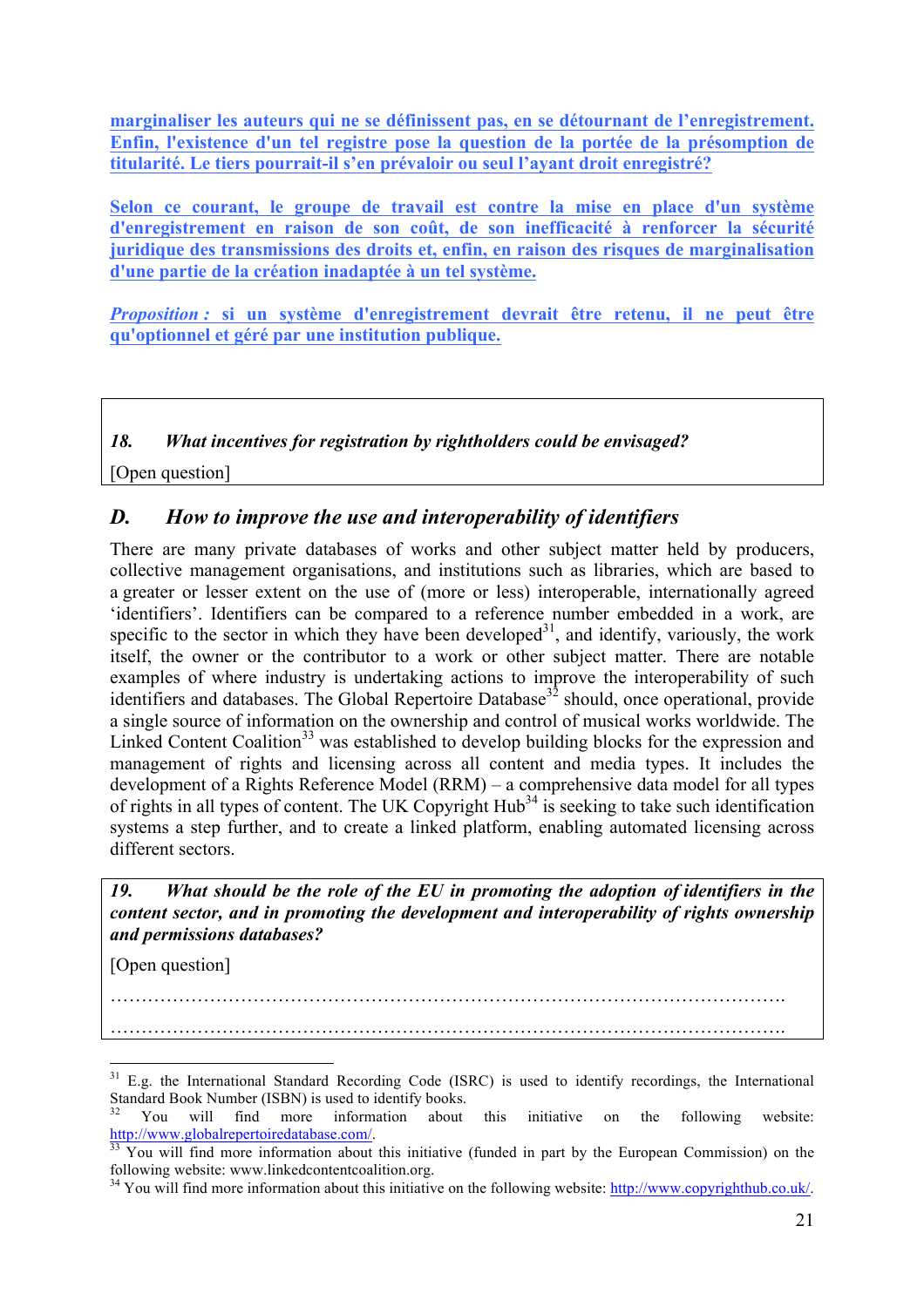**marginaliser les auteurs qui ne se définissent pas, en se détournant de l'enregistrement. Enfin, l'existence d'un tel registre pose la question de la portée de la présomption de titularité. Le tiers pourrait-il s'en prévaloir ou seul l'ayant droit enregistré?**

**Selon ce courant, le groupe de travail est contre la mise en place d'un système d'enregistrement en raison de son coût, de son inefficacité à renforcer la sécurité juridique des transmissions des droits et, enfin, en raison des risques de marginalisation d'une partie de la création inadaptée à un tel système.**

***Proposition :* si un système d'enregistrement devrait être retenu, il ne peut être qu'optionnel et géré par une institution publique.**

> ***18. What incentives for registration by rightholders could be envisaged?***
>
> [Open question]

## *D. How to improve the use and interoperability of identifiers*

There are many private databases of works and other subject matter held by producers, collective management organisations, and institutions such as libraries, which are based to a greater or lesser extent on the use of (more or less) interoperable, internationally agreed 'identifiers'. Identifiers can be compared to a reference number embedded in a work, are specific to the sector in which they have been developed[31], and identify, variously, the work itself, the owner or the contributor to a work or other subject matter. There are notable examples of where industry is undertaking actions to improve the interoperability of such identifiers and databases. The Global Repertoire Database[32] should, once operational, provide a single source of information on the ownership and control of musical works worldwide. The Linked Content Coalition[33] was established to develop building blocks for the expression and management of rights and licensing across all content and media types. It includes the development of a Rights Reference Model (RRM) – a comprehensive data model for all types of rights in all types of content. The UK Copyright Hub[34] is seeking to take such identification systems a step further, and to create a linked platform, enabling automated licensing across different sectors.

> ***19. What should be the role of the EU in promoting the adoption of identifiers in the content sector, and in promoting the development and interoperability of rights ownership and permissions databases?***
>
> [Open question]
>
> ……………………………………………………………………………………………….
>
> ……………………………………………………………………………………………….

---

[31] E.g. the International Standard Recording Code (ISRC) is used to identify recordings, the International Standard Book Number (ISBN) is used to identify books.

[32] You will find more information about this initiative on the following website: http://www.globalrepertoiredatabase.com/.

[33] You will find more information about this initiative (funded in part by the European Commission) on the following website: www.linkedcontentcoalition.org.

[34] You will find more information about this initiative on the following website: http://www.copyrighthub.co.uk/.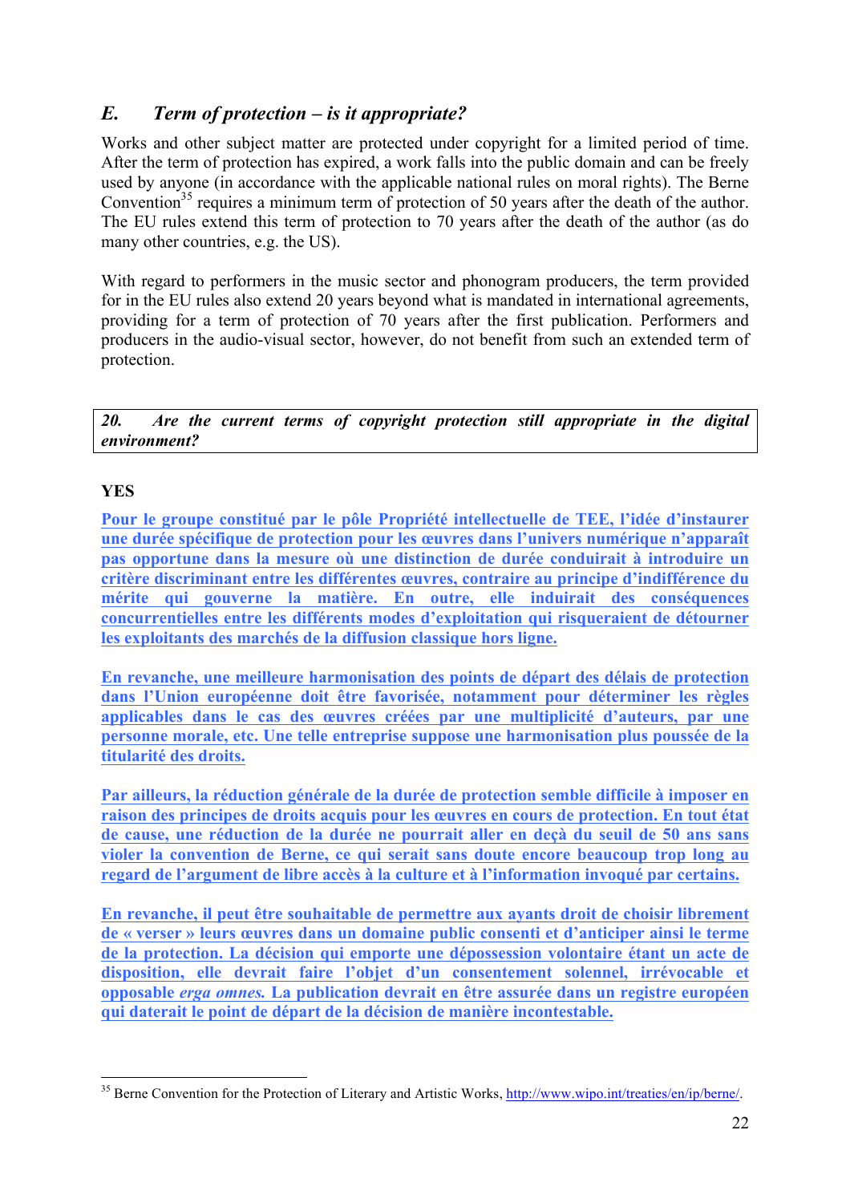## *E. Term of protection – is it appropriate?*

Works and other subject matter are protected under copyright for a limited period of time. After the term of protection has expired, a work falls into the public domain and can be freely used by anyone (in accordance with the applicable national rules on moral rights). The Berne Convention[35] requires a minimum term of protection of 50 years after the death of the author. The EU rules extend this term of protection to 70 years after the death of the author (as do many other countries, e.g. the US).

With regard to performers in the music sector and phonogram producers, the term provided for in the EU rules also extend 20 years beyond what is mandated in international agreements, providing for a term of protection of 70 years after the first publication. Performers and producers in the audio-visual sector, however, do not benefit from such an extended term of protection.

| ***20. Are the current terms of copyright protection still appropriate in the digital environment?*** |
|---|

**YES**

**Pour le groupe constitué par le pôle Propriété intellectuelle de TEE, l'idée d'instaurer une durée spécifique de protection pour les œuvres dans l'univers numérique n'apparaît pas opportune dans la mesure où une distinction de durée conduirait à introduire un critère discriminant entre les différentes œuvres, contraire au principe d'indifférence du mérite qui gouverne la matière. En outre, elle induirait des conséquences concurrentielles entre les différents modes d'exploitation qui risqueraient de détourner les exploitants des marchés de la diffusion classique hors ligne.**

**En revanche, une meilleure harmonisation des points de départ des délais de protection dans l'Union européenne doit être favorisée, notamment pour déterminer les règles applicables dans le cas des œuvres créées par une multiplicité d'auteurs, par une personne morale, etc. Une telle entreprise suppose une harmonisation plus poussée de la titularité des droits.**

**Par ailleurs, la réduction générale de la durée de protection semble difficile à imposer en raison des principes de droits acquis pour les œuvres en cours de protection. En tout état de cause, une réduction de la durée ne pourrait aller en deçà du seuil de 50 ans sans violer la convention de Berne, ce qui serait sans doute encore beaucoup trop long au regard de l'argument de libre accès à la culture et à l'information invoqué par certains.**

**En revanche, il peut être souhaitable de permettre aux ayants droit de choisir librement de « verser » leurs œuvres dans un domaine public consenti et d'anticiper ainsi le terme de la protection. La décision qui emporte une dépossession volontaire étant un acte de disposition, elle devrait faire l'objet d'un consentement solennel, irrévocable et opposable *erga omnes*. La publication devrait en être assurée dans un registre européen qui daterait le point de départ de la décision de manière incontestable.**

---

[35] Berne Convention for the Protection of Literary and Artistic Works, http://www.wipo.int/treaties/en/ip/berne/.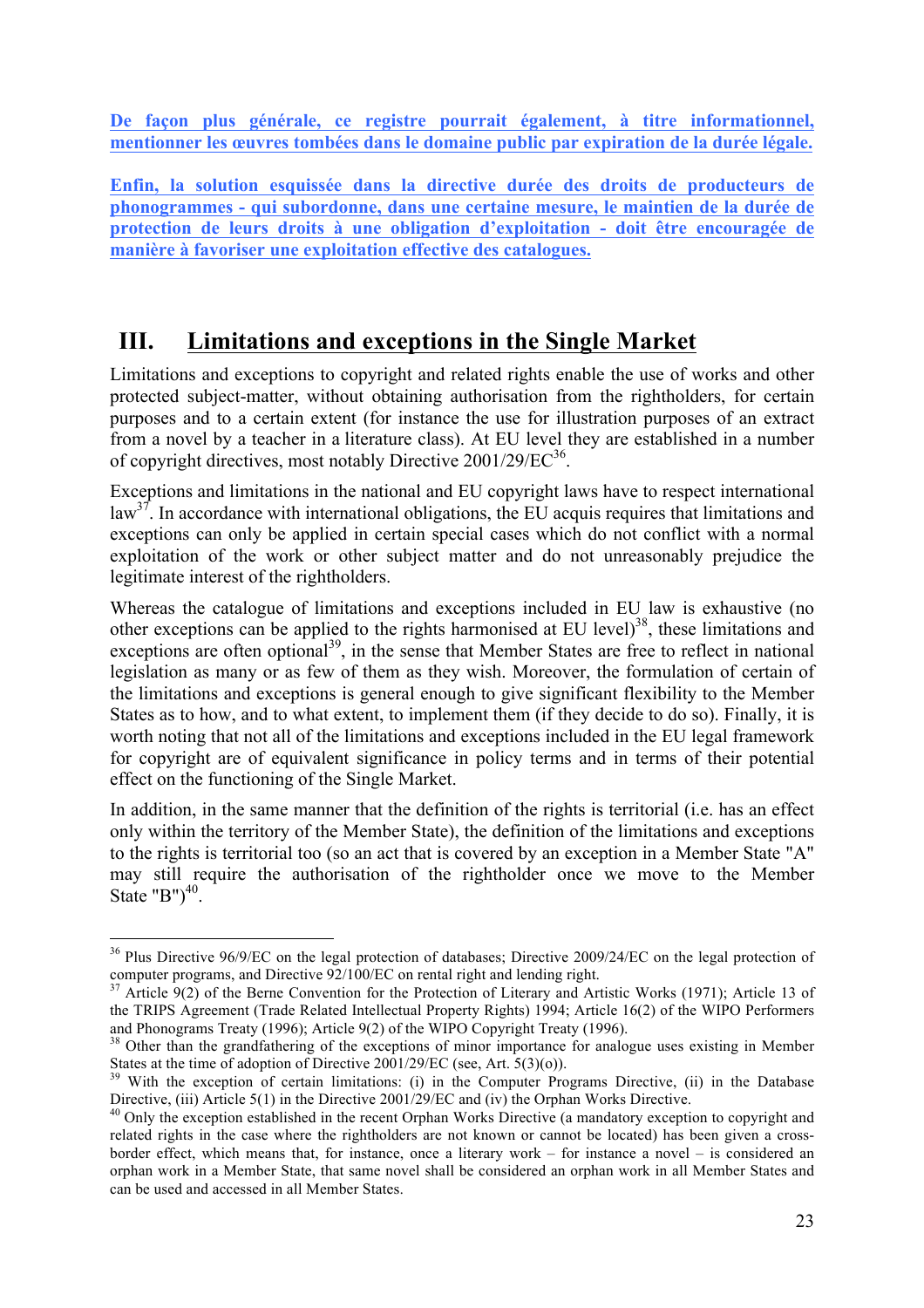De façon plus générale, ce registre pourrait également, à titre informationnel, mentionner les œuvres tombées dans le domaine public par expiration de la durée légale.

Enfin, la solution esquissée dans la directive durée des droits de producteurs de phonogrammes - qui subordonne, dans une certaine mesure, le maintien de la durée de protection de leurs droits à une obligation d'exploitation - doit être encouragée de manière à favoriser une exploitation effective des catalogues.

# III. Limitations and exceptions in the Single Market

Limitations and exceptions to copyright and related rights enable the use of works and other protected subject-matter, without obtaining authorisation from the rightholders, for certain purposes and to a certain extent (for instance the use for illustration purposes of an extract from a novel by a teacher in a literature class). At EU level they are established in a number of copyright directives, most notably Directive 2001/29/EC[36].

Exceptions and limitations in the national and EU copyright laws have to respect international law[37]. In accordance with international obligations, the EU acquis requires that limitations and exceptions can only be applied in certain special cases which do not conflict with a normal exploitation of the work or other subject matter and do not unreasonably prejudice the legitimate interest of the rightholders.

Whereas the catalogue of limitations and exceptions included in EU law is exhaustive (no other exceptions can be applied to the rights harmonised at EU level)[38], these limitations and exceptions are often optional[39], in the sense that Member States are free to reflect in national legislation as many or as few of them as they wish. Moreover, the formulation of certain of the limitations and exceptions is general enough to give significant flexibility to the Member States as to how, and to what extent, to implement them (if they decide to do so). Finally, it is worth noting that not all of the limitations and exceptions included in the EU legal framework for copyright are of equivalent significance in policy terms and in terms of their potential effect on the functioning of the Single Market.

In addition, in the same manner that the definition of the rights is territorial (i.e. has an effect only within the territory of the Member State), the definition of the limitations and exceptions to the rights is territorial too (so an act that is covered by an exception in a Member State "A" may still require the authorisation of the rightholder once we move to the Member State "B")[40].

---

[36] Plus Directive 96/9/EC on the legal protection of databases; Directive 2009/24/EC on the legal protection of computer programs, and Directive 92/100/EC on rental right and lending right.

[37] Article 9(2) of the Berne Convention for the Protection of Literary and Artistic Works (1971); Article 13 of the TRIPS Agreement (Trade Related Intellectual Property Rights) 1994; Article 16(2) of the WIPO Performers and Phonograms Treaty (1996); Article 9(2) of the WIPO Copyright Treaty (1996).

[38] Other than the grandfathering of the exceptions of minor importance for analogue uses existing in Member States at the time of adoption of Directive 2001/29/EC (see, Art. 5(3)(o)).

[39] With the exception of certain limitations: (i) in the Computer Programs Directive, (ii) in the Database Directive, (iii) Article 5(1) in the Directive 2001/29/EC and (iv) the Orphan Works Directive.

[40] Only the exception established in the recent Orphan Works Directive (a mandatory exception to copyright and related rights in the case where the rightholders are not known or cannot be located) has been given a cross-border effect, which means that, for instance, once a literary work – for instance a novel – is considered an orphan work in a Member State, that same novel shall be considered an orphan work in all Member States and can be used and accessed in all Member States.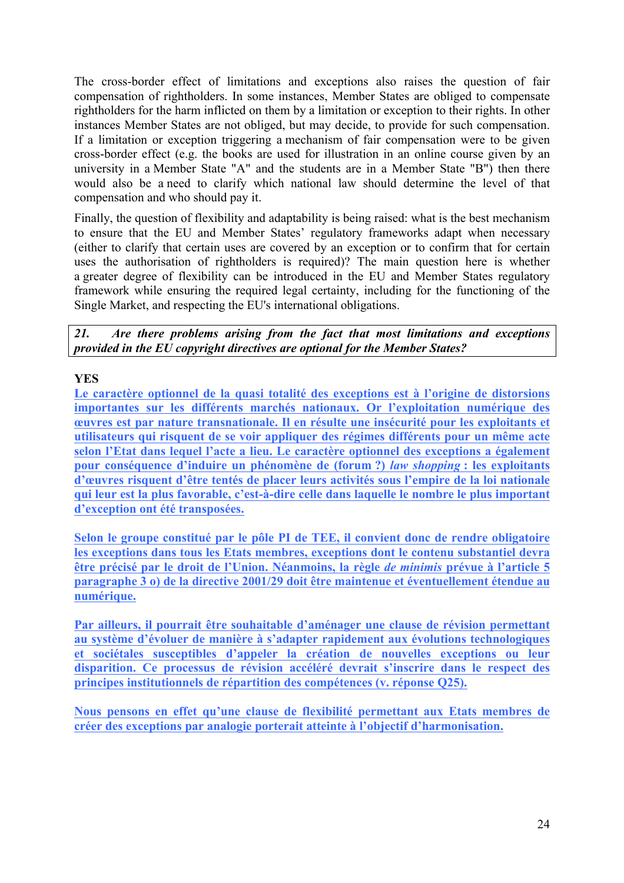The cross-border effect of limitations and exceptions also raises the question of fair compensation of rightholders. In some instances, Member States are obliged to compensate rightholders for the harm inflicted on them by a limitation or exception to their rights. In other instances Member States are not obliged, but may decide, to provide for such compensation. If a limitation or exception triggering a mechanism of fair compensation were to be given cross-border effect (e.g. the books are used for illustration in an online course given by an university in a Member State "A" and the students are in a Member State "B") then there would also be a need to clarify which national law should determine the level of that compensation and who should pay it.

Finally, the question of flexibility and adaptability is being raised: what is the best mechanism to ensure that the EU and Member States' regulatory frameworks adapt when necessary (either to clarify that certain uses are covered by an exception or to confirm that for certain uses the authorisation of rightholders is required)? The main question here is whether a greater degree of flexibility can be introduced in the EU and Member States regulatory framework while ensuring the required legal certainty, including for the functioning of the Single Market, and respecting the EU's international obligations.

***21. Are there problems arising from the fact that most limitations and exceptions provided in the EU copyright directives are optional for the Member States?***

**YES**

**Le caractère optionnel de la quasi totalité des exceptions est à l'origine de distorsions importantes sur les différents marchés nationaux. Or l'exploitation numérique des œuvres est par nature transnationale. Il en résulte une insécurité pour les exploitants et utilisateurs qui risquent de se voir appliquer des régimes différents pour un même acte selon l'Etat dans lequel l'acte a lieu. Le caractère optionnel des exceptions a également pour conséquence d'induire un phénomène de (forum ?) *law shopping* : les exploitants d'œuvres risquent d'être tentés de placer leurs activités sous l'empire de la loi nationale qui leur est la plus favorable, c'est-à-dire celle dans laquelle le nombre le plus important d'exception ont été transposées.**

**Selon le groupe constitué par le pôle PI de TEE, il convient donc de rendre obligatoire les exceptions dans tous les Etats membres, exceptions dont le contenu substantiel devra être précisé par le droit de l'Union. Néanmoins, la règle *de minimis* prévue à l'article 5 paragraphe 3 o) de la directive 2001/29 doit être maintenue et éventuellement étendue au numérique.**

**Par ailleurs, il pourrait être souhaitable d'aménager une clause de révision permettant au système d'évoluer de manière à s'adapter rapidement aux évolutions technologiques et sociétales susceptibles d'appeler la création de nouvelles exceptions ou leur disparition. Ce processus de révision accéléré devrait s'inscrire dans le respect des principes institutionnels de répartition des compétences (v. réponse Q25).**

**Nous pensons en effet qu'une clause de flexibilité permettant aux Etats membres de créer des exceptions par analogie porterait atteinte à l'objectif d'harmonisation.**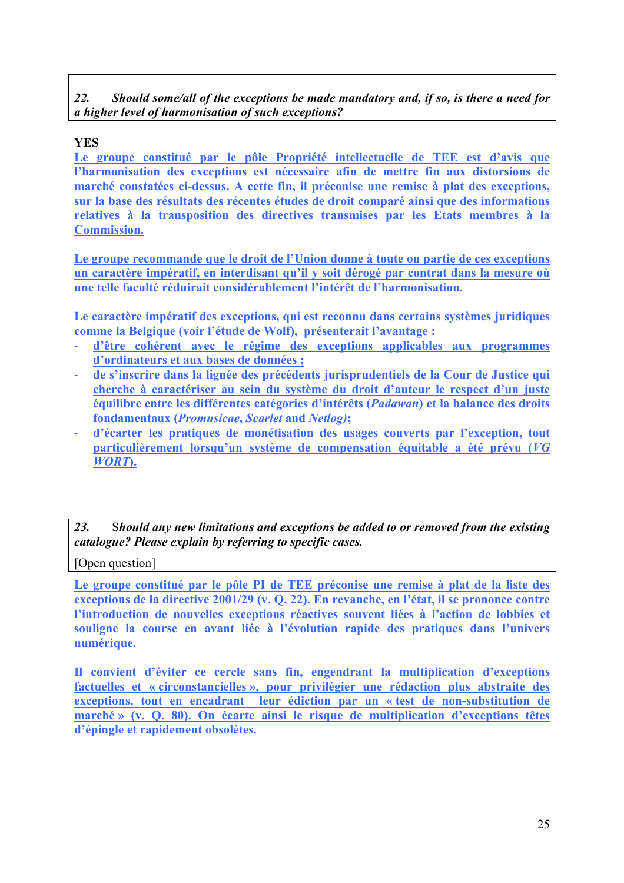*22. Should some/all of the exceptions be made mandatory and, if so, is there a need for a higher level of harmonisation of such exceptions?*

**YES**

**Le groupe constitué par le pôle Propriété intellectuelle de TEE est d'avis que l'harmonisation des exceptions est nécessaire afin de mettre fin aux distorsions de marché constatées ci-dessus. A cette fin, il préconise une remise à plat des exceptions, sur la base des résultats des récentes études de droit comparé ainsi que des informations relatives à la transposition des directives transmises par les Etats membres à la Commission.**

**Le groupe recommande que le droit de l'Union donne à toute ou partie de ces exceptions un caractère impératif, en interdisant qu'il y soit dérogé par contrat dans la mesure où une telle faculté réduirait considérablement l'intérêt de l'harmonisation.**

**Le caractère impératif des exceptions, qui est reconnu dans certains systèmes juridiques comme la Belgique (voir l'étude de Wolf), présenterait l'avantage :**

- **d'être cohérent avec le régime des exceptions applicables aux programmes d'ordinateurs et aux bases de données ;**
- **de s'inscrire dans la lignée des précédents jurisprudentiels de la Cour de Justice qui cherche à caractériser au sein du système du droit d'auteur le respect d'un juste équilibre entre les différentes catégories d'intérêts (*Padawan*) et la balance des droits fondamentaux (*Promusicae*, *Scarlet* and *Netlog*);**
- **d'écarter les pratiques de monétisation des usages couverts par l'exception, tout particulièrement lorsqu'un système de compensation équitable a été prévu (*VG WORT*).**

*23. Should any new limitations and exceptions be added to or removed from the existing catalogue? Please explain by referring to specific cases.*

[Open question]

**Le groupe constitué par le pôle PI de TEE préconise une remise à plat de la liste des exceptions de la directive 2001/29 (v. Q. 22). En revanche, en l'état, il se prononce contre l'introduction de nouvelles exceptions réactives souvent liées à l'action de lobbies et souligne la course en avant liée à l'évolution rapide des pratiques dans l'univers numérique.**

**Il convient d'éviter ce cercle sans fin, engendrant la multiplication d'exceptions factuelles et « circonstancielles », pour privilégier une rédaction plus abstraite des exceptions, tout en encadrant leur édiction par un « test de non-substitution de marché » (v. Q. 80). On écarte ainsi le risque de multiplication d'exceptions têtes d'épingle et rapidement obsolètes.**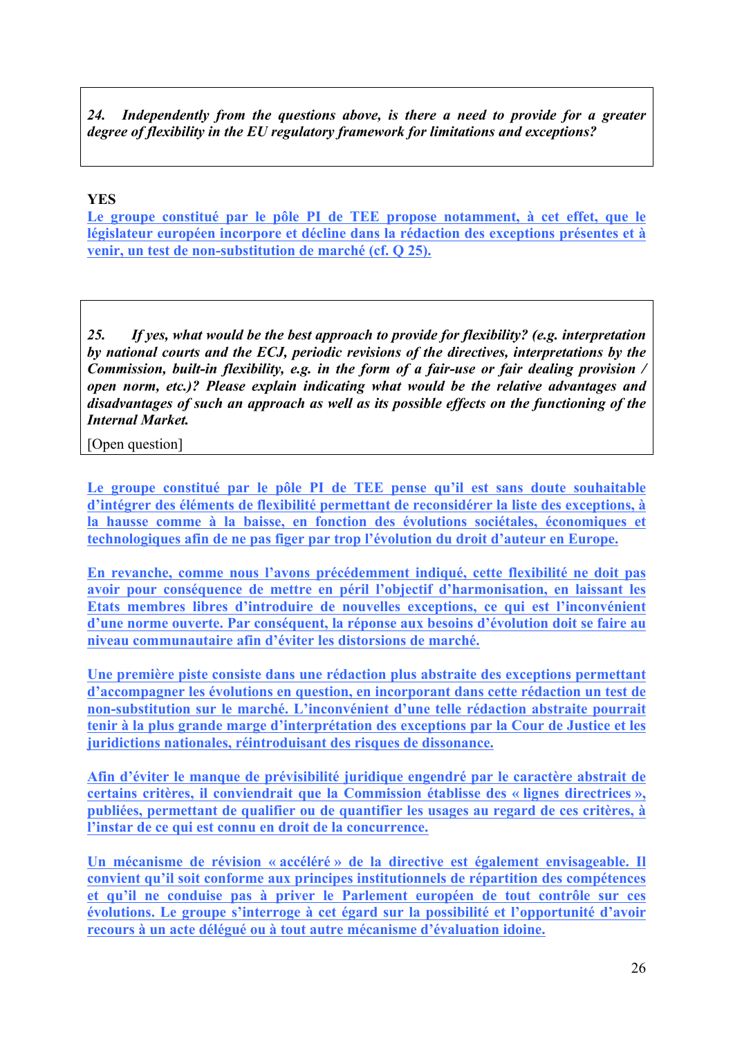*24. Independently from the questions above, is there a need to provide for a greater degree of flexibility in the EU regulatory framework for limitations and exceptions?*

**YES**

Le groupe constitué par le pôle PI de TEE propose notamment, à cet effet, que le législateur européen incorpore et décline dans la rédaction des exceptions présentes et à venir, un test de non-substitution de marché (cf. Q 25).

*25. If yes, what would be the best approach to provide for flexibility? (e.g. interpretation by national courts and the ECJ, periodic revisions of the directives, interpretations by the Commission, built-in flexibility, e.g. in the form of a fair-use or fair dealing provision / open norm, etc.)? Please explain indicating what would be the relative advantages and disadvantages of such an approach as well as its possible effects on the functioning of the Internal Market.*

[Open question]

Le groupe constitué par le pôle PI de TEE pense qu'il est sans doute souhaitable d'intégrer des éléments de flexibilité permettant de reconsidérer la liste des exceptions, à la hausse comme à la baisse, en fonction des évolutions sociétales, économiques et technologiques afin de ne pas figer par trop l'évolution du droit d'auteur en Europe.

En revanche, comme nous l'avons précédemment indiqué, cette flexibilité ne doit pas avoir pour conséquence de mettre en péril l'objectif d'harmonisation, en laissant les Etats membres libres d'introduire de nouvelles exceptions, ce qui est l'inconvénient d'une norme ouverte. Par conséquent, la réponse aux besoins d'évolution doit se faire au niveau communautaire afin d'éviter les distorsions de marché.

Une première piste consiste dans une rédaction plus abstraite des exceptions permettant d'accompagner les évolutions en question, en incorporant dans cette rédaction un test de non-substitution sur le marché. L'inconvénient d'une telle rédaction abstraite pourrait tenir à la plus grande marge d'interprétation des exceptions par la Cour de Justice et les juridictions nationales, réintroduisant des risques de dissonance.

Afin d'éviter le manque de prévisibilité juridique engendré par le caractère abstrait de certains critères, il conviendrait que la Commission établisse des « lignes directrices », publiées, permettant de qualifier ou de quantifier les usages au regard de ces critères, à l'instar de ce qui est connu en droit de la concurrence.

Un mécanisme de révision « accéléré » de la directive est également envisageable. Il convient qu'il soit conforme aux principes institutionnels de répartition des compétences et qu'il ne conduise pas à priver le Parlement européen de tout contrôle sur ces évolutions. Le groupe s'interroge à cet égard sur la possibilité et l'opportunité d'avoir recours à un acte délégué ou à tout autre mécanisme d'évaluation idoine.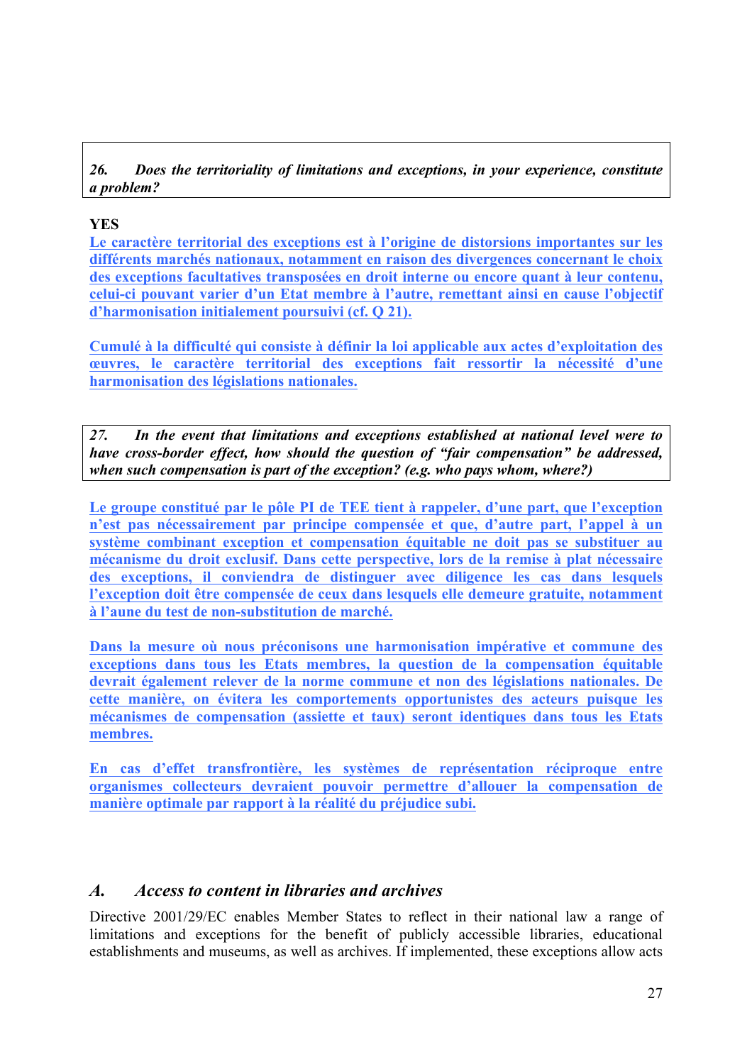*26. Does the territoriality of limitations and exceptions, in your experience, constitute a problem?*

**YES**

**Le caractère territorial des exceptions est à l'origine de distorsions importantes sur les différents marchés nationaux, notamment en raison des divergences concernant le choix des exceptions facultatives transposées en droit interne ou encore quant à leur contenu, celui-ci pouvant varier d'un Etat membre à l'autre, remettant ainsi en cause l'objectif d'harmonisation initialement poursuivi (cf. Q 21).**

**Cumulé à la difficulté qui consiste à définir la loi applicable aux actes d'exploitation des œuvres, le caractère territorial des exceptions fait ressortir la nécessité d'une harmonisation des législations nationales.**

*27. In the event that limitations and exceptions established at national level were to have cross-border effect, how should the question of "fair compensation" be addressed, when such compensation is part of the exception? (e.g. who pays whom, where?)*

**Le groupe constitué par le pôle PI de TEE tient à rappeler, d'une part, que l'exception n'est pas nécessairement par principe compensée et que, d'autre part, l'appel à un système combinant exception et compensation équitable ne doit pas se substituer au mécanisme du droit exclusif. Dans cette perspective, lors de la remise à plat nécessaire des exceptions, il conviendra de distinguer avec diligence les cas dans lesquels l'exception doit être compensée de ceux dans lesquels elle demeure gratuite, notamment à l'aune du test de non-substitution de marché.**

**Dans la mesure où nous préconisons une harmonisation impérative et commune des exceptions dans tous les Etats membres, la question de la compensation équitable devrait également relever de la norme commune et non des législations nationales. De cette manière, on évitera les comportements opportunistes des acteurs puisque les mécanismes de compensation (assiette et taux) seront identiques dans tous les Etats membres.**

**En cas d'effet transfrontière, les systèmes de représentation réciproque entre organismes collecteurs devraient pouvoir permettre d'allouer la compensation de manière optimale par rapport à la réalité du préjudice subi.**

## *A. Access to content in libraries and archives*

Directive 2001/29/EC enables Member States to reflect in their national law a range of limitations and exceptions for the benefit of publicly accessible libraries, educational establishments and museums, as well as archives. If implemented, these exceptions allow acts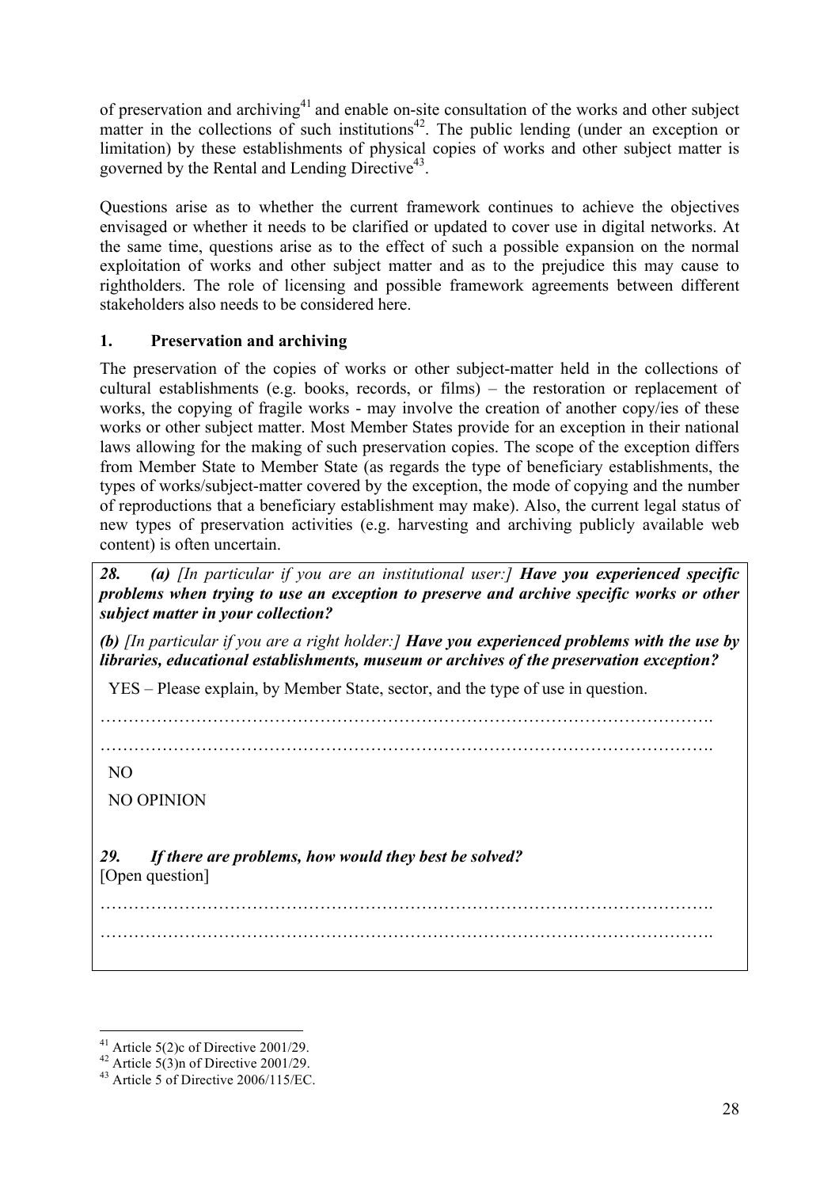of preservation and archiving[41] and enable on-site consultation of the works and other subject matter in the collections of such institutions[42]. The public lending (under an exception or limitation) by these establishments of physical copies of works and other subject matter is governed by the Rental and Lending Directive[43].

Questions arise as to whether the current framework continues to achieve the objectives envisaged or whether it needs to be clarified or updated to cover use in digital networks. At the same time, questions arise as to the effect of such a possible expansion on the normal exploitation of works and other subject matter and as to the prejudice this may cause to rightholders. The role of licensing and possible framework agreements between different stakeholders also needs to be considered here.

## 1. Preservation and archiving

The preservation of the copies of works or other subject-matter held in the collections of cultural establishments (e.g. books, records, or films) – the restoration or replacement of works, the copying of fragile works - may involve the creation of another copy/ies of these works or other subject matter. Most Member States provide for an exception in their national laws allowing for the making of such preservation copies. The scope of the exception differs from Member State to Member State (as regards the type of beneficiary establishments, the types of works/subject-matter covered by the exception, the mode of copying and the number of reproductions that a beneficiary establishment may make). Also, the current legal status of new types of preservation activities (e.g. harvesting and archiving publicly available web content) is often uncertain.

***28. (a)*** *[In particular if you are an institutional user:]* ***Have you experienced specific problems when trying to use an exception to preserve and archive specific works or other subject matter in your collection?***

***(b)*** *[In particular if you are a right holder:]* ***Have you experienced problems with the use by libraries, educational establishments, museum or archives of the preservation exception?***

YES – Please explain, by Member State, sector, and the type of use in question.

……………………………………………………………………………………………….

……………………………………………………………………………………………….

NO

NO OPINION

***29. If there are problems, how would they best be solved?***

[Open question]

……………………………………………………………………………………………….

……………………………………………………………………………………………….

---

[41] Article 5(2)c of Directive 2001/29.

[42] Article 5(3)n of Directive 2001/29.

[43] Article 5 of Directive 2006/115/EC.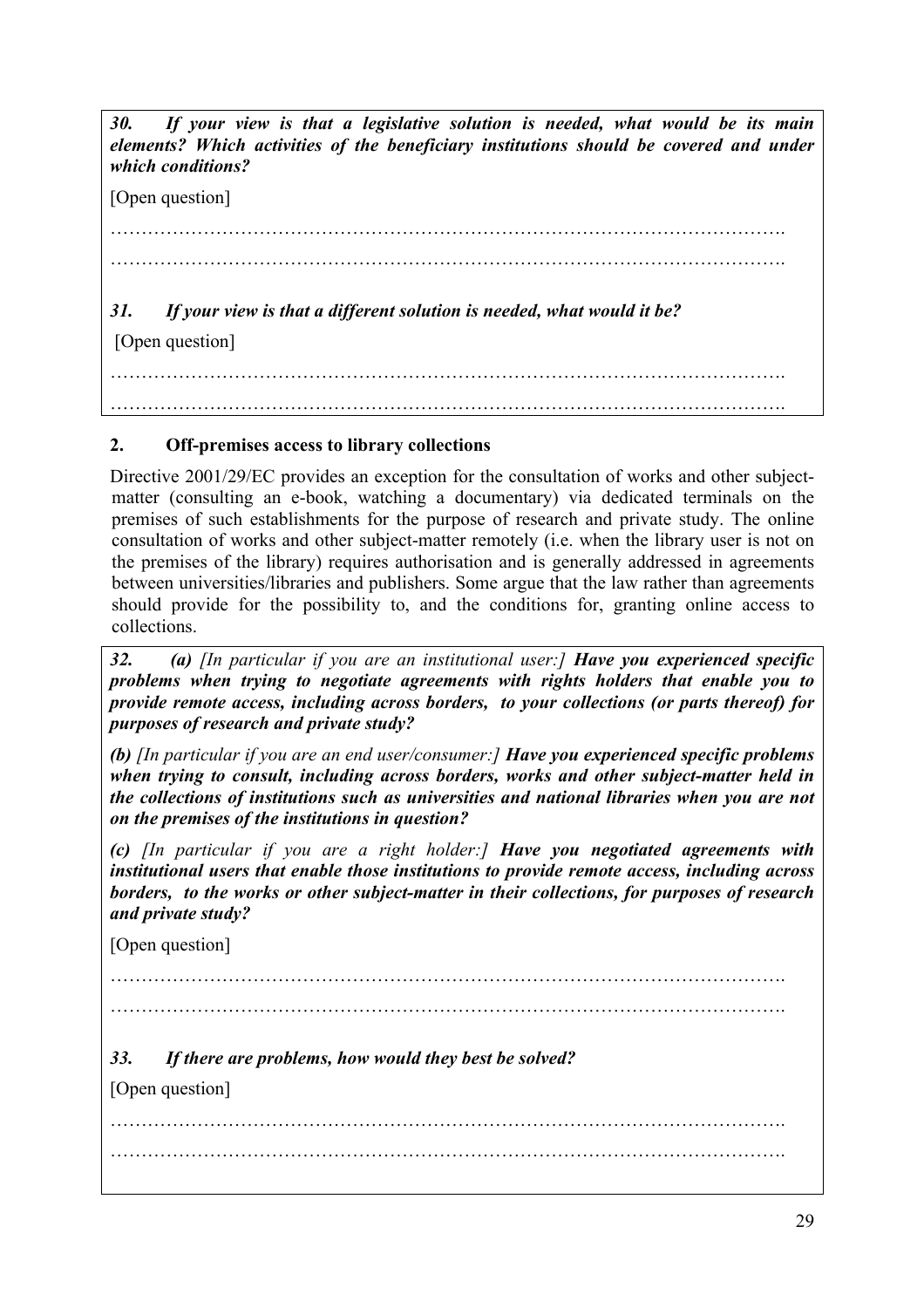***30. If your view is that a legislative solution is needed, what would be its main elements? Which activities of the beneficiary institutions should be covered and under which conditions?***

[Open question]

…………………………………………………………………………………………….

…………………………………………………………………………………………….

***31. If your view is that a different solution is needed, what would it be?***

[Open question]

…………………………………………………………………………………………….

…………………………………………………………………………………………….

## 2. Off-premises access to library collections

Directive 2001/29/EC provides an exception for the consultation of works and other subject-matter (consulting an e-book, watching a documentary) via dedicated terminals on the premises of such establishments for the purpose of research and private study. The online consultation of works and other subject-matter remotely (i.e. when the library user is not on the premises of the library) requires authorisation and is generally addressed in agreements between universities/libraries and publishers. Some argue that the law rather than agreements should provide for the possibility to, and the conditions for, granting online access to collections.

***32. (a)*** *[In particular if you are an institutional user:]* ***Have you experienced specific problems when trying to negotiate agreements with rights holders that enable you to provide remote access, including across borders, to your collections (or parts thereof) for purposes of research and private study?***

***(b)*** *[In particular if you are an end user/consumer:]* ***Have you experienced specific problems when trying to consult, including across borders, works and other subject-matter held in the collections of institutions such as universities and national libraries when you are not on the premises of the institutions in question?***

***(c)*** *[In particular if you are a right holder:]* ***Have you negotiated agreements with institutional users that enable those institutions to provide remote access, including across borders, to the works or other subject-matter in their collections, for purposes of research and private study?***

[Open question]

…………………………………………………………………………………………….

…………………………………………………………………………………………….

***33. If there are problems, how would they best be solved?***

[Open question]

…………………………………………………………………………………………….

…………………………………………………………………………………………….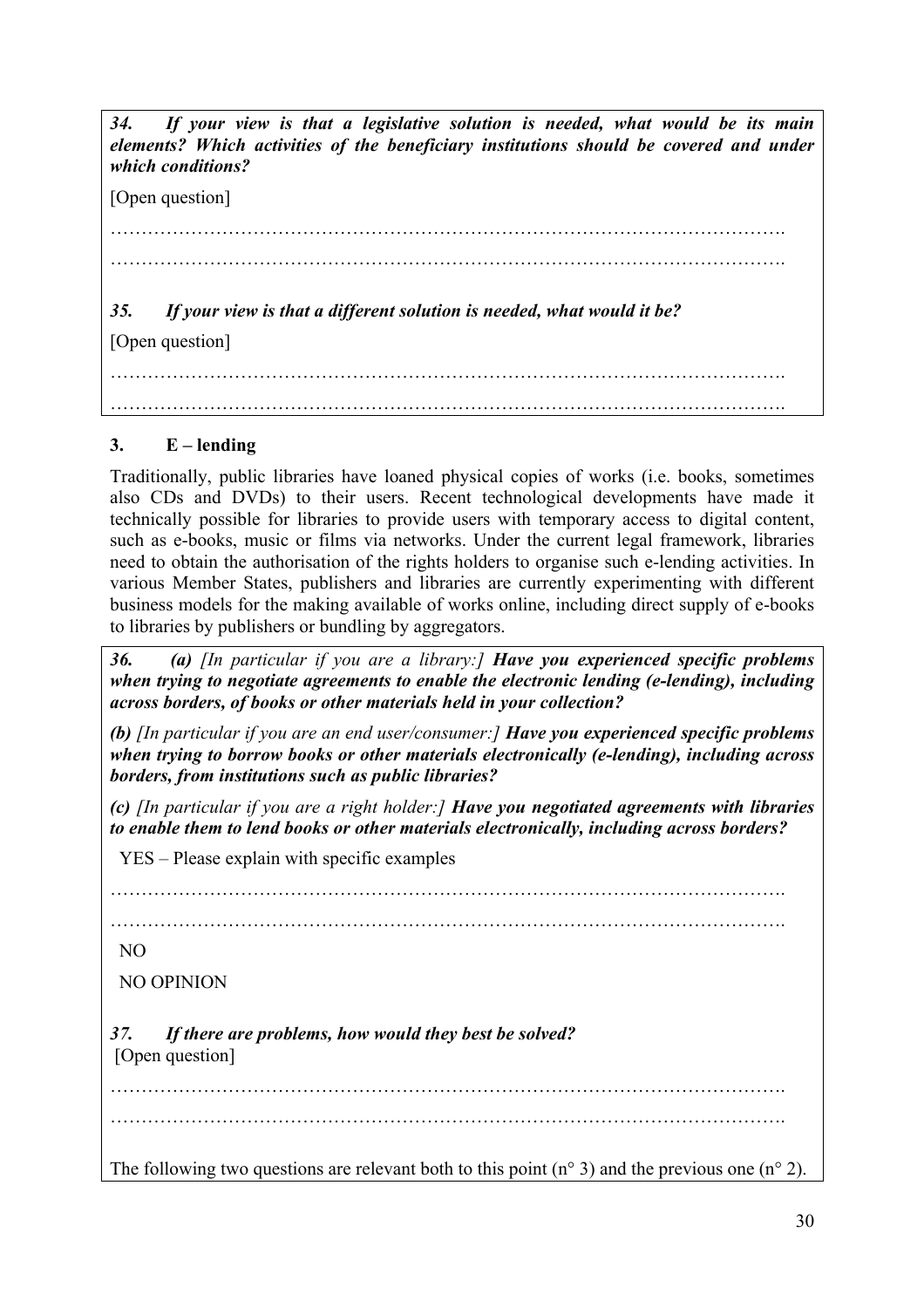***34. If your view is that a legislative solution is needed, what would be its main elements? Which activities of the beneficiary institutions should be covered and under which conditions?***

[Open question]

……………………………………………………………………………………………….

……………………………………………………………………………………………….

***35. If your view is that a different solution is needed, what would it be?***

[Open question]

……………………………………………………………………………………………….

……………………………………………………………………………………………….

## 3. E – lending

Traditionally, public libraries have loaned physical copies of works (i.e. books, sometimes also CDs and DVDs) to their users. Recent technological developments have made it technically possible for libraries to provide users with temporary access to digital content, such as e-books, music or films via networks. Under the current legal framework, libraries need to obtain the authorisation of the rights holders to organise such e-lending activities. In various Member States, publishers and libraries are currently experimenting with different business models for the making available of works online, including direct supply of e-books to libraries by publishers or bundling by aggregators.

***36. (a)*** *[In particular if you are a library:]* ***Have you experienced specific problems when trying to negotiate agreements to enable the electronic lending (e-lending), including across borders, of books or other materials held in your collection?***

***(b)*** *[In particular if you are an end user/consumer:]* ***Have you experienced specific problems when trying to borrow books or other materials electronically (e-lending), including across borders, from institutions such as public libraries?***

***(c)*** *[In particular if you are a right holder:]* ***Have you negotiated agreements with libraries to enable them to lend books or other materials electronically, including across borders?***

YES – Please explain with specific examples

……………………………………………………………………………………………….

……………………………………………………………………………………………….

NO

NO OPINION

***37. If there are problems, how would they best be solved?***

[Open question]

……………………………………………………………………………………………….

……………………………………………………………………………………………….

The following two questions are relevant both to this point (n° 3) and the previous one (n° 2).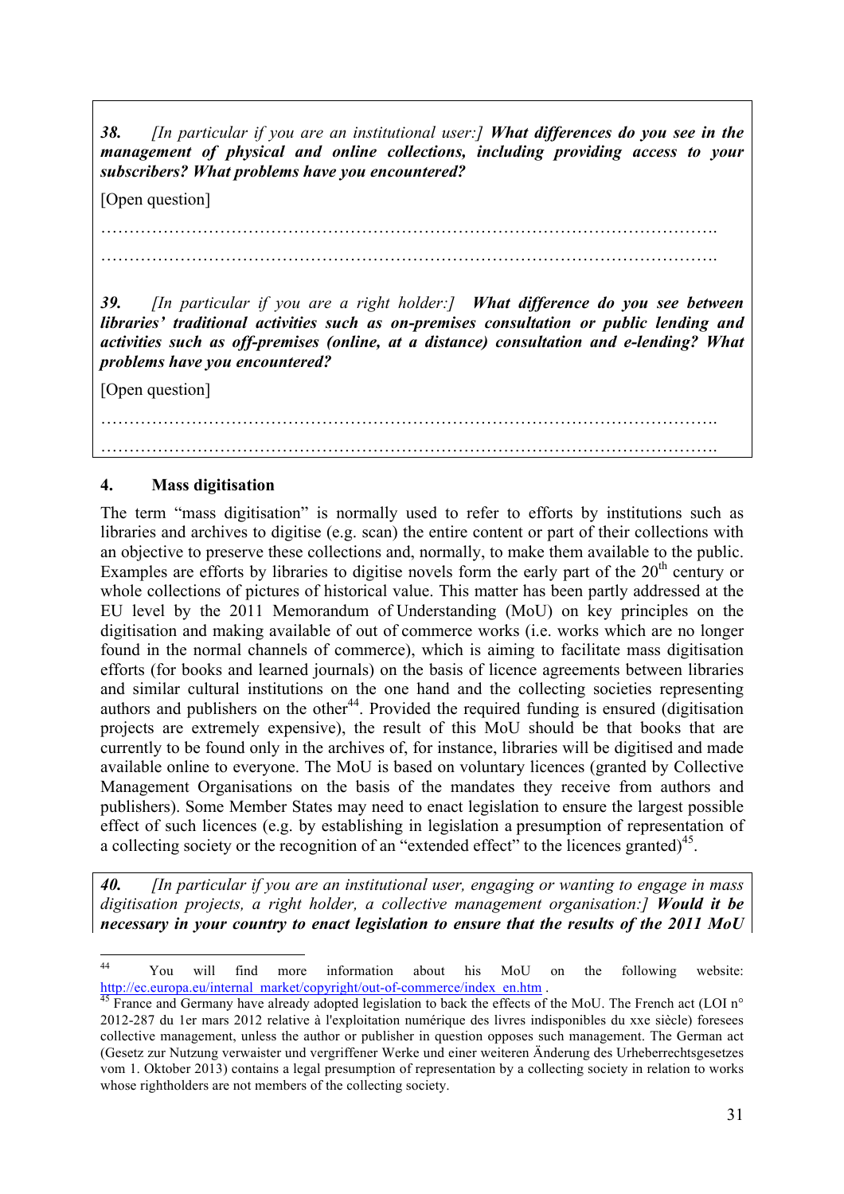*38.* *[In particular if you are an institutional user:]* ***What differences do you see in the management of physical and online collections, including providing access to your subscribers? What problems have you encountered?***

[Open question]

……………………………………………………………………………………………….

……………………………………………………………………………………………….

*39.* *[In particular if you are a right holder:]* ***What difference do you see between libraries' traditional activities such as on-premises consultation or public lending and activities such as off-premises (online, at a distance) consultation and e-lending? What problems have you encountered?***

[Open question]

……………………………………………………………………………………………….

……………………………………………………………………………………………….

## 4. Mass digitisation

The term "mass digitisation" is normally used to refer to efforts by institutions such as libraries and archives to digitise (e.g. scan) the entire content or part of their collections with an objective to preserve these collections and, normally, to make them available to the public. Examples are efforts by libraries to digitise novels form the early part of the 20th century or whole collections of pictures of historical value. This matter has been partly addressed at the EU level by the 2011 Memorandum of Understanding (MoU) on key principles on the digitisation and making available of out of commerce works (i.e. works which are no longer found in the normal channels of commerce), which is aiming to facilitate mass digitisation efforts (for books and learned journals) on the basis of licence agreements between libraries and similar cultural institutions on the one hand and the collecting societies representing authors and publishers on the other[44]. Provided the required funding is ensured (digitisation projects are extremely expensive), the result of this MoU should be that books that are currently to be found only in the archives of, for instance, libraries will be digitised and made available online to everyone. The MoU is based on voluntary licences (granted by Collective Management Organisations on the basis of the mandates they receive from authors and publishers). Some Member States may need to enact legislation to ensure the largest possible effect of such licences (e.g. by establishing in legislation a presumption of representation of a collecting society or the recognition of an "extended effect" to the licences granted)[45].

*40.* *[In particular if you are an institutional user, engaging or wanting to engage in mass digitisation projects, a right holder, a collective management organisation:]* ***Would it be necessary in your country to enact legislation to ensure that the results of the 2011 MoU***

---

[44] You will find more information about his MoU on the following website: http://ec.europa.eu/internal_market/copyright/out-of-commerce/index_en.htm .

[45] France and Germany have already adopted legislation to back the effects of the MoU. The French act (LOI n° 2012-287 du 1er mars 2012 relative à l'exploitation numérique des livres indisponibles du xxe siècle) foresees collective management, unless the author or publisher in question opposes such management. The German act (Gesetz zur Nutzung verwaister und vergriffener Werke und einer weiteren Änderung des Urheberrechtsgesetzes vom 1. Oktober 2013) contains a legal presumption of representation by a collecting society in relation to works whose rightholders are not members of the collecting society.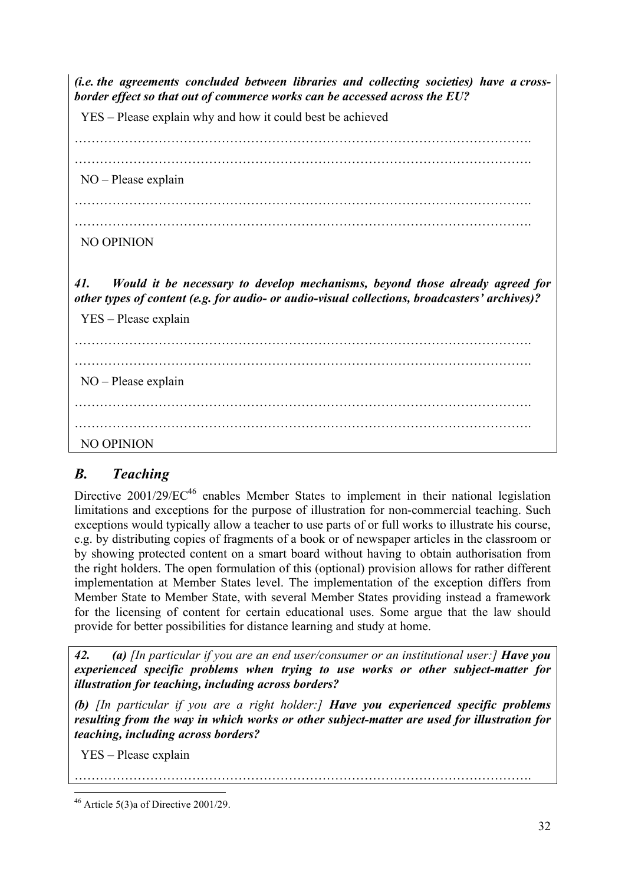***(i.e. the agreements concluded between libraries and collecting societies) have a cross-border effect so that out of commerce works can be accessed across the EU?***

YES – Please explain why and how it could best be achieved

…………………………………………………………………………………………….

…………………………………………………………………………………………….

NO – Please explain

…………………………………………………………………………………………….

…………………………………………………………………………………………….

NO OPINION

***41. Would it be necessary to develop mechanisms, beyond those already agreed for other types of content (e.g. for audio- or audio-visual collections, broadcasters' archives)?***

YES – Please explain

…………………………………………………………………………………………….

…………………………………………………………………………………………….

NO – Please explain

…………………………………………………………………………………………….

…………………………………………………………………………………………….

NO OPINION

## *B. Teaching*

Directive 2001/29/EC[46] enables Member States to implement in their national legislation limitations and exceptions for the purpose of illustration for non-commercial teaching. Such exceptions would typically allow a teacher to use parts of or full works to illustrate his course, e.g. by distributing copies of fragments of a book or of newspaper articles in the classroom or by showing protected content on a smart board without having to obtain authorisation from the right holders. The open formulation of this (optional) provision allows for rather different implementation at Member States level. The implementation of the exception differs from Member State to Member State, with several Member States providing instead a framework for the licensing of content for certain educational uses. Some argue that the law should provide for better possibilities for distance learning and study at home.

***42. (a)*** *[In particular if you are an end user/consumer or an institutional user:]* ***Have you experienced specific problems when trying to use works or other subject-matter for illustration for teaching, including across borders?***

***(b)*** *[In particular if you are a right holder:]* ***Have you experienced specific problems resulting from the way in which works or other subject-matter are used for illustration for teaching, including across borders?***

YES – Please explain

…………………………………………………………………………………………….

[46] Article 5(3)a of Directive 2001/29.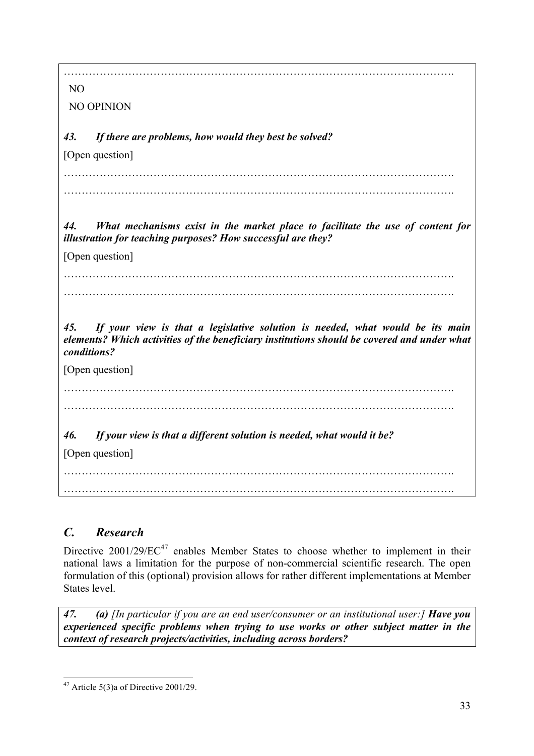…………………………………………………………………………………………….

NO

NO OPINION

***43. If there are problems, how would they best be solved?***

[Open question]

…………………………………………………………………………………………….

…………………………………………………………………………………………….

***44. What mechanisms exist in the market place to facilitate the use of content for illustration for teaching purposes? How successful are they?***

[Open question]

…………………………………………………………………………………………….

…………………………………………………………………………………………….

***45. If your view is that a legislative solution is needed, what would be its main elements? Which activities of the beneficiary institutions should be covered and under what conditions?***

[Open question]

…………………………………………………………………………………………….

…………………………………………………………………………………………….

***46. If your view is that a different solution is needed, what would it be?***

[Open question]

…………………………………………………………………………………………….

…………………………………………………………………………………………….

## *C. Research*

Directive 2001/29/EC[47] enables Member States to choose whether to implement in their national laws a limitation for the purpose of non-commercial scientific research. The open formulation of this (optional) provision allows for rather different implementations at Member States level.

***47. (a)*** *[In particular if you are an end user/consumer or an institutional user:]* ***Have you experienced specific problems when trying to use works or other subject matter in the context of research projects/activities, including across borders?***

---

[47] Article 5(3)a of Directive 2001/29.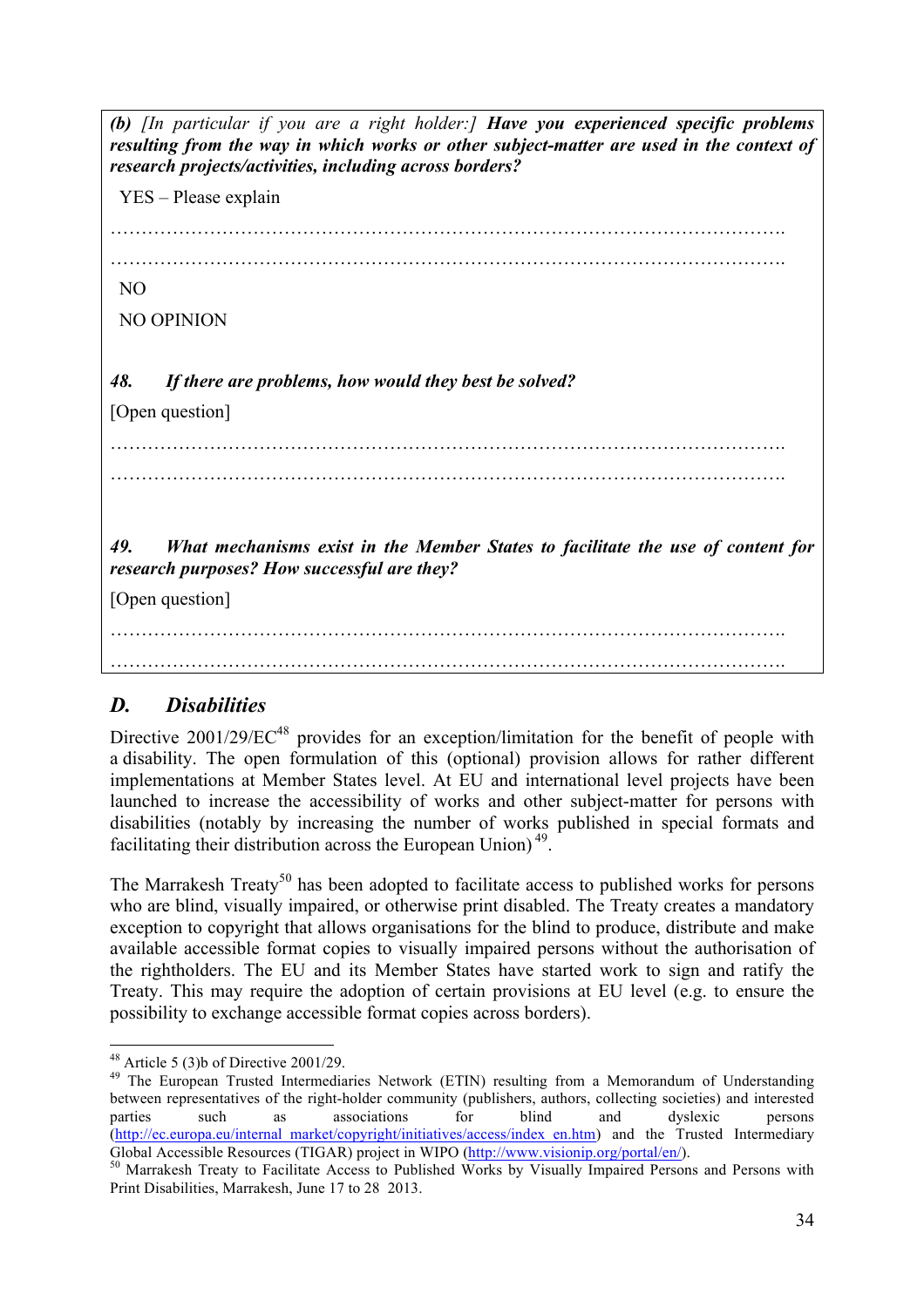***(b)** [In particular if you are a right holder:]* ***Have you experienced specific problems resulting from the way in which works or other subject-matter are used in the context of research projects/activities, including across borders?***

YES – Please explain

……………………………………………………………………………………………….

……………………………………………………………………………………………….

NO

NO OPINION

***48. If there are problems, how would they best be solved?***

[Open question]

……………………………………………………………………………………………….

……………………………………………………………………………………………….

***49. What mechanisms exist in the Member States to facilitate the use of content for research purposes? How successful are they?***

[Open question]

……………………………………………………………………………………………….

……………………………………………………………………………………………….

## *D. Disabilities*

Directive 2001/29/EC[48] provides for an exception/limitation for the benefit of people with a disability. The open formulation of this (optional) provision allows for rather different implementations at Member States level. At EU and international level projects have been launched to increase the accessibility of works and other subject-matter for persons with disabilities (notably by increasing the number of works published in special formats and facilitating their distribution across the European Union)[49].

The Marrakesh Treaty[50] has been adopted to facilitate access to published works for persons who are blind, visually impaired, or otherwise print disabled. The Treaty creates a mandatory exception to copyright that allows organisations for the blind to produce, distribute and make available accessible format copies to visually impaired persons without the authorisation of the rightholders. The EU and its Member States have started work to sign and ratify the Treaty. This may require the adoption of certain provisions at EU level (e.g. to ensure the possibility to exchange accessible format copies across borders).

---

[48] Article 5 (3)b of Directive 2001/29.

[49] The European Trusted Intermediaries Network (ETIN) resulting from a Memorandum of Understanding between representatives of the right-holder community (publishers, authors, collecting societies) and interested parties such as associations for blind and dyslexic persons (http://ec.europa.eu/internal_market/copyright/initiatives/access/index_en.htm) and the Trusted Intermediary Global Accessible Resources (TIGAR) project in WIPO (http://www.visionip.org/portal/en/).

[50] Marrakesh Treaty to Facilitate Access to Published Works by Visually Impaired Persons and Persons with Print Disabilities, Marrakesh, June 17 to 28 2013.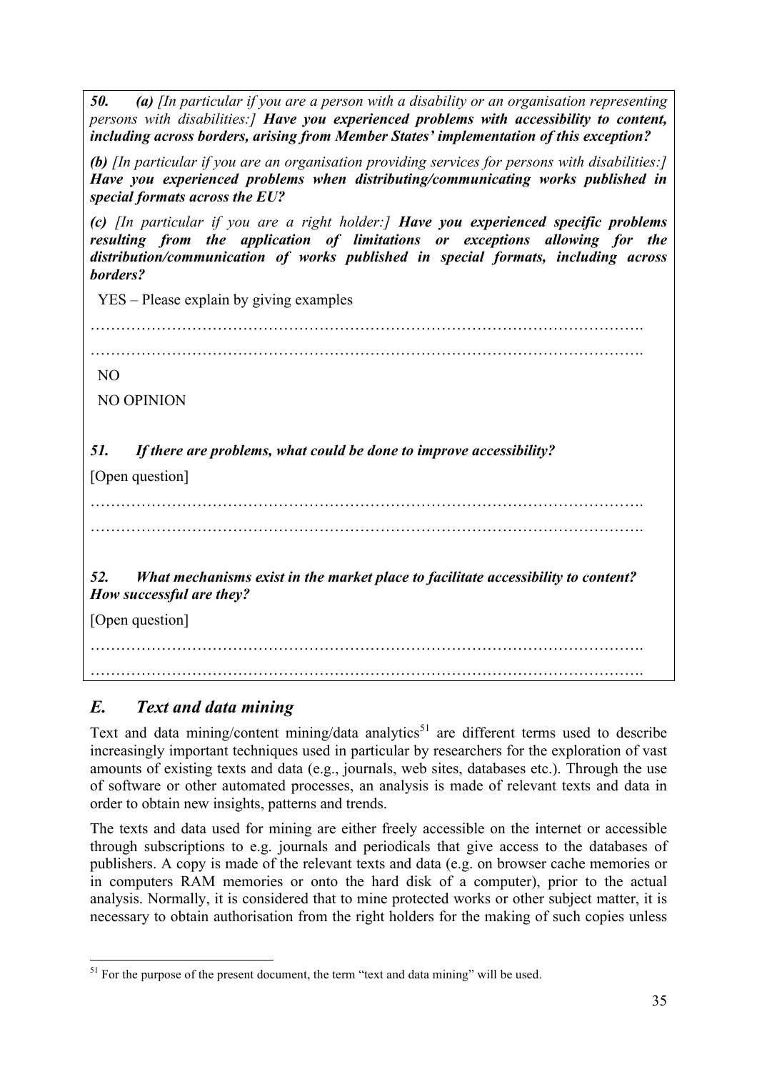***50. (a)*** *[In particular if you are a person with a disability or an organisation representing persons with disabilities:]* ***Have you experienced problems with accessibility to content, including across borders, arising from Member States' implementation of this exception?***

***(b)*** *[In particular if you are an organisation providing services for persons with disabilities:]* ***Have you experienced problems when distributing/communicating works published in special formats across the EU?***

***(c)*** *[In particular if you are a right holder:]* ***Have you experienced specific problems resulting from the application of limitations or exceptions allowing for the distribution/communication of works published in special formats, including across borders?***

YES – Please explain by giving examples

…………………………………………………………………………………………….

…………………………………………………………………………………………….

NO

NO OPINION

***51. If there are problems, what could be done to improve accessibility?***

[Open question]

…………………………………………………………………………………………….

…………………………………………………………………………………………….

***52. What mechanisms exist in the market place to facilitate accessibility to content? How successful are they?***

[Open question]

…………………………………………………………………………………………….

…………………………………………………………………………………………….

## *E. Text and data mining*

Text and data mining/content mining/data analytics[51] are different terms used to describe increasingly important techniques used in particular by researchers for the exploration of vast amounts of existing texts and data (e.g., journals, web sites, databases etc.). Through the use of software or other automated processes, an analysis is made of relevant texts and data in order to obtain new insights, patterns and trends.

The texts and data used for mining are either freely accessible on the internet or accessible through subscriptions to e.g. journals and periodicals that give access to the databases of publishers. A copy is made of the relevant texts and data (e.g. on browser cache memories or in computers RAM memories or onto the hard disk of a computer), prior to the actual analysis. Normally, it is considered that to mine protected works or other subject matter, it is necessary to obtain authorisation from the right holders for the making of such copies unless

[51] For the purpose of the present document, the term "text and data mining" will be used.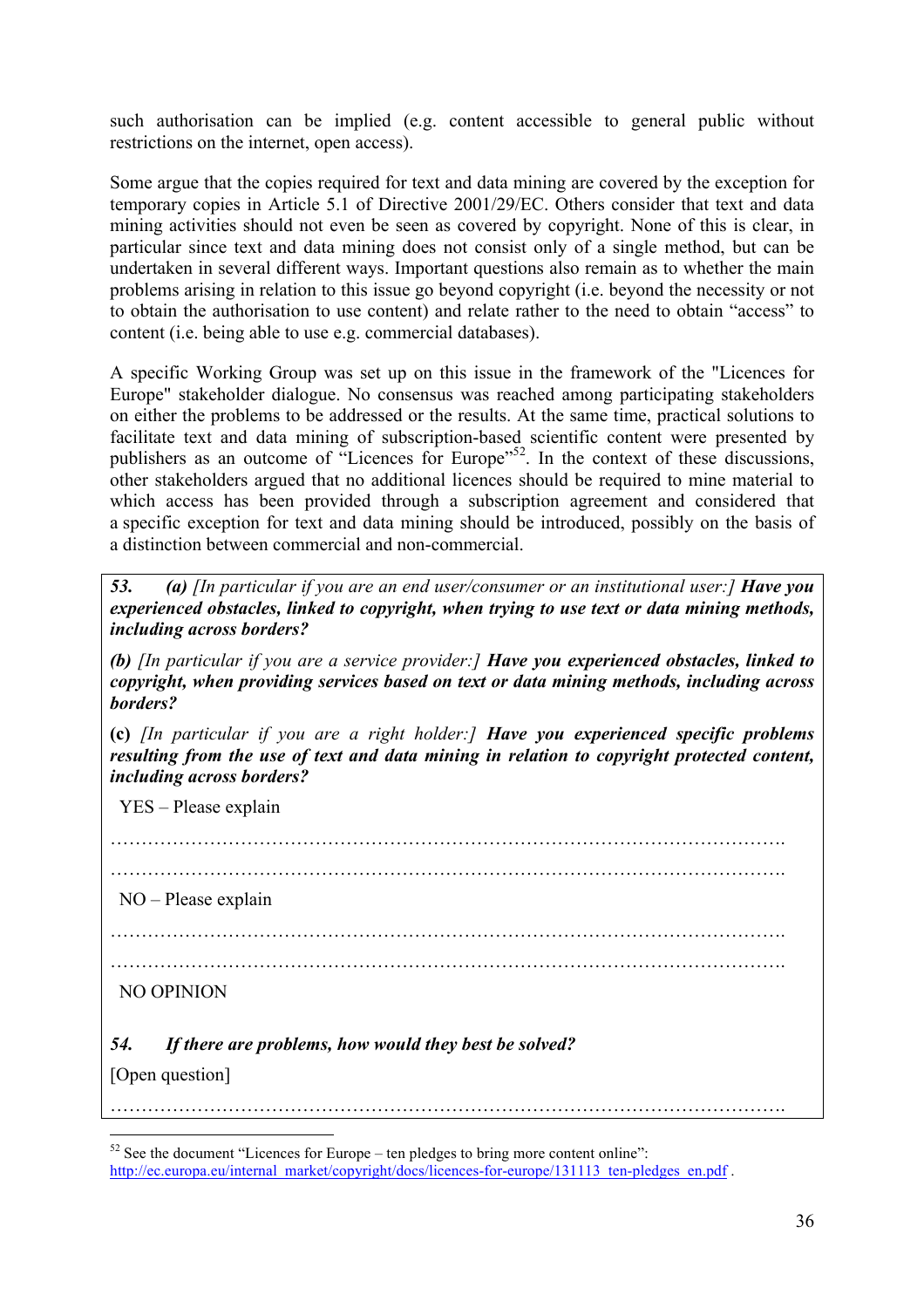such authorisation can be implied (e.g. content accessible to general public without restrictions on the internet, open access).

Some argue that the copies required for text and data mining are covered by the exception for temporary copies in Article 5.1 of Directive 2001/29/EC. Others consider that text and data mining activities should not even be seen as covered by copyright. None of this is clear, in particular since text and data mining does not consist only of a single method, but can be undertaken in several different ways. Important questions also remain as to whether the main problems arising in relation to this issue go beyond copyright (i.e. beyond the necessity or not to obtain the authorisation to use content) and relate rather to the need to obtain "access" to content (i.e. being able to use e.g. commercial databases).

A specific Working Group was set up on this issue in the framework of the "Licences for Europe" stakeholder dialogue. No consensus was reached among participating stakeholders on either the problems to be addressed or the results. At the same time, practical solutions to facilitate text and data mining of subscription-based scientific content were presented by publishers as an outcome of "Licences for Europe"[52]. In the context of these discussions, other stakeholders argued that no additional licences should be required to mine material to which access has been provided through a subscription agreement and considered that a specific exception for text and data mining should be introduced, possibly on the basis of a distinction between commercial and non-commercial.

***53. (a)** [In particular if you are an end user/consumer or an institutional user:]* ***Have you experienced obstacles, linked to copyright, when trying to use text or data mining methods, including across borders?***

***(b)** [In particular if you are a service provider:]* ***Have you experienced obstacles, linked to copyright, when providing services based on text or data mining methods, including across borders?***

**(c)** *[In particular if you are a right holder:]* ***Have you experienced specific problems resulting from the use of text and data mining in relation to copyright protected content, including across borders?***

YES – Please explain

……………………………………………………………………………………………….

……………………………………………………………………………………………….

NO – Please explain

……………………………………………………………………………………………….

……………………………………………………………………………………………….

NO OPINION

***54. If there are problems, how would they best be solved?***

[Open question]

……………………………………………………………………………………………….

[52] See the document "Licences for Europe – ten pledges to bring more content online": http://ec.europa.eu/internal_market/copyright/docs/licences-for-europe/131113_ten-pledges_en.pdf .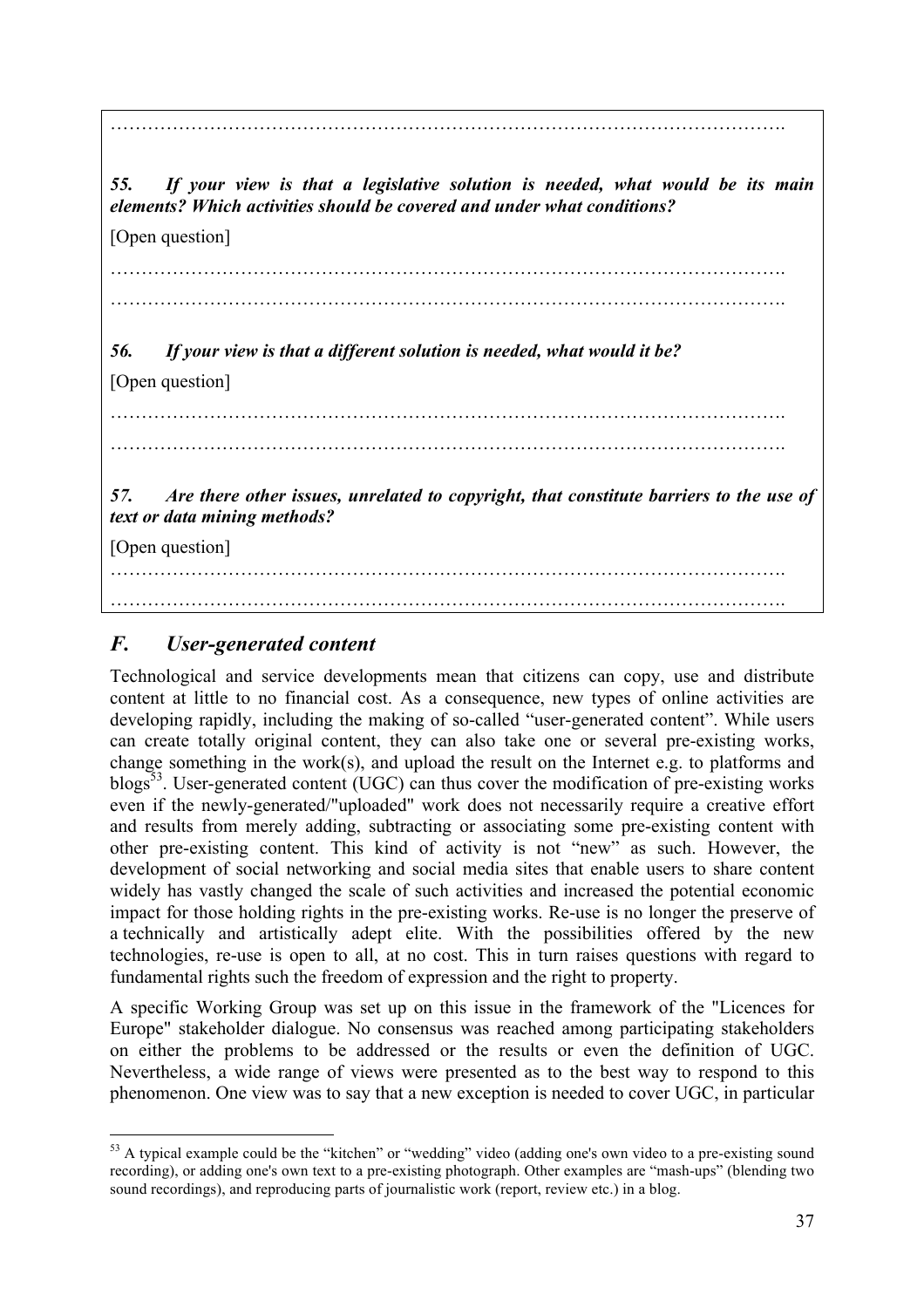…………………………………………………………………………………………….

***55. If your view is that a legislative solution is needed, what would be its main elements? Which activities should be covered and under what conditions?***

[Open question]

…………………………………………………………………………………………….

…………………………………………………………………………………………….

***56. If your view is that a different solution is needed, what would it be?***

[Open question]

…………………………………………………………………………………………….

…………………………………………………………………………………………….

***57. Are there other issues, unrelated to copyright, that constitute barriers to the use of text or data mining methods?***

[Open question]

…………………………………………………………………………………………….

…………………………………………………………………………………………….

## *F. User-generated content*

Technological and service developments mean that citizens can copy, use and distribute content at little to no financial cost. As a consequence, new types of online activities are developing rapidly, including the making of so-called "user-generated content". While users can create totally original content, they can also take one or several pre-existing works, change something in the work(s), and upload the result on the Internet e.g. to platforms and blogs[53]. User-generated content (UGC) can thus cover the modification of pre-existing works even if the newly-generated/"uploaded" work does not necessarily require a creative effort and results from merely adding, subtracting or associating some pre-existing content with other pre-existing content. This kind of activity is not "new" as such. However, the development of social networking and social media sites that enable users to share content widely has vastly changed the scale of such activities and increased the potential economic impact for those holding rights in the pre-existing works. Re-use is no longer the preserve of a technically and artistically adept elite. With the possibilities offered by the new technologies, re-use is open to all, at no cost. This in turn raises questions with regard to fundamental rights such the freedom of expression and the right to property.

A specific Working Group was set up on this issue in the framework of the "Licences for Europe" stakeholder dialogue. No consensus was reached among participating stakeholders on either the problems to be addressed or the results or even the definition of UGC. Nevertheless, a wide range of views were presented as to the best way to respond to this phenomenon. One view was to say that a new exception is needed to cover UGC, in particular

[53] A typical example could be the "kitchen" or "wedding" video (adding one's own video to a pre-existing sound recording), or adding one's own text to a pre-existing photograph. Other examples are "mash-ups" (blending two sound recordings), and reproducing parts of journalistic work (report, review etc.) in a blog.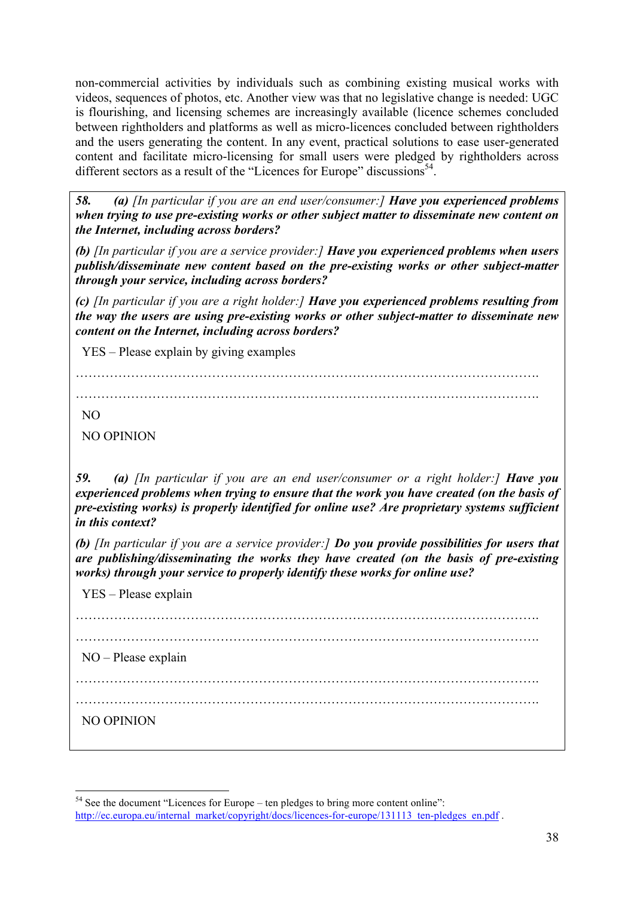non-commercial activities by individuals such as combining existing musical works with videos, sequences of photos, etc. Another view was that no legislative change is needed: UGC is flourishing, and licensing schemes are increasingly available (licence schemes concluded between rightholders and platforms as well as micro-licences concluded between rightholders and the users generating the content. In any event, practical solutions to ease user-generated content and facilitate micro-licensing for small users were pledged by rightholders across different sectors as a result of the "Licences for Europe" discussions[54].

***58. (a)** [In particular if you are an end user/consumer:]* ***Have you experienced problems when trying to use pre-existing works or other subject matter to disseminate new content on the Internet, including across borders?***

***(b)** [In particular if you are a service provider:]* ***Have you experienced problems when users publish/disseminate new content based on the pre-existing works or other subject-matter through your service, including across borders?***

***(c)** [In particular if you are a right holder:]* ***Have you experienced problems resulting from the way the users are using pre-existing works or other subject-matter to disseminate new content on the Internet, including across borders?***

YES – Please explain by giving examples

……………………………………………………………………………………………….

……………………………………………………………………………………………….

NO

NO OPINION

***59. (a)** [In particular if you are an end user/consumer or a right holder:]* ***Have you experienced problems when trying to ensure that the work you have created (on the basis of pre-existing works) is properly identified for online use? Are proprietary systems sufficient in this context?***

***(b)** [In particular if you are a service provider:]* ***Do you provide possibilities for users that are publishing/disseminating the works they have created (on the basis of pre-existing works) through your service to properly identify these works for online use?***

YES – Please explain

……………………………………………………………………………………………….

……………………………………………………………………………………………….

NO – Please explain

……………………………………………………………………………………………….

……………………………………………………………………………………………….

NO OPINION

---

[54] See the document "Licences for Europe – ten pledges to bring more content online": http://ec.europa.eu/internal_market/copyright/docs/licences-for-europe/131113_ten-pledges_en.pdf .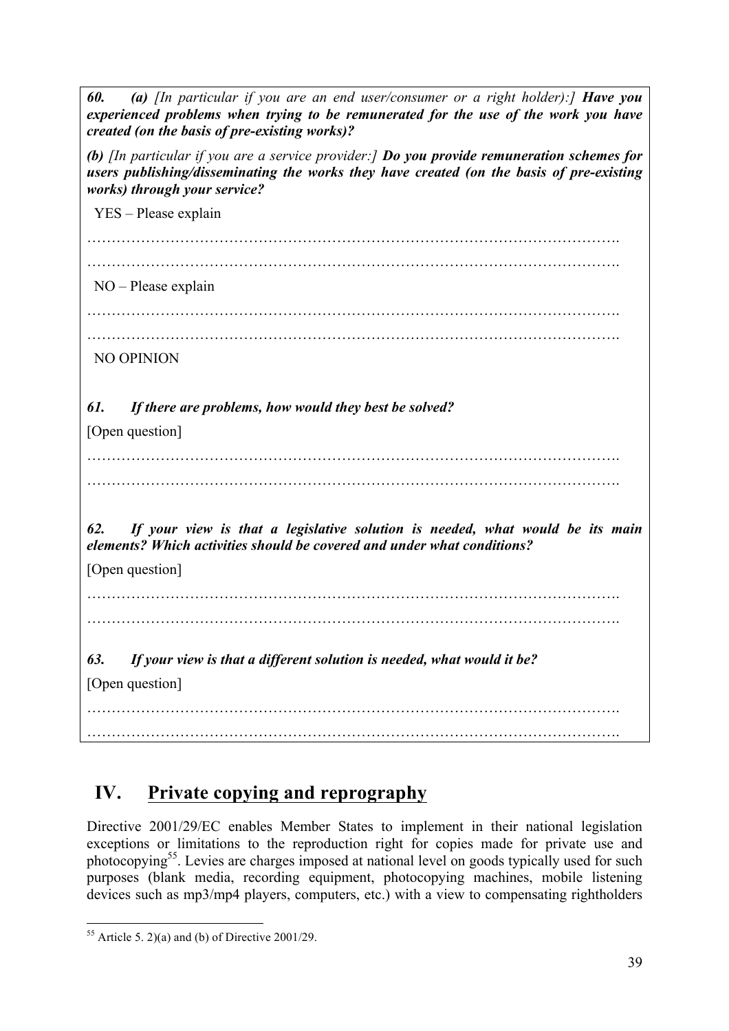***60. (a)** [In particular if you are an end user/consumer or a right holder):]* ***Have you experienced problems when trying to be remunerated for the use of the work you have created (on the basis of pre-existing works)?***

***(b)** [In particular if you are a service provider:]* ***Do you provide remuneration schemes for users publishing/disseminating the works they have created (on the basis of pre-existing works) through your service?***

YES – Please explain

…………………………………………………………………………………………….

…………………………………………………………………………………………….

NO – Please explain

…………………………………………………………………………………………….

…………………………………………………………………………………………….

NO OPINION

***61. If there are problems, how would they best be solved?***

[Open question]

…………………………………………………………………………………………….

…………………………………………………………………………………………….

***62. If your view is that a legislative solution is needed, what would be its main elements? Which activities should be covered and under what conditions?***

[Open question]

…………………………………………………………………………………………….

…………………………………………………………………………………………….

***63. If your view is that a different solution is needed, what would it be?***

[Open question]

…………………………………………………………………………………………….

…………………………………………………………………………………………….

## IV. Private copying and reprography

Directive 2001/29/EC enables Member States to implement in their national legislation exceptions or limitations to the reproduction right for copies made for private use and photocopying[55]. Levies are charges imposed at national level on goods typically used for such purposes (blank media, recording equipment, photocopying machines, mobile listening devices such as mp3/mp4 players, computers, etc.) with a view to compensating rightholders

[55] Article 5. 2)(a) and (b) of Directive 2001/29.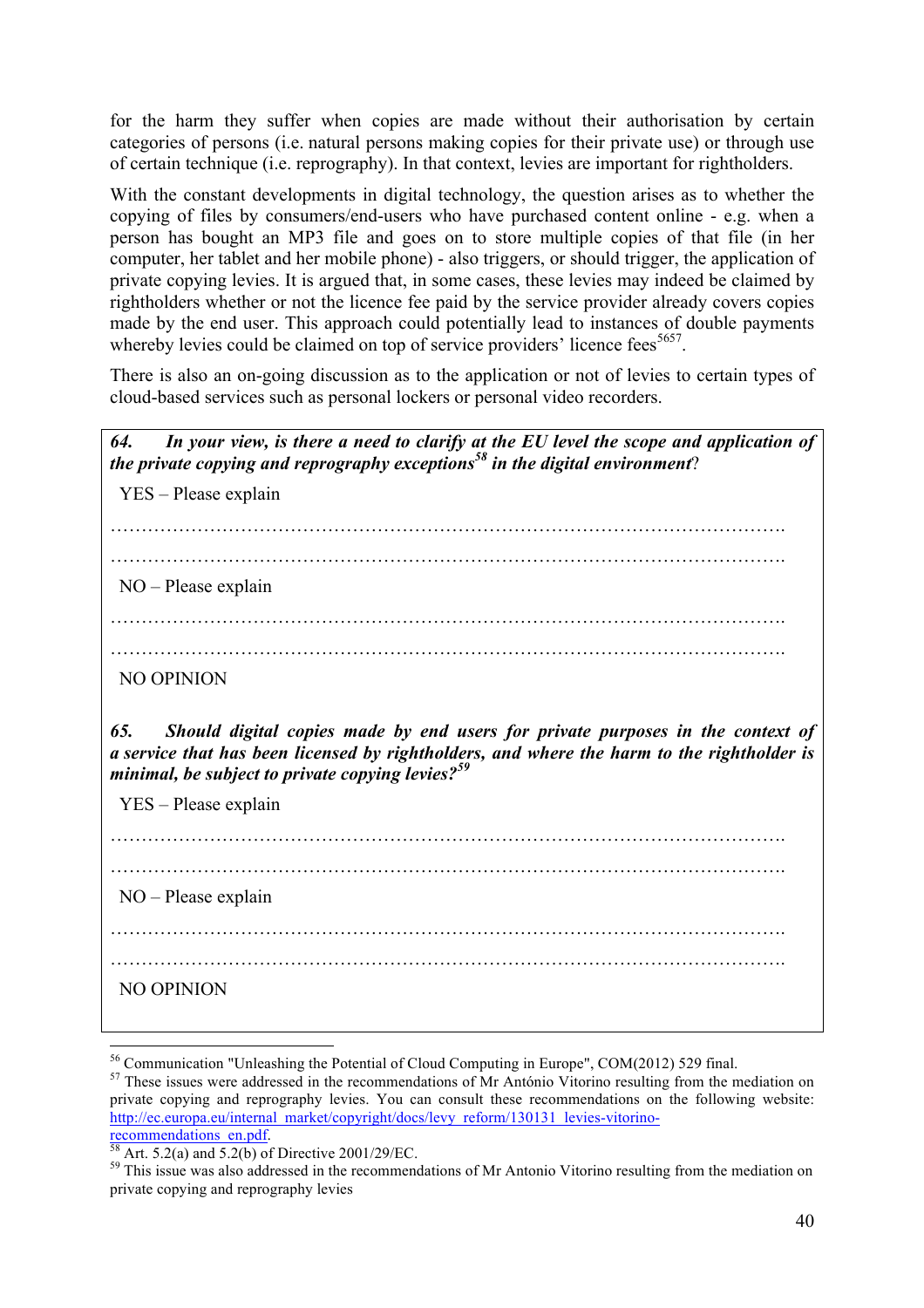for the harm they suffer when copies are made without their authorisation by certain categories of persons (i.e. natural persons making copies for their private use) or through use of certain technique (i.e. reprography). In that context, levies are important for rightholders.

With the constant developments in digital technology, the question arises as to whether the copying of files by consumers/end-users who have purchased content online - e.g. when a person has bought an MP3 file and goes on to store multiple copies of that file (in her computer, her tablet and her mobile phone) - also triggers, or should trigger, the application of private copying levies. It is argued that, in some cases, these levies may indeed be claimed by rightholders whether or not the licence fee paid by the service provider already covers copies made by the end user. This approach could potentially lead to instances of double payments whereby levies could be claimed on top of service providers' licence fees[56][57].

There is also an on-going discussion as to the application or not of levies to certain types of cloud-based services such as personal lockers or personal video recorders.

***64. In your view, is there a need to clarify at the EU level the scope and application of the private copying and reprography exceptions[58] in the digital environment?***

YES – Please explain

……………………………………………………………………………………………….

……………………………………………………………………………………………….

NO – Please explain

……………………………………………………………………………………………….

……………………………………………………………………………………………….

NO OPINION

***65. Should digital copies made by end users for private purposes in the context of a service that has been licensed by rightholders, and where the harm to the rightholder is minimal, be subject to private copying levies?[59]***

YES – Please explain

……………………………………………………………………………………………….

……………………………………………………………………………………………….

NO – Please explain

……………………………………………………………………………………………….

……………………………………………………………………………………………….

NO OPINION

---

[56] Communication "Unleashing the Potential of Cloud Computing in Europe", COM(2012) 529 final.

[57] These issues were addressed in the recommendations of Mr António Vitorino resulting from the mediation on private copying and reprography levies. You can consult these recommendations on the following website: http://ec.europa.eu/internal_market/copyright/docs/levy_reform/130131_levies-vitorino-recommendations_en.pdf.

[58] Art. 5.2(a) and 5.2(b) of Directive 2001/29/EC.

[59] This issue was also addressed in the recommendations of Mr Antonio Vitorino resulting from the mediation on private copying and reprography levies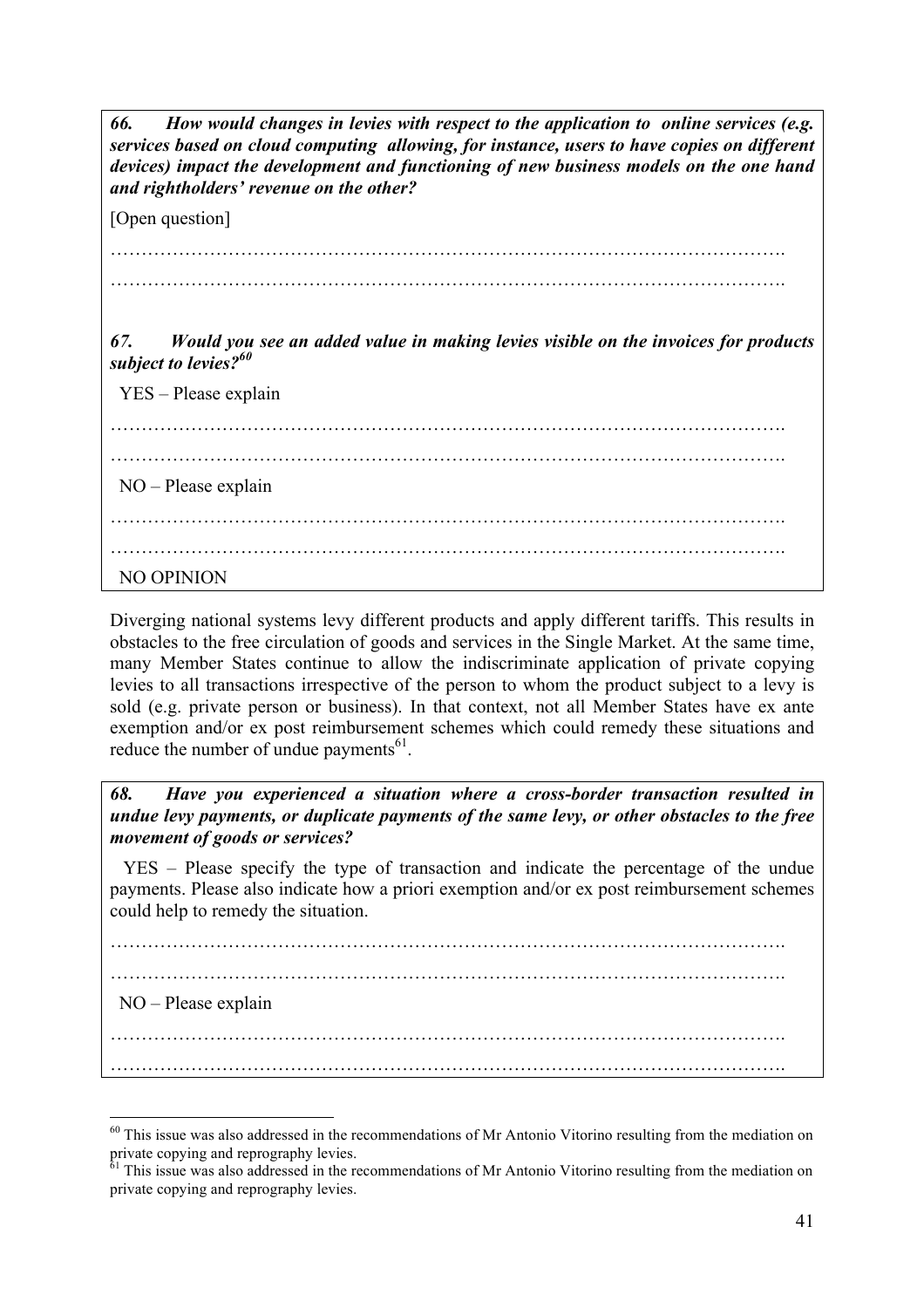***66. How would changes in levies with respect to the application to online services (e.g. services based on cloud computing allowing, for instance, users to have copies on different devices) impact the development and functioning of new business models on the one hand and rightholders' revenue on the other?***

[Open question]

…………………………………………………………………………………………….

…………………………………………………………………………………………….

***67. Would you see an added value in making levies visible on the invoices for products subject to levies?[60]***

YES – Please explain

…………………………………………………………………………………………….

…………………………………………………………………………………………….

NO – Please explain

…………………………………………………………………………………………….

…………………………………………………………………………………………….

NO OPINION

Diverging national systems levy different products and apply different tariffs. This results in obstacles to the free circulation of goods and services in the Single Market. At the same time, many Member States continue to allow the indiscriminate application of private copying levies to all transactions irrespective of the person to whom the product subject to a levy is sold (e.g. private person or business). In that context, not all Member States have ex ante exemption and/or ex post reimbursement schemes which could remedy these situations and reduce the number of undue payments[61].

***68. Have you experienced a situation where a cross-border transaction resulted in undue levy payments, or duplicate payments of the same levy, or other obstacles to the free movement of goods or services?***

YES – Please specify the type of transaction and indicate the percentage of the undue payments. Please also indicate how a priori exemption and/or ex post reimbursement schemes could help to remedy the situation.

…………………………………………………………………………………………….

…………………………………………………………………………………………….

NO – Please explain

…………………………………………………………………………………………….

…………………………………………………………………………………………….

---

[60] This issue was also addressed in the recommendations of Mr Antonio Vitorino resulting from the mediation on private copying and reprography levies.

[61] This issue was also addressed in the recommendations of Mr Antonio Vitorino resulting from the mediation on private copying and reprography levies.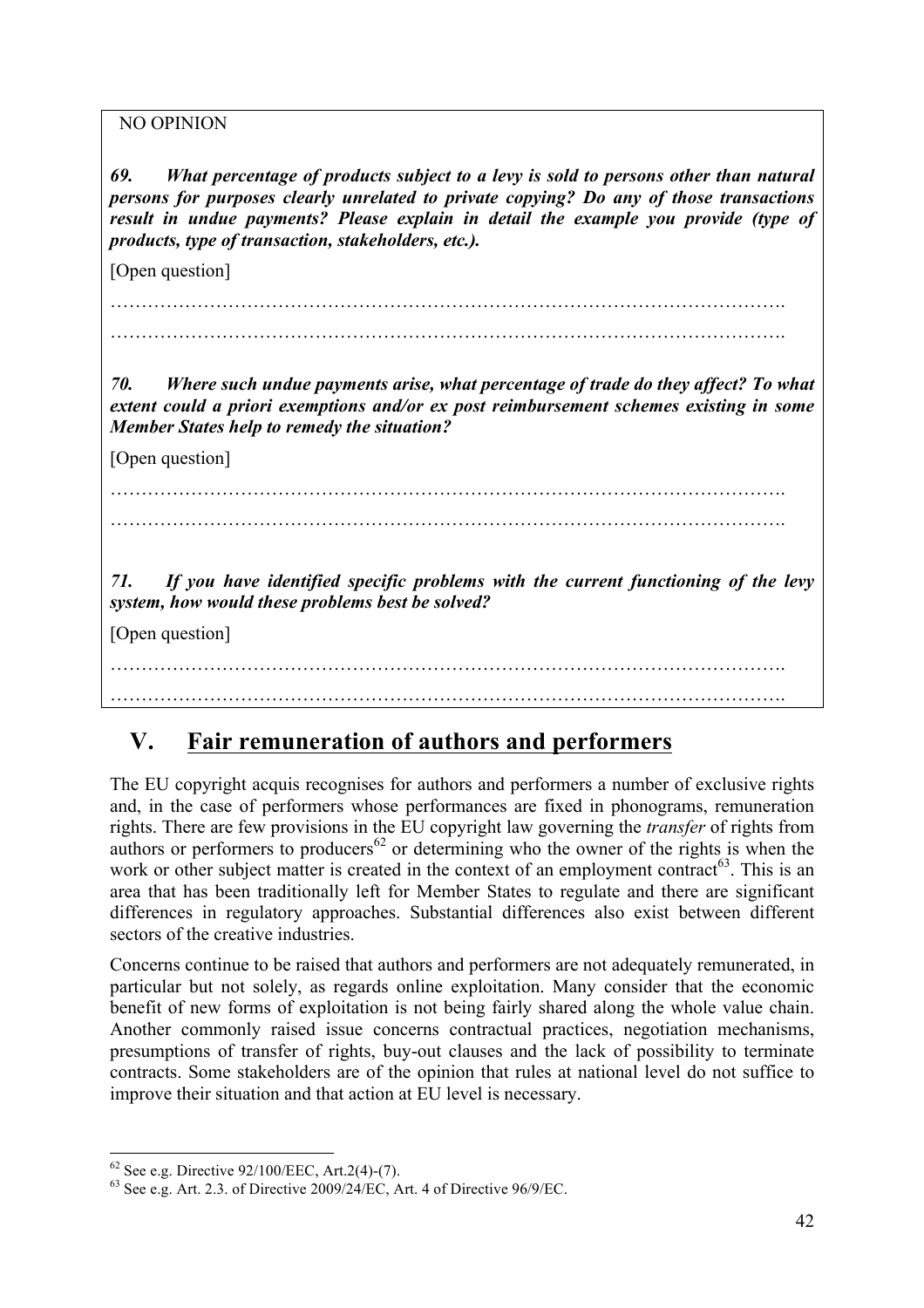NO OPINION

***69. What percentage of products subject to a levy is sold to persons other than natural persons for purposes clearly unrelated to private copying? Do any of those transactions result in undue payments? Please explain in detail the example you provide (type of products, type of transaction, stakeholders, etc.).***

[Open question]

……………………………………………………………………………………………….

……………………………………………………………………………………………….

***70. Where such undue payments arise, what percentage of trade do they affect? To what extent could a priori exemptions and/or ex post reimbursement schemes existing in some Member States help to remedy the situation?***

[Open question]

……………………………………………………………………………………………….

……………………………………………………………………………………………….

***71. If you have identified specific problems with the current functioning of the levy system, how would these problems best be solved?***

[Open question]

……………………………………………………………………………………………….

……………………………………………………………………………………………….

# V. Fair remuneration of authors and performers

The EU copyright acquis recognises for authors and performers a number of exclusive rights and, in the case of performers whose performances are fixed in phonograms, remuneration rights. There are few provisions in the EU copyright law governing the *transfer* of rights from authors or performers to producers[62] or determining who the owner of the rights is when the work or other subject matter is created in the context of an employment contract[63]. This is an area that has been traditionally left for Member States to regulate and there are significant differences in regulatory approaches. Substantial differences also exist between different sectors of the creative industries.

Concerns continue to be raised that authors and performers are not adequately remunerated, in particular but not solely, as regards online exploitation. Many consider that the economic benefit of new forms of exploitation is not being fairly shared along the whole value chain. Another commonly raised issue concerns contractual practices, negotiation mechanisms, presumptions of transfer of rights, buy-out clauses and the lack of possibility to terminate contracts. Some stakeholders are of the opinion that rules at national level do not suffice to improve their situation and that action at EU level is necessary.

---

[62] See e.g. Directive 92/100/EEC, Art.2(4)-(7).

[63] See e.g. Art. 2.3. of Directive 2009/24/EC, Art. 4 of Directive 96/9/EC.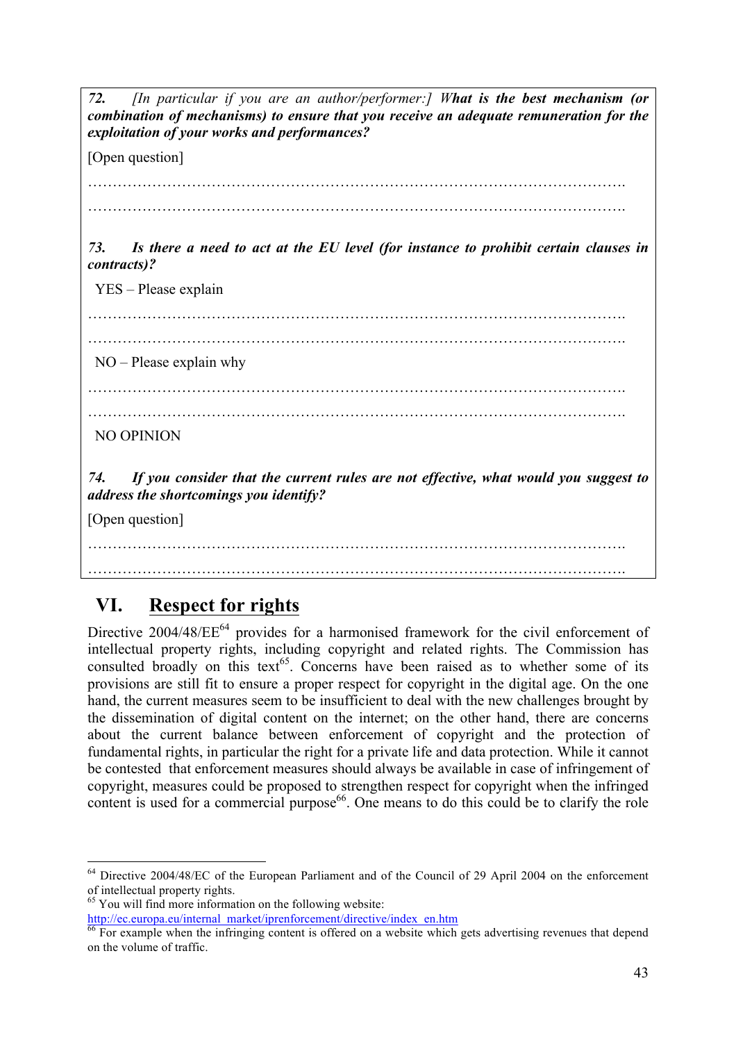***72.*** *[In particular if you are an author/performer:]* ***What is the best mechanism (or combination of mechanisms) to ensure that you receive an adequate remuneration for the exploitation of your works and performances?***

[Open question]

……………………………………………………………………………………………….

……………………………………………………………………………………………….

***73. Is there a need to act at the EU level (for instance to prohibit certain clauses in contracts)?***

YES – Please explain

……………………………………………………………………………………………….

……………………………………………………………………………………………….

NO – Please explain why

……………………………………………………………………………………………….

……………………………………………………………………………………………….

NO OPINION

***74. If you consider that the current rules are not effective, what would you suggest to address the shortcomings you identify?***

[Open question]

……………………………………………………………………………………………….

……………………………………………………………………………………………….

# VI. Respect for rights

Directive 2004/48/EE[64] provides for a harmonised framework for the civil enforcement of intellectual property rights, including copyright and related rights. The Commission has consulted broadly on this text[65]. Concerns have been raised as to whether some of its provisions are still fit to ensure a proper respect for copyright in the digital age. On the one hand, the current measures seem to be insufficient to deal with the new challenges brought by the dissemination of digital content on the internet; on the other hand, there are concerns about the current balance between enforcement of copyright and the protection of fundamental rights, in particular the right for a private life and data protection. While it cannot be contested that enforcement measures should always be available in case of infringement of copyright, measures could be proposed to strengthen respect for copyright when the infringed content is used for a commercial purpose[66]. One means to do this could be to clarify the role

---

[64] Directive 2004/48/EC of the European Parliament and of the Council of 29 April 2004 on the enforcement of intellectual property rights.

[65] You will find more information on the following website: http://ec.europa.eu/internal_market/iprenforcement/directive/index_en.htm

[66] For example when the infringing content is offered on a website which gets advertising revenues that depend on the volume of traffic.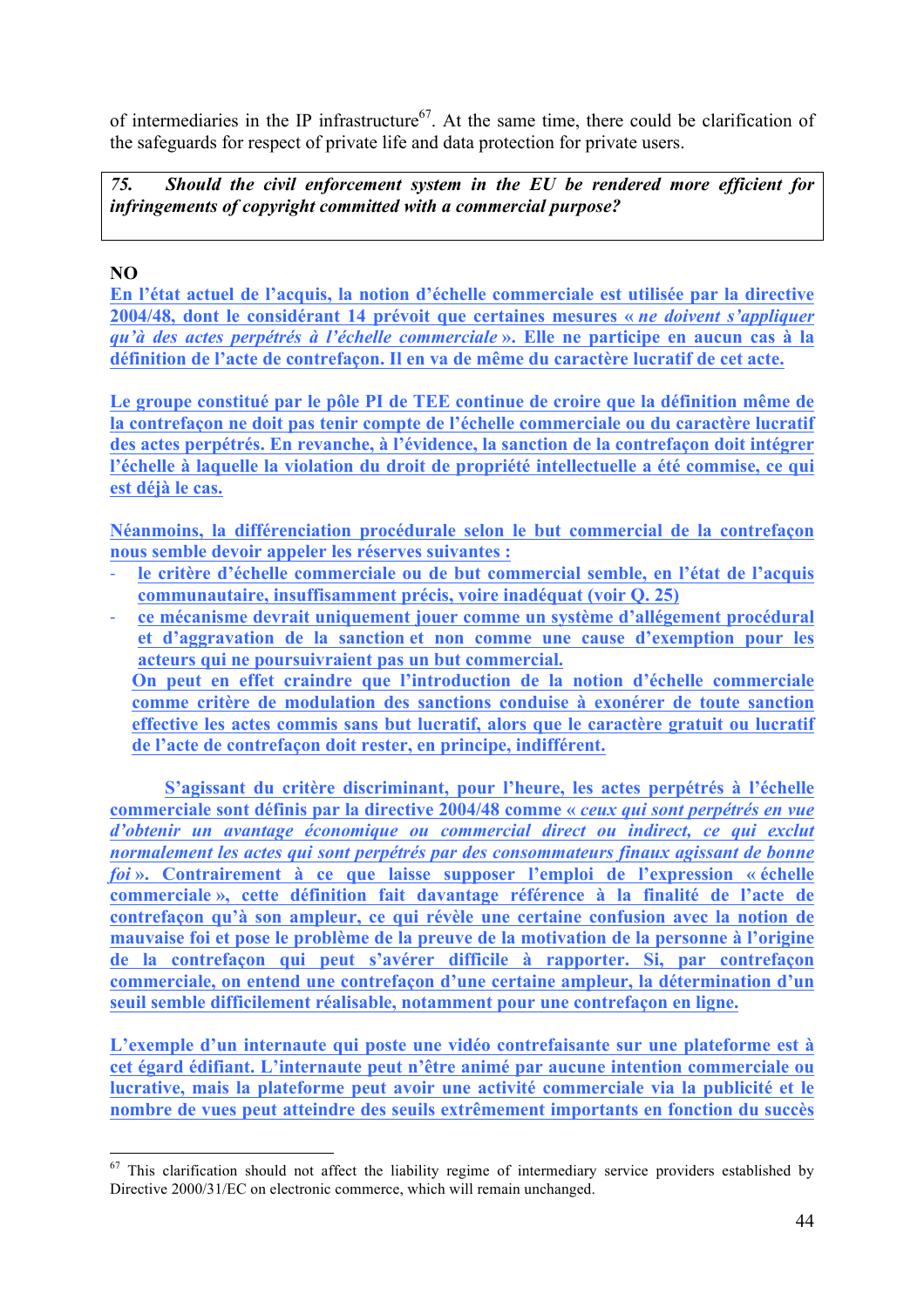of intermediaries in the IP infrastructure[67]. At the same time, there could be clarification of the safeguards for respect of private life and data protection for private users.

| *75. Should the civil enforcement system in the EU be rendered more efficient for infringements of copyright committed with a commercial purpose?* |
|---|

**NO**

**En l'état actuel de l'acquis, la notion d'échelle commerciale est utilisée par la directive 2004/48, dont le considérant 14 prévoit que certaines mesures « *ne doivent s'appliquer qu'à des actes perpétrés à l'échelle commerciale* ». Elle ne participe en aucun cas à la définition de l'acte de contrefaçon. Il en va de même du caractère lucratif de cet acte.**

**Le groupe constitué par le pôle PI de TEE continue de croire que la définition même de la contrefaçon ne doit pas tenir compte de l'échelle commerciale ou du caractère lucratif des actes perpétrés. En revanche, à l'évidence, la sanction de la contrefaçon doit intégrer l'échelle à laquelle la violation du droit de propriété intellectuelle a été commise, ce qui est déjà le cas.**

**Néanmoins, la différenciation procédurale selon le but commercial de la contrefaçon nous semble devoir appeler les réserves suivantes :**

- **le critère d'échelle commerciale ou de but commercial semble, en l'état de l'acquis communautaire, insuffisamment précis, voire inadéquat (voir Q. 25)**
- **ce mécanisme devrait uniquement jouer comme un système d'allégement procédural et d'aggravation de la sanction et non comme une cause d'exemption pour les acteurs qui ne poursuivraient pas un but commercial.**

  **On peut en effet craindre que l'introduction de la notion d'échelle commerciale comme critère de modulation des sanctions conduise à exonérer de toute sanction effective les actes commis sans but lucratif, alors que le caractère gratuit ou lucratif de l'acte de contrefaçon doit rester, en principe, indifférent.**

**S'agissant du critère discriminant, pour l'heure, les actes perpétrés à l'échelle commerciale sont définis par la directive 2004/48 comme « *ceux qui sont perpétrés en vue d'obtenir un avantage économique ou commercial direct ou indirect, ce qui exclut normalement les actes qui sont perpétrés par des consommateurs finaux agissant de bonne foi* ». Contrairement à ce que laisse supposer l'emploi de l'expression « échelle commerciale », cette définition fait davantage référence à la finalité de l'acte de contrefaçon qu'à son ampleur, ce qui révèle une certaine confusion avec la notion de mauvaise foi et pose le problème de la preuve de la motivation de la personne à l'origine de la contrefaçon qui peut s'avérer difficile à rapporter. Si, par contrefaçon commerciale, on entend une contrefaçon d'une certaine ampleur, la détermination d'un seuil semble difficilement réalisable, notamment pour une contrefaçon en ligne.**

**L'exemple d'un internaute qui poste une vidéo contrefaisante sur une plateforme est à cet égard édifiant. L'internaute peut n'être animé par aucune intention commerciale ou lucrative, mais la plateforme peut avoir une activité commerciale via la publicité et le nombre de vues peut atteindre des seuils extrêmement importants en fonction du succès**

[67] This clarification should not affect the liability regime of intermediary service providers established by Directive 2000/31/EC on electronic commerce, which will remain unchanged.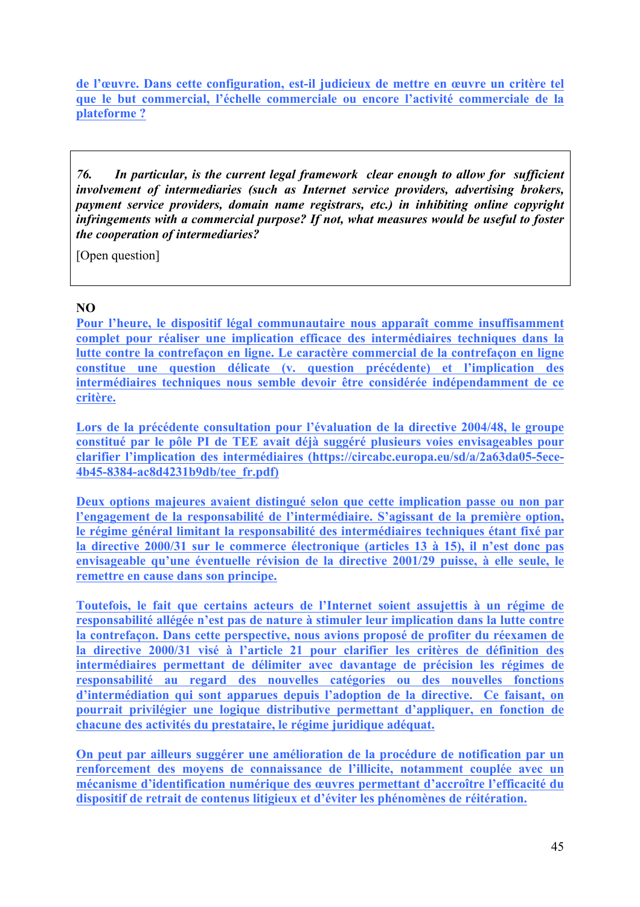de l'œuvre. Dans cette configuration, est-il judicieux de mettre en œuvre un critère tel que le but commercial, l'échelle commerciale ou encore l'activité commerciale de la plateforme ?

> *76. In particular, is the current legal framework clear enough to allow for sufficient involvement of intermediaries (such as Internet service providers, advertising brokers, payment service providers, domain name registrars, etc.) in inhibiting online copyright infringements with a commercial purpose? If not, what measures would be useful to foster the cooperation of intermediaries?*
>
> [Open question]

**NO**

Pour l'heure, le dispositif légal communautaire nous apparaît comme insuffisamment complet pour réaliser une implication efficace des intermédiaires techniques dans la lutte contre la contrefaçon en ligne. Le caractère commercial de la contrefaçon en ligne constitue une question délicate (v. question précédente) et l'implication des intermédiaires techniques nous semble devoir être considérée indépendamment de ce critère.

Lors de la précédente consultation pour l'évaluation de la directive 2004/48, le groupe constitué par le pôle PI de TEE avait déjà suggéré plusieurs voies envisageables pour clarifier l'implication des intermédiaires (https://circabc.europa.eu/sd/a/2a63da05-5ece-4b45-8384-ac8d4231b9db/tee_fr.pdf)

Deux options majeures avaient distingué selon que cette implication passe ou non par l'engagement de la responsabilité de l'intermédiaire. S'agissant de la première option, le régime général limitant la responsabilité des intermédiaires techniques étant fixé par la directive 2000/31 sur le commerce électronique (articles 13 à 15), il n'est donc pas envisageable qu'une éventuelle révision de la directive 2001/29 puisse, à elle seule, le remettre en cause dans son principe.

Toutefois, le fait que certains acteurs de l'Internet soient assujettis à un régime de responsabilité allégée n'est pas de nature à stimuler leur implication dans la lutte contre la contrefaçon. Dans cette perspective, nous avions proposé de profiter du réexamen de la directive 2000/31 visé à l'article 21 pour clarifier les critères de définition des intermédiaires permettant de délimiter avec davantage de précision les régimes de responsabilité au regard des nouvelles catégories ou des nouvelles fonctions d'intermédiation qui sont apparues depuis l'adoption de la directive. Ce faisant, on pourrait privilégier une logique distributive permettant d'appliquer, en fonction de chacune des activités du prestataire, le régime juridique adéquat.

On peut par ailleurs suggérer une amélioration de la procédure de notification par un renforcement des moyens de connaissance de l'illicite, notamment couplée avec un mécanisme d'identification numérique des œuvres permettant d'accroître l'efficacité du dispositif de retrait de contenus litigieux et d'éviter les phénomènes de réitération.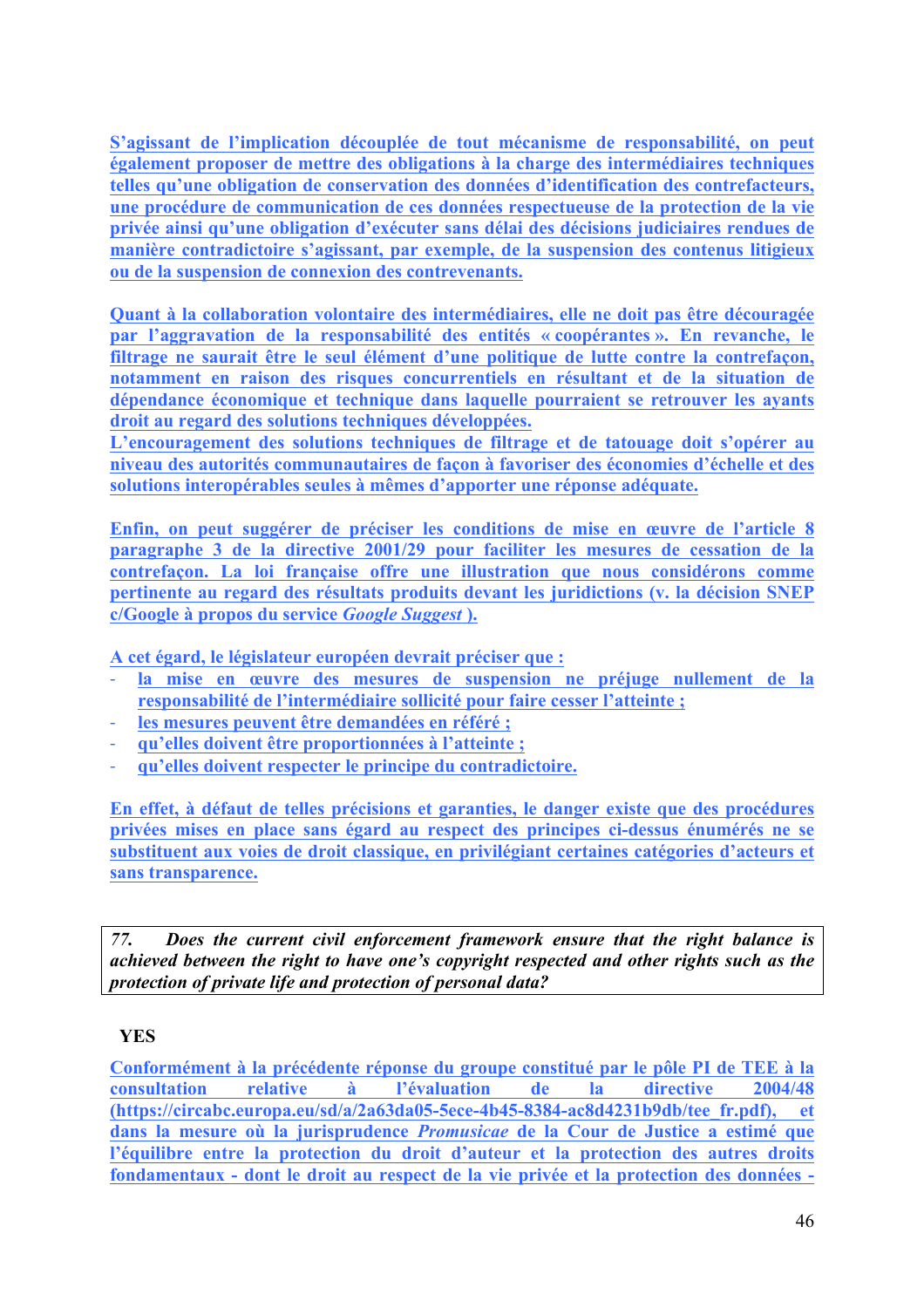S'agissant de l'implication découplée de tout mécanisme de responsabilité, on peut également proposer de mettre des obligations à la charge des intermédiaires techniques telles qu'une obligation de conservation des données d'identification des contrefacteurs, une procédure de communication de ces données respectueuse de la protection de la vie privée ainsi qu'une obligation d'exécuter sans délai des décisions judiciaires rendues de manière contradictoire s'agissant, par exemple, de la suspension des contenus litigieux ou de la suspension de connexion des contrevenants.

Quant à la collaboration volontaire des intermédiaires, elle ne doit pas être découragée par l'aggravation de la responsabilité des entités « coopérantes ». En revanche, le filtrage ne saurait être le seul élément d'une politique de lutte contre la contrefaçon, notamment en raison des risques concurrentiels en résultant et de la situation de dépendance économique et technique dans laquelle pourraient se retrouver les ayants droit au regard des solutions techniques développées.
L'encouragement des solutions techniques de filtrage et de tatouage doit s'opérer au niveau des autorités communautaires de façon à favoriser des économies d'échelle et des solutions interopérables seules à mêmes d'apporter une réponse adéquate.

Enfin, on peut suggérer de préciser les conditions de mise en œuvre de l'article 8 paragraphe 3 de la directive 2001/29 pour faciliter les mesures de cessation de la contrefaçon. La loi française offre une illustration que nous considérons comme pertinente au regard des résultats produits devant les juridictions (v. la décision SNEP c/Google à propos du service *Google Suggest* ).

A cet égard, le législateur européen devrait préciser que :

- la mise en œuvre des mesures de suspension ne préjuge nullement de la responsabilité de l'intermédiaire sollicité pour faire cesser l'atteinte ;
- les mesures peuvent être demandées en référé ;
- qu'elles doivent être proportionnées à l'atteinte ;
- qu'elles doivent respecter le principe du contradictoire.

En effet, à défaut de telles précisions et garanties, le danger existe que des procédures privées mises en place sans égard au respect des principes ci-dessus énumérés ne se substituent aux voies de droit classique, en privilégiant certaines catégories d'acteurs et sans transparence.

| ***77. Does the current civil enforcement framework ensure that the right balance is achieved between the right to have one's copyright respected and other rights such as the protection of private life and protection of personal data?*** |
|---|

**YES**

Conformément à la précédente réponse du groupe constitué par le pôle PI de TEE à la consultation relative à l'évaluation de la directive 2004/48 (https://circabc.europa.eu/sd/a/2a63da05-5ece-4b45-8384-ac8d4231b9db/tee_fr.pdf), et dans la mesure où la jurisprudence *Promusicae* de la Cour de Justice a estimé que l'équilibre entre la protection du droit d'auteur et la protection des autres droits fondamentaux - dont le droit au respect de la vie privée et la protection des données -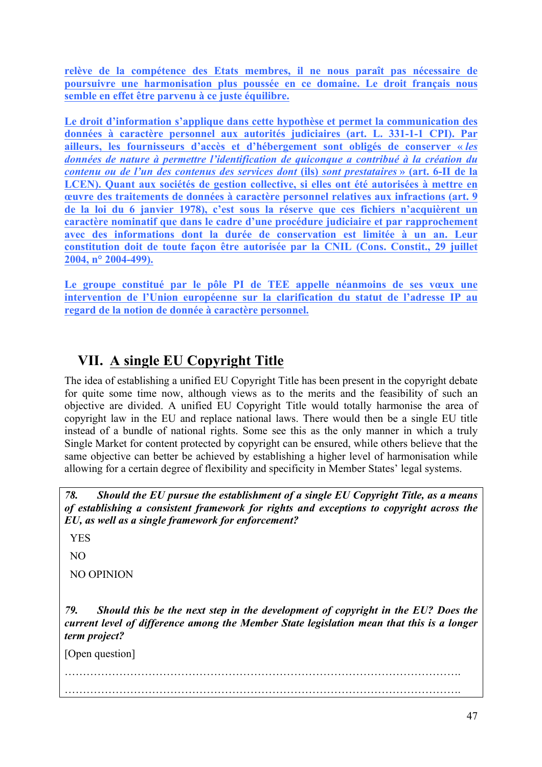**relève de la compétence des Etats membres, il ne nous paraît pas nécessaire de poursuivre une harmonisation plus poussée en ce domaine. Le droit français nous semble en effet être parvenu à ce juste équilibre.**

**Le droit d'information s'applique dans cette hypothèse et permet la communication des données à caractère personnel aux autorités judiciaires (art. L. 331-1-1 CPI). Par ailleurs, les fournisseurs d'accès et d'hébergement sont obligés de conserver « *les données de nature à permettre l'identification de quiconque a contribué à la création du contenu ou de l'un des contenus des services dont* (ils) *sont prestataires* » (art. 6-II de la LCEN). Quant aux sociétés de gestion collective, si elles ont été autorisées à mettre en œuvre des traitements de données à caractère personnel relatives aux infractions (art. 9 de la loi du 6 janvier 1978), c'est sous la réserve que ces fichiers n'acquièrent un caractère nominatif que dans le cadre d'une procédure judiciaire et par rapprochement avec des informations dont la durée de conservation est limitée à un an. Leur constitution doit de toute façon être autorisée par la CNIL (Cons. Constit., 29 juillet 2004, n° 2004-499).**

**Le groupe constitué par le pôle PI de TEE appelle néanmoins de ses vœux une intervention de l'Union européenne sur la clarification du statut de l'adresse IP au regard de la notion de donnée à caractère personnel.**

## VII. A single EU Copyright Title

The idea of establishing a unified EU Copyright Title has been present in the copyright debate for quite some time now, although views as to the merits and the feasibility of such an objective are divided. A unified EU Copyright Title would totally harmonise the area of copyright law in the EU and replace national laws. There would then be a single EU title instead of a bundle of national rights. Some see this as the only manner in which a truly Single Market for content protected by copyright can be ensured, while others believe that the same objective can better be achieved by establishing a higher level of harmonisation while allowing for a certain degree of flexibility and specificity in Member States' legal systems.

***78. Should the EU pursue the establishment of a single EU Copyright Title, as a means of establishing a consistent framework for rights and exceptions to copyright across the EU, as well as a single framework for enforcement?***

YES

NO

NO OPINION

***79. Should this be the next step in the development of copyright in the EU? Does the current level of difference among the Member State legislation mean that this is a longer term project?***

[Open question]

……………………………………………………………………………………………….

……………………………………………………………………………………………….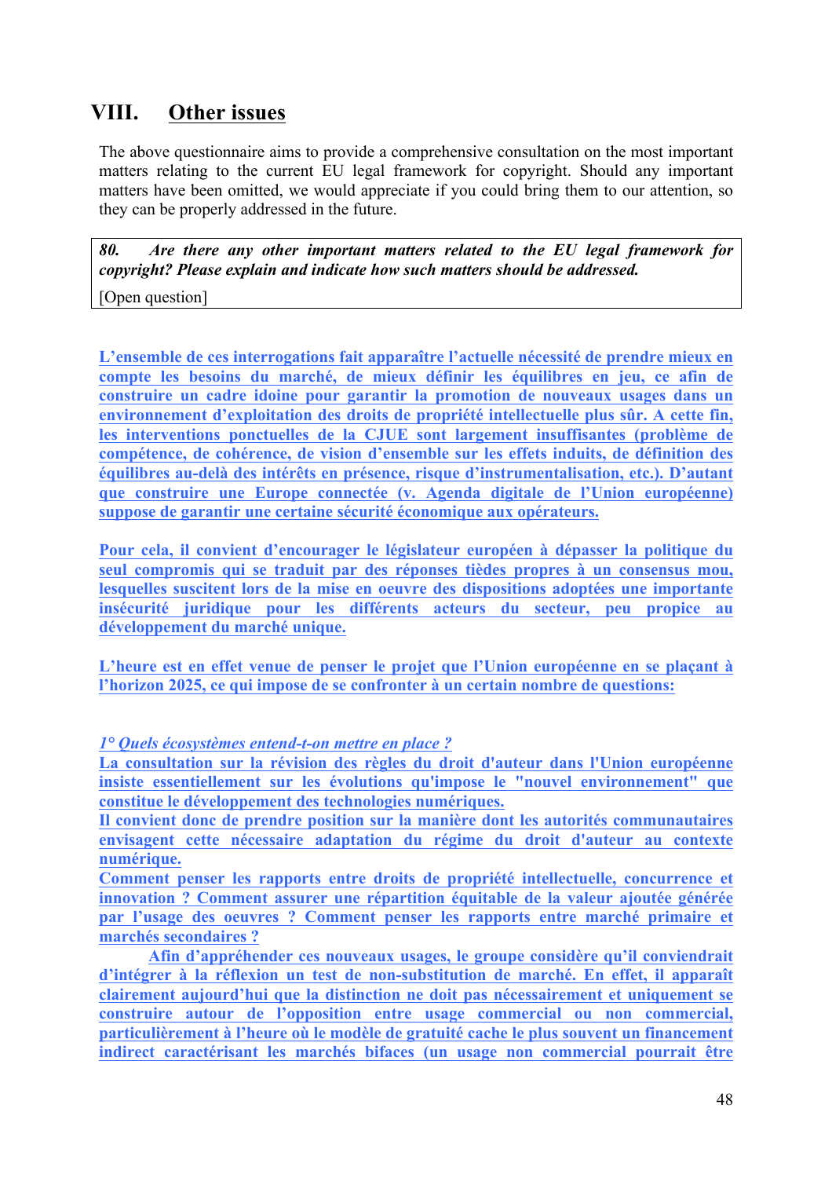## VIII. Other issues

The above questionnaire aims to provide a comprehensive consultation on the most important matters relating to the current EU legal framework for copyright. Should any important matters have been omitted, we would appreciate if you could bring them to our attention, so they can be properly addressed in the future.

| ***80. Are there any other important matters related to the EU legal framework for copyright? Please explain and indicate how such matters should be addressed.*** |
|---|
| [Open question] |

**L'ensemble de ces interrogations fait apparaître l'actuelle nécessité de prendre mieux en compte les besoins du marché, de mieux définir les équilibres en jeu, ce afin de construire un cadre idoine pour garantir la promotion de nouveaux usages dans un environnement d'exploitation des droits de propriété intellectuelle plus sûr. A cette fin, les interventions ponctuelles de la CJUE sont largement insuffisantes (problème de compétence, de cohérence, de vision d'ensemble sur les effets induits, de définition des équilibres au-delà des intérêts en présence, risque d'instrumentalisation, etc.). D'autant que construire une Europe connectée (v. Agenda digitale de l'Union européenne) suppose de garantir une certaine sécurité économique aux opérateurs.**

**Pour cela, il convient d'encourager le législateur européen à dépasser la politique du seul compromis qui se traduit par des réponses tièdes propres à un consensus mou, lesquelles suscitent lors de la mise en oeuvre des dispositions adoptées une importante insécurité juridique pour les différents acteurs du secteur, peu propice au développement du marché unique.**

**L'heure est en effet venue de penser le projet que l'Union européenne en se plaçant à l'horizon 2025, ce qui impose de se confronter à un certain nombre de questions:**

***1° Quels écosystèmes entend-t-on mettre en place ?***

**La consultation sur la révision des règles du droit d'auteur dans l'Union européenne insiste essentiellement sur les évolutions qu'impose le "nouvel environnement" que constitue le développement des technologies numériques.**

**Il convient donc de prendre position sur la manière dont les autorités communautaires envisagent cette nécessaire adaptation du régime du droit d'auteur au contexte numérique.**

**Comment penser les rapports entre droits de propriété intellectuelle, concurrence et innovation ? Comment assurer une répartition équitable de la valeur ajoutée générée par l'usage des oeuvres ? Comment penser les rapports entre marché primaire et marchés secondaires ?**

**Afin d'appréhender ces nouveaux usages, le groupe considère qu'il conviendrait d'intégrer à la réflexion un test de non-substitution de marché. En effet, il apparaît clairement aujourd'hui que la distinction ne doit pas nécessairement et uniquement se construire autour de l'opposition entre usage commercial ou non commercial, particulièrement à l'heure où le modèle de gratuité cache le plus souvent un financement indirect caractérisant les marchés bifaces (un usage non commercial pourrait être**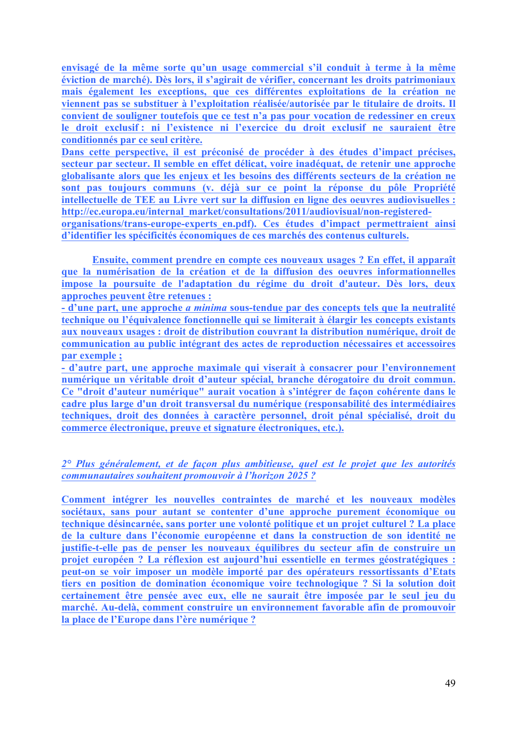envisagé de la même sorte qu'un usage commercial s'il conduit à terme à la même éviction de marché). Dès lors, il s'agirait de vérifier, concernant les droits patrimoniaux mais également les exceptions, que ces différentes exploitations de la création ne viennent pas se substituer à l'exploitation réalisée/autorisée par le titulaire de droits. Il convient de souligner toutefois que ce test n'a pas pour vocation de redessiner en creux le droit exclusif : ni l'existence ni l'exercice du droit exclusif ne sauraient être conditionnés par ce seul critère.

Dans cette perspective, il est préconisé de procéder à des études d'impact précises, secteur par secteur. Il semble en effet délicat, voire inadéquat, de retenir une approche globalisante alors que les enjeux et les besoins des différents secteurs de la création ne sont pas toujours communs (v. déjà sur ce point la réponse du pôle Propriété intellectuelle de TEE au Livre vert sur la diffusion en ligne des oeuvres audiovisuelles : http://ec.europa.eu/internal_market/consultations/2011/audiovisual/non-registered-organisations/trans-europe-experts_en.pdf). Ces études d'impact permettraient ainsi d'identifier les spécificités économiques de ces marchés des contenus culturels.

Ensuite, comment prendre en compte ces nouveaux usages ? En effet, il apparaît que la numérisation de la création et de la diffusion des oeuvres informationnelles impose la poursuite de l'adaptation du régime du droit d'auteur. Dès lors, deux approches peuvent être retenues :

- d'une part, une approche *a minima* sous-tendue par des concepts tels que la neutralité technique ou l'équivalence fonctionnelle qui se limiterait à élargir les concepts existants aux nouveaux usages : droit de distribution couvrant la distribution numérique, droit de communication au public intégrant des actes de reproduction nécessaires et accessoires par exemple ;
- d'autre part, une approche maximale qui viserait à consacrer pour l'environnement numérique un véritable droit d'auteur spécial, branche dérogatoire du droit commun. Ce "droit d'auteur numérique" aurait vocation à s'intégrer de façon cohérente dans le cadre plus large d'un droit transversal du numérique (responsabilité des intermédiaires techniques, droit des données à caractère personnel, droit pénal spécialisé, droit du commerce électronique, preuve et signature électroniques, etc.).

*2° Plus généralement, et de façon plus ambitieuse, quel est le projet que les autorités communautaires souhaitent promouvoir à l'horizon 2025 ?*

Comment intégrer les nouvelles contraintes de marché et les nouveaux modèles sociétaux, sans pour autant se contenter d'une approche purement économique ou technique désincarnée, sans porter une volonté politique et un projet culturel ? La place de la culture dans l'économie européenne et dans la construction de son identité ne justifie-t-elle pas de penser les nouveaux équilibres du secteur afin de construire un projet européen ? La réflexion est aujourd'hui essentielle en termes géostratégiques : peut-on se voir imposer un modèle importé par des opérateurs ressortissants d'Etats tiers en position de domination économique voire technologique ? Si la solution doit certainement être pensée avec eux, elle ne saurait être imposée par le seul jeu du marché. Au-delà, comment construire un environnement favorable afin de promouvoir la place de l'Europe dans l'ère numérique ?